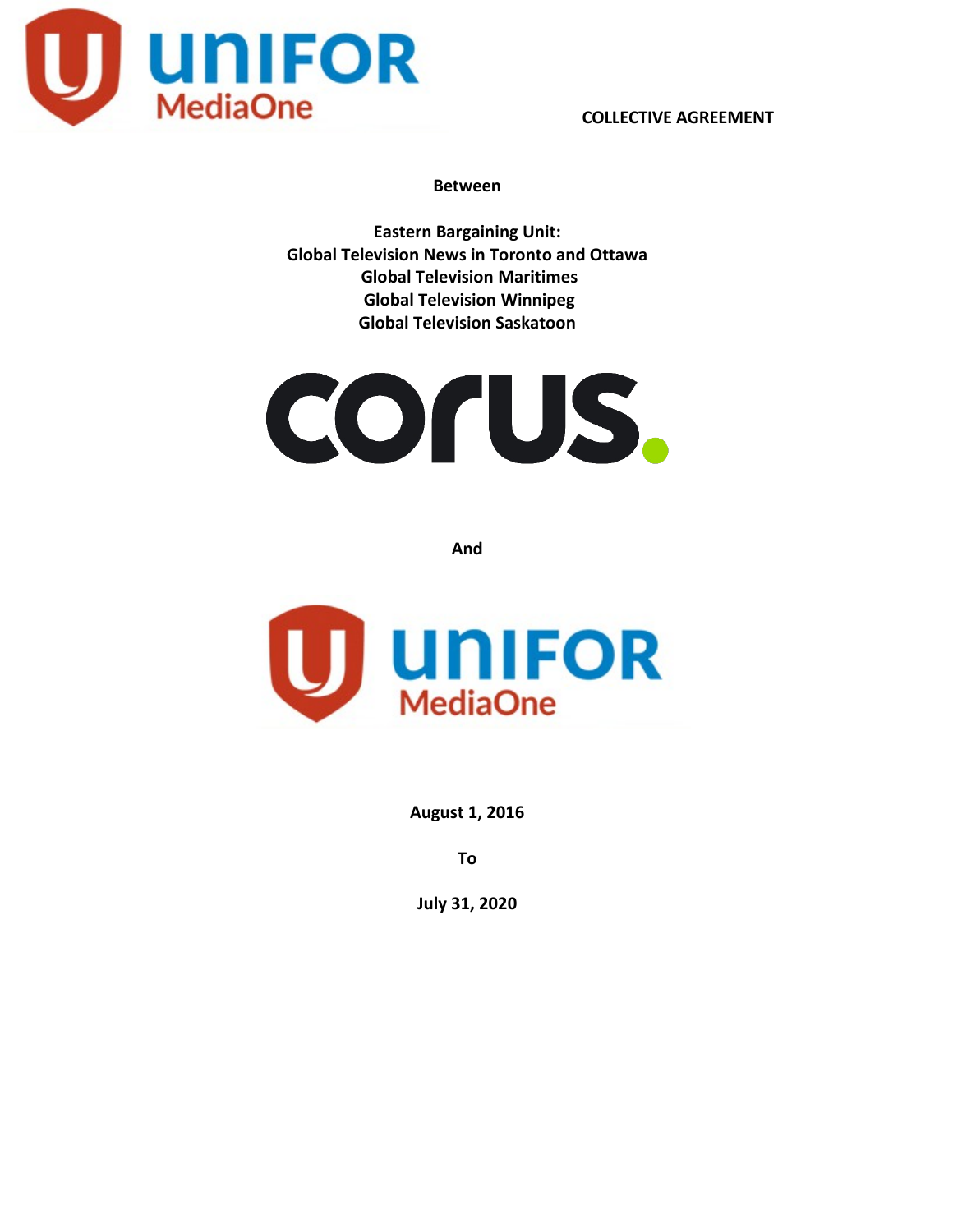# COLLECTIVE AGREEMENT

**Between**

**Eastern Bargaining Unit:**
**Global Television News in Toronto and Ottawa**
**Global Television Maritimes**
**Global Television Winnipeg**
**Global Television Saskatoon**

**And**

**August 1, 2016**

**To**

**July 31, 2020**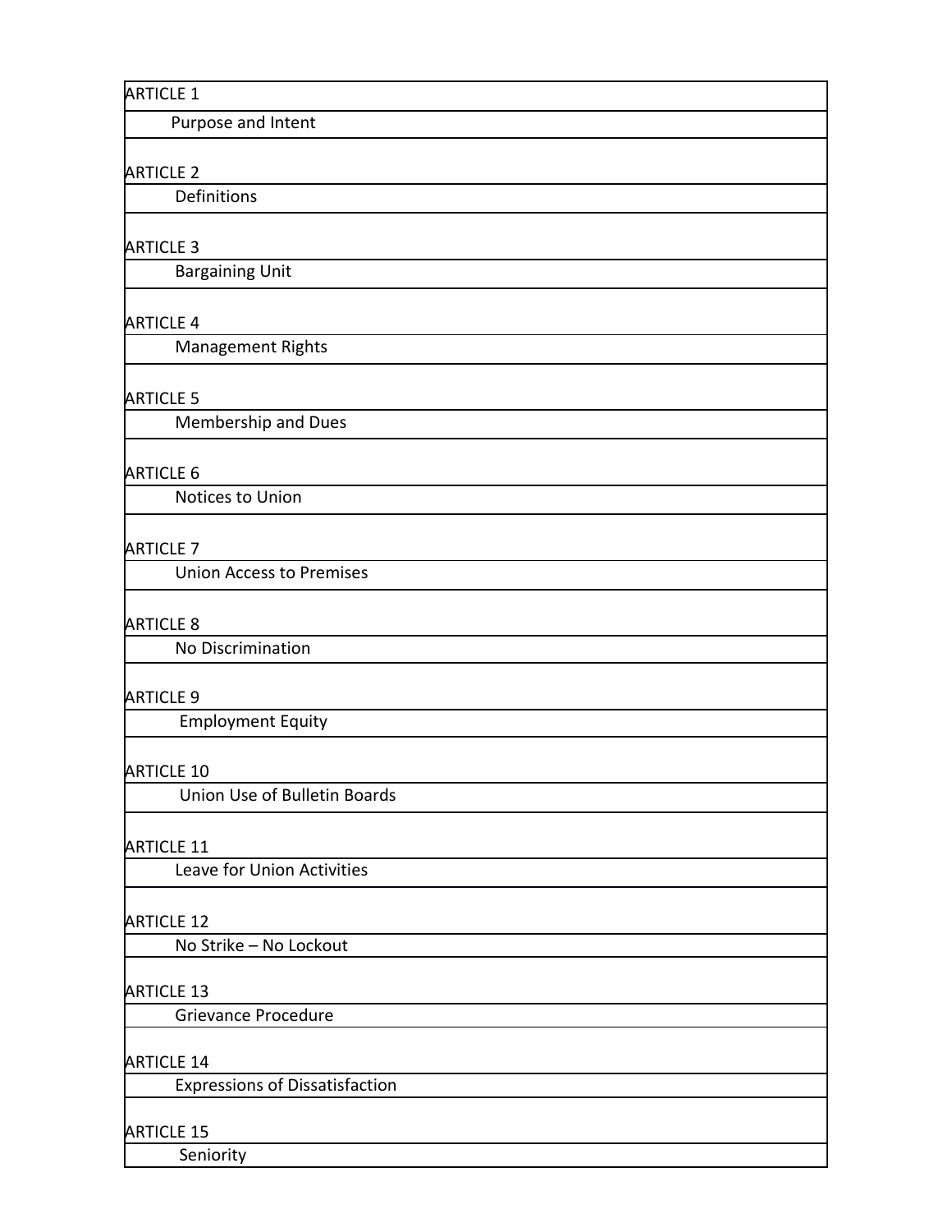| ARTICLE 1 |
|---|
| Purpose and Intent |
| ARTICLE 2 |
| Definitions |
| ARTICLE 3 |
| Bargaining Unit |
| ARTICLE 4 |
| Management Rights |
| ARTICLE 5 |
| Membership and Dues |
| ARTICLE 6 |
| Notices to Union |
| ARTICLE 7 |
| Union Access to Premises |
| ARTICLE 8 |
| No Discrimination |
| ARTICLE 9 |
| Employment Equity |
| ARTICLE 10 |
| Union Use of Bulletin Boards |
| ARTICLE 11 |
| Leave for Union Activities |
| ARTICLE 12 |
| No Strike – No Lockout |
| ARTICLE 13 |
| Grievance Procedure |
| ARTICLE 14 |
| Expressions of Dissatisfaction |
| ARTICLE 15 |
| Seniority |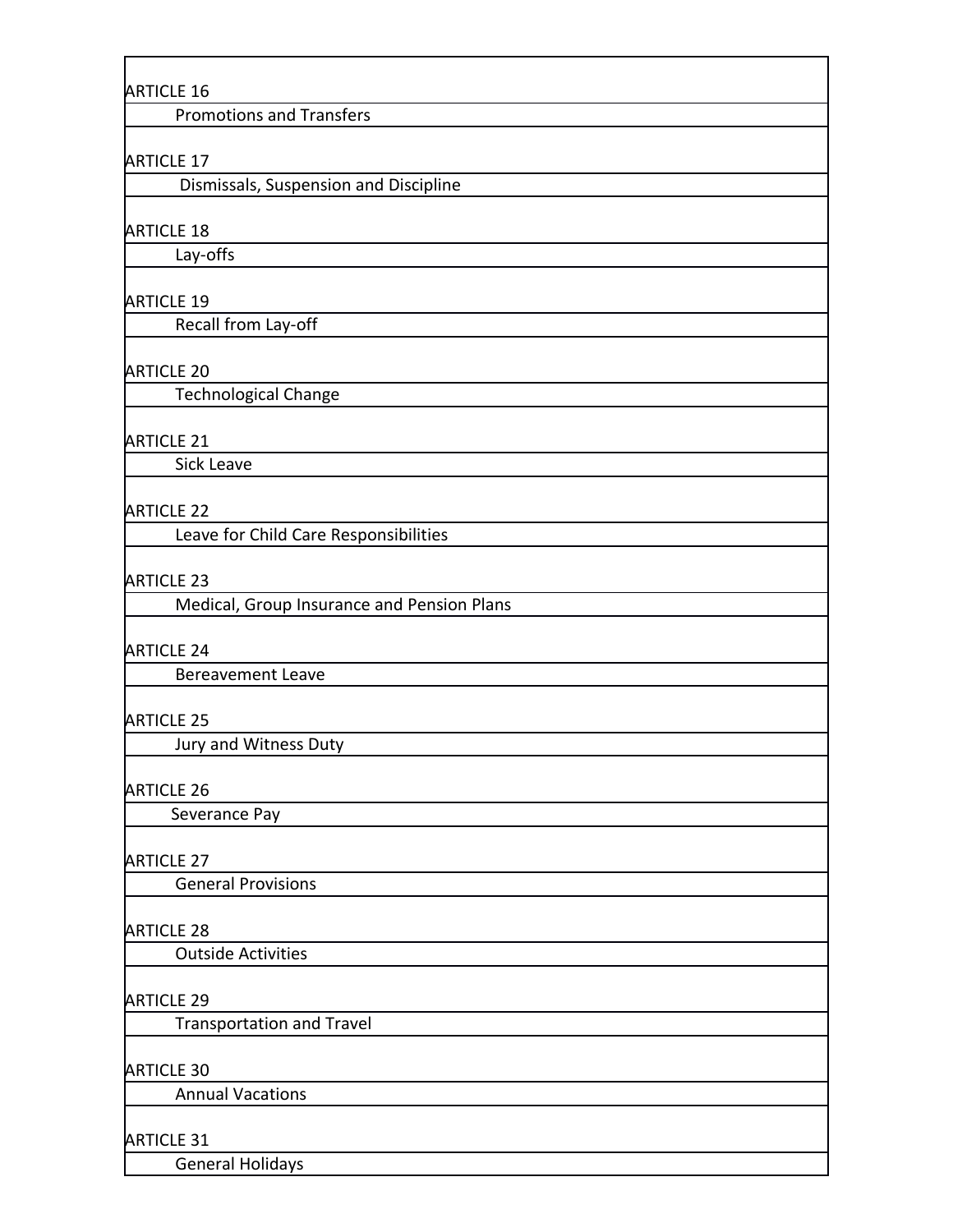ARTICLE 16

Promotions and Transfers

ARTICLE 17

Dismissals, Suspension and Discipline

ARTICLE 18

Lay-offs

ARTICLE 19

Recall from Lay-off

ARTICLE 20

Technological Change

ARTICLE 21

Sick Leave

ARTICLE 22

Leave for Child Care Responsibilities

ARTICLE 23

Medical, Group Insurance and Pension Plans

ARTICLE 24

Bereavement Leave

ARTICLE 25

Jury and Witness Duty

ARTICLE 26

Severance Pay

ARTICLE 27

General Provisions

ARTICLE 28

Outside Activities

ARTICLE 29

Transportation and Travel

ARTICLE 30

Annual Vacations

ARTICLE 31

General Holidays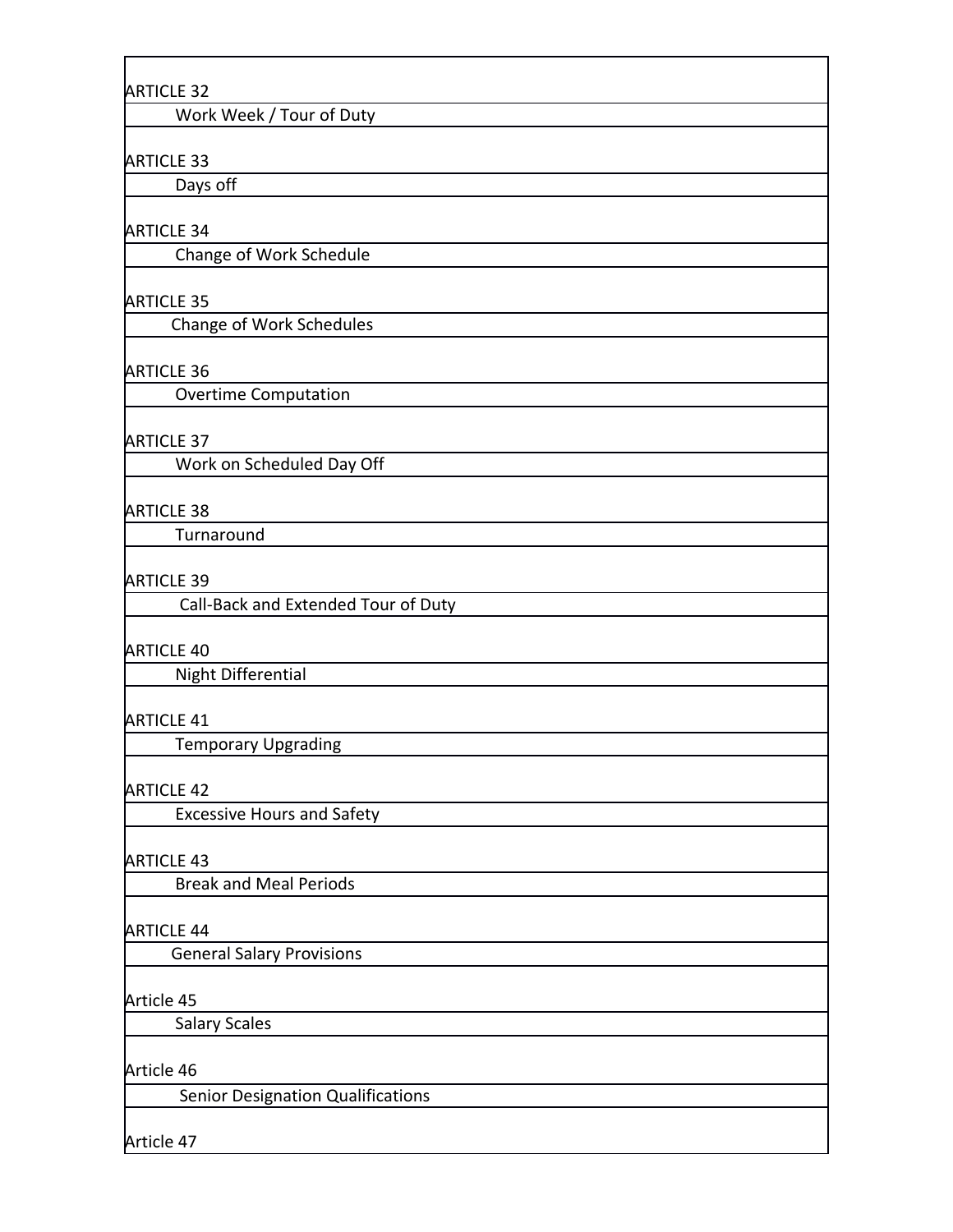ARTICLE 32

Work Week / Tour of Duty

ARTICLE 33

Days off

ARTICLE 34

Change of Work Schedule

ARTICLE 35

Change of Work Schedules

ARTICLE 36

Overtime Computation

ARTICLE 37

Work on Scheduled Day Off

ARTICLE 38

Turnaround

ARTICLE 39

Call-Back and Extended Tour of Duty

ARTICLE 40

Night Differential

ARTICLE 41

Temporary Upgrading

ARTICLE 42

Excessive Hours and Safety

ARTICLE 43

Break and Meal Periods

ARTICLE 44

General Salary Provisions

Article 45

Salary Scales

Article 46

Senior Designation Qualifications

Article 47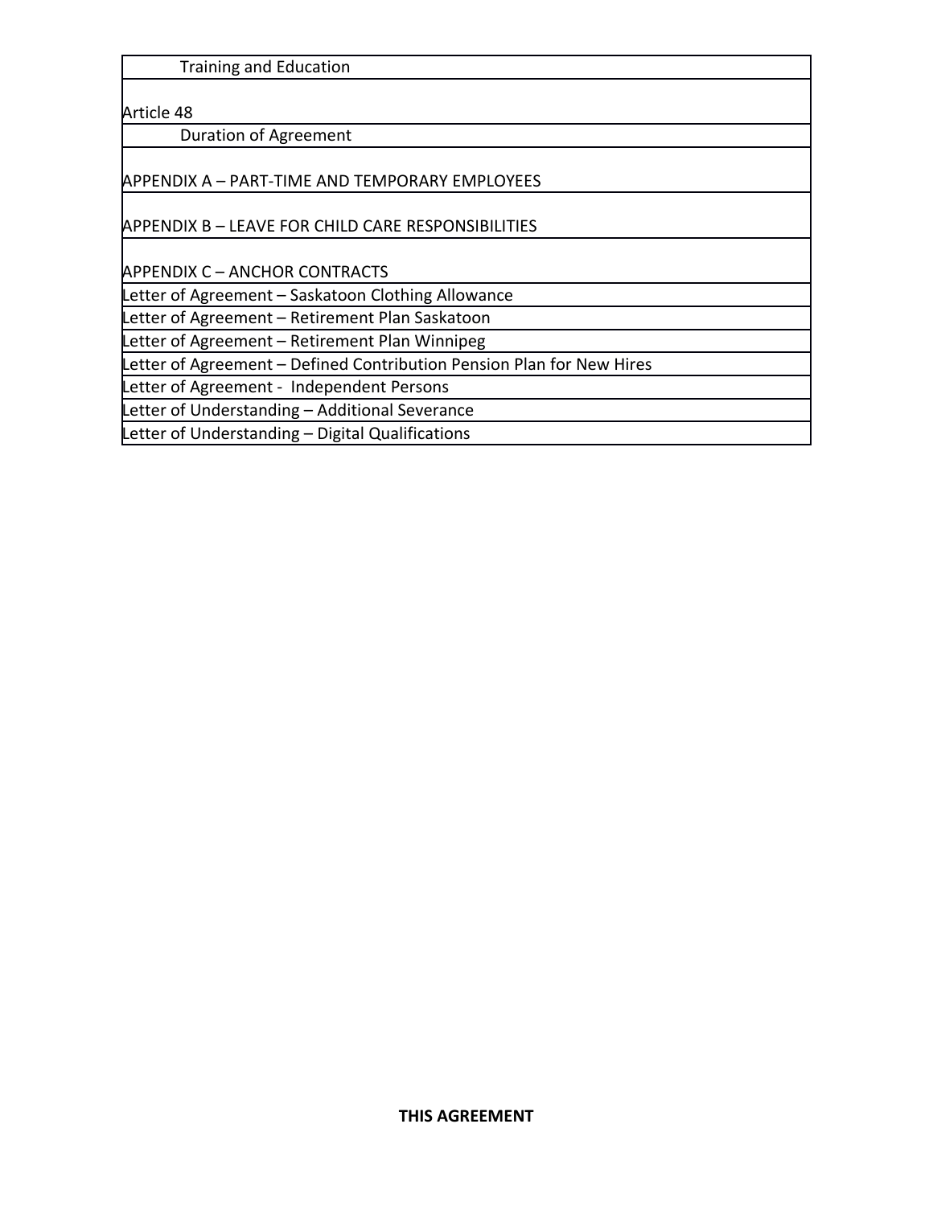| Training and Education |
|---|
| Article 48 |
| Duration of Agreement |
| APPENDIX A – PART-TIME AND TEMPORARY EMPLOYEES |
| APPENDIX B – LEAVE FOR CHILD CARE RESPONSIBILITIES |
| APPENDIX C – ANCHOR CONTRACTS |
| Letter of Agreement – Saskatoon Clothing Allowance |
| Letter of Agreement – Retirement Plan Saskatoon |
| Letter of Agreement – Retirement Plan Winnipeg |
| Letter of Agreement – Defined Contribution Pension Plan for New Hires |
| Letter of Agreement - Independent Persons |
| Letter of Understanding – Additional Severance |
| Letter of Understanding – Digital Qualifications |

**THIS AGREEMENT**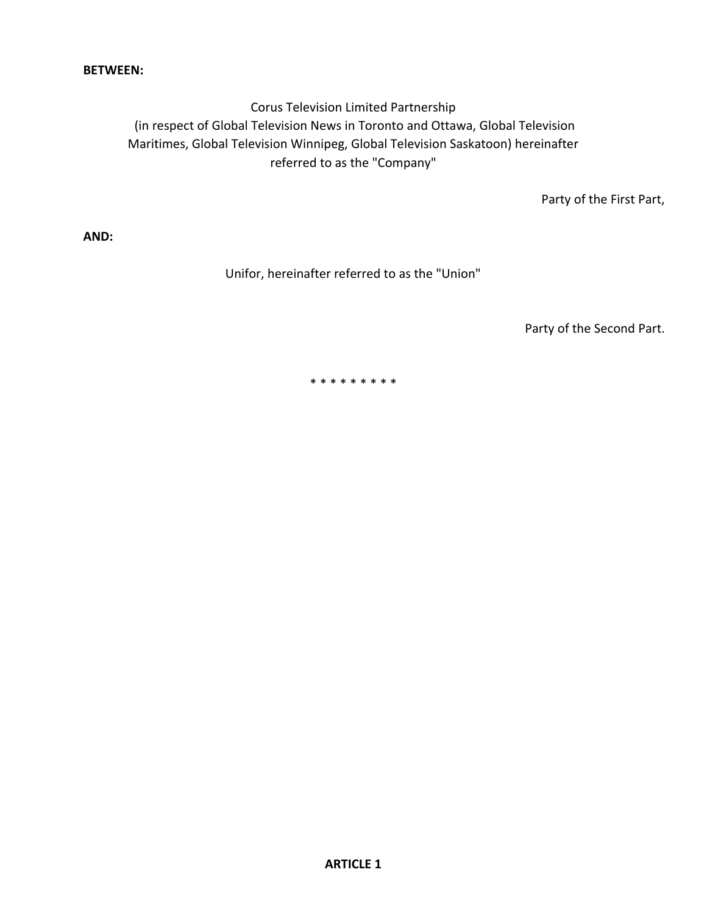**BETWEEN:**

Corus Television Limited Partnership
(in respect of Global Television News in Toronto and Ottawa, Global Television Maritimes, Global Television Winnipeg, Global Television Saskatoon) hereinafter referred to as the "Company"

Party of the First Part,

**AND:**

Unifor, hereinafter referred to as the "Union"

Party of the Second Part.

* * * * * * * * *

**ARTICLE 1**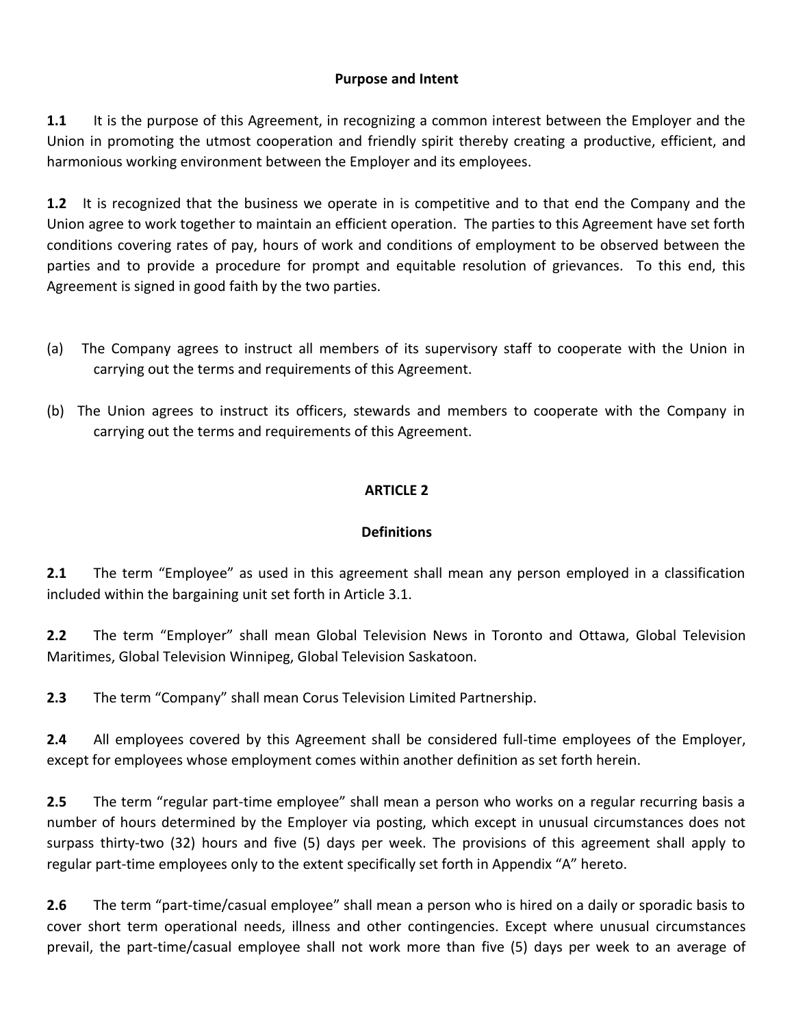## Purpose and Intent

**1.1** It is the purpose of this Agreement, in recognizing a common interest between the Employer and the Union in promoting the utmost cooperation and friendly spirit thereby creating a productive, efficient, and harmonious working environment between the Employer and its employees.

**1.2** It is recognized that the business we operate in is competitive and to that end the Company and the Union agree to work together to maintain an efficient operation. The parties to this Agreement have set forth conditions covering rates of pay, hours of work and conditions of employment to be observed between the parties and to provide a procedure for prompt and equitable resolution of grievances. To this end, this Agreement is signed in good faith by the two parties.

(a) The Company agrees to instruct all members of its supervisory staff to cooperate with the Union in carrying out the terms and requirements of this Agreement.

(b) The Union agrees to instruct its officers, stewards and members to cooperate with the Company in carrying out the terms and requirements of this Agreement.

## ARTICLE 2

## Definitions

**2.1** The term "Employee" as used in this agreement shall mean any person employed in a classification included within the bargaining unit set forth in Article 3.1.

**2.2** The term "Employer" shall mean Global Television News in Toronto and Ottawa, Global Television Maritimes, Global Television Winnipeg, Global Television Saskatoon.

**2.3** The term "Company" shall mean Corus Television Limited Partnership.

**2.4** All employees covered by this Agreement shall be considered full-time employees of the Employer, except for employees whose employment comes within another definition as set forth herein.

**2.5** The term "regular part-time employee" shall mean a person who works on a regular recurring basis a number of hours determined by the Employer via posting, which except in unusual circumstances does not surpass thirty-two (32) hours and five (5) days per week. The provisions of this agreement shall apply to regular part-time employees only to the extent specifically set forth in Appendix "A" hereto.

**2.6** The term "part-time/casual employee" shall mean a person who is hired on a daily or sporadic basis to cover short term operational needs, illness and other contingencies. Except where unusual circumstances prevail, the part-time/casual employee shall not work more than five (5) days per week to an average of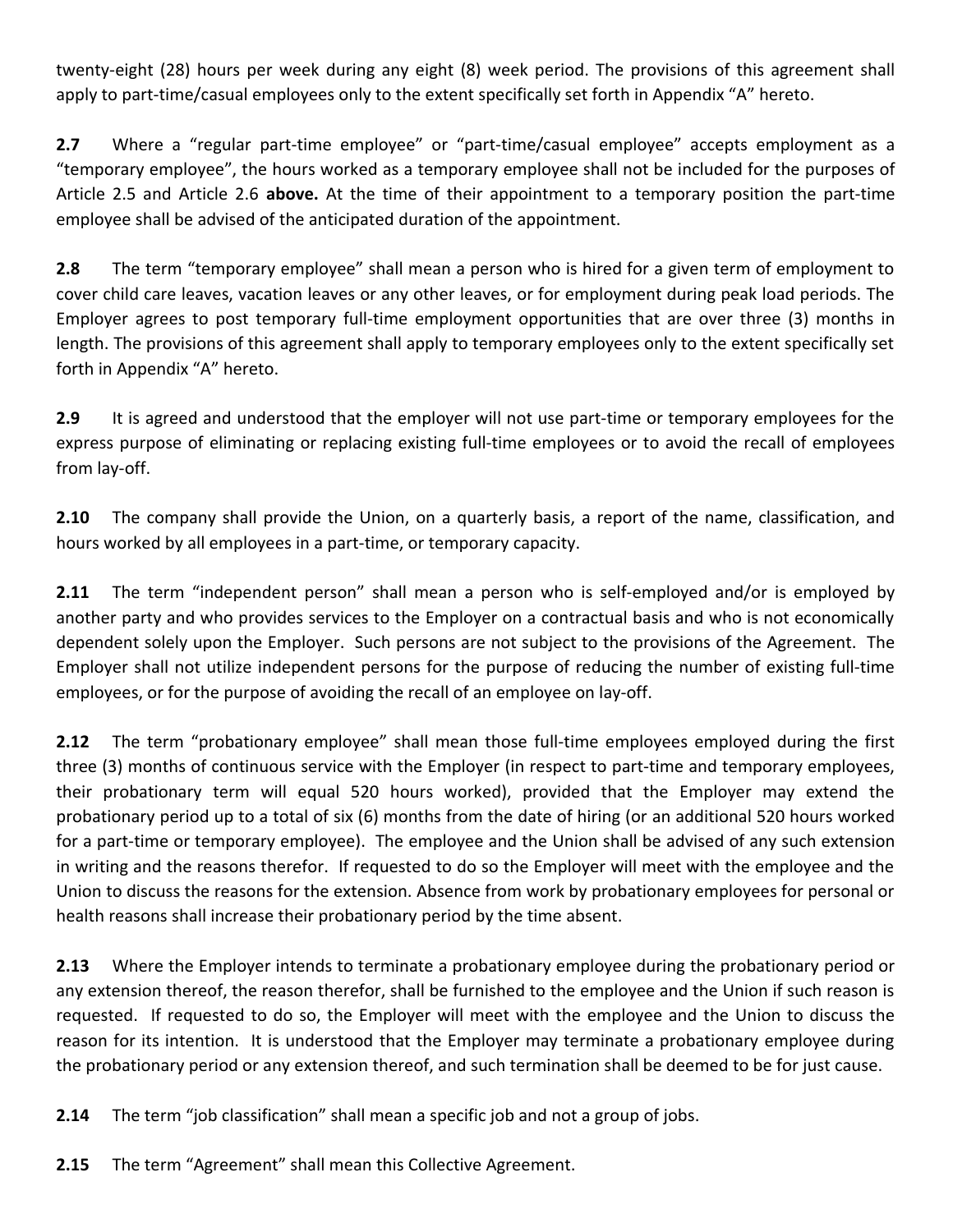twenty-eight (28) hours per week during any eight (8) week period. The provisions of this agreement shall apply to part-time/casual employees only to the extent specifically set forth in Appendix "A" hereto.

**2.7** Where a "regular part-time employee" or "part-time/casual employee" accepts employment as a "temporary employee", the hours worked as a temporary employee shall not be included for the purposes of Article 2.5 and Article 2.6 **above.** At the time of their appointment to a temporary position the part-time employee shall be advised of the anticipated duration of the appointment.

**2.8** The term "temporary employee" shall mean a person who is hired for a given term of employment to cover child care leaves, vacation leaves or any other leaves, or for employment during peak load periods. The Employer agrees to post temporary full-time employment opportunities that are over three (3) months in length. The provisions of this agreement shall apply to temporary employees only to the extent specifically set forth in Appendix "A" hereto.

**2.9** It is agreed and understood that the employer will not use part-time or temporary employees for the express purpose of eliminating or replacing existing full-time employees or to avoid the recall of employees from lay-off.

**2.10** The company shall provide the Union, on a quarterly basis, a report of the name, classification, and hours worked by all employees in a part-time, or temporary capacity.

**2.11** The term "independent person" shall mean a person who is self-employed and/or is employed by another party and who provides services to the Employer on a contractual basis and who is not economically dependent solely upon the Employer. Such persons are not subject to the provisions of the Agreement. The Employer shall not utilize independent persons for the purpose of reducing the number of existing full-time employees, or for the purpose of avoiding the recall of an employee on lay-off.

**2.12** The term "probationary employee" shall mean those full-time employees employed during the first three (3) months of continuous service with the Employer (in respect to part-time and temporary employees, their probationary term will equal 520 hours worked), provided that the Employer may extend the probationary period up to a total of six (6) months from the date of hiring (or an additional 520 hours worked for a part-time or temporary employee). The employee and the Union shall be advised of any such extension in writing and the reasons therefor. If requested to do so the Employer will meet with the employee and the Union to discuss the reasons for the extension. Absence from work by probationary employees for personal or health reasons shall increase their probationary period by the time absent.

**2.13** Where the Employer intends to terminate a probationary employee during the probationary period or any extension thereof, the reason therefor, shall be furnished to the employee and the Union if such reason is requested. If requested to do so, the Employer will meet with the employee and the Union to discuss the reason for its intention. It is understood that the Employer may terminate a probationary employee during the probationary period or any extension thereof, and such termination shall be deemed to be for just cause.

**2.14** The term "job classification" shall mean a specific job and not a group of jobs.

**2.15** The term "Agreement" shall mean this Collective Agreement.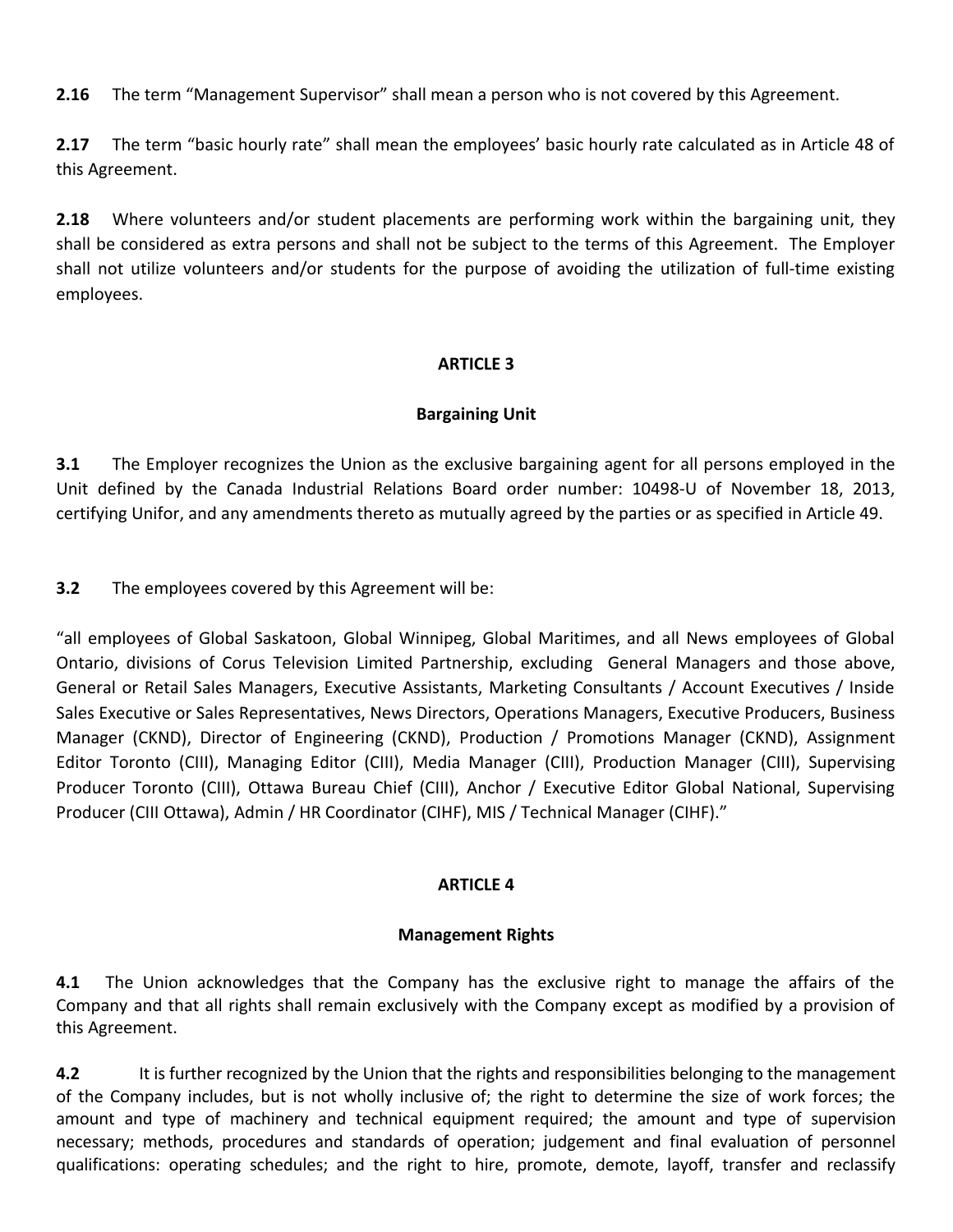**2.16** The term "Management Supervisor" shall mean a person who is not covered by this Agreement.

**2.17** The term "basic hourly rate" shall mean the employees' basic hourly rate calculated as in Article 48 of this Agreement.

**2.18** Where volunteers and/or student placements are performing work within the bargaining unit, they shall be considered as extra persons and shall not be subject to the terms of this Agreement. The Employer shall not utilize volunteers and/or students for the purpose of avoiding the utilization of full-time existing employees.

## ARTICLE 3

### Bargaining Unit

**3.1** The Employer recognizes the Union as the exclusive bargaining agent for all persons employed in the Unit defined by the Canada Industrial Relations Board order number: 10498-U of November 18, 2013, certifying Unifor, and any amendments thereto as mutually agreed by the parties or as specified in Article 49.

**3.2** The employees covered by this Agreement will be:

"all employees of Global Saskatoon, Global Winnipeg, Global Maritimes, and all News employees of Global Ontario, divisions of Corus Television Limited Partnership, excluding General Managers and those above, General or Retail Sales Managers, Executive Assistants, Marketing Consultants / Account Executives / Inside Sales Executive or Sales Representatives, News Directors, Operations Managers, Executive Producers, Business Manager (CKND), Director of Engineering (CKND), Production / Promotions Manager (CKND), Assignment Editor Toronto (CIII), Managing Editor (CIII), Media Manager (CIII), Production Manager (CIII), Supervising Producer Toronto (CIII), Ottawa Bureau Chief (CIII), Anchor / Executive Editor Global National, Supervising Producer (CIII Ottawa), Admin / HR Coordinator (CIHF), MIS / Technical Manager (CIHF)."

## ARTICLE 4

### Management Rights

**4.1** The Union acknowledges that the Company has the exclusive right to manage the affairs of the Company and that all rights shall remain exclusively with the Company except as modified by a provision of this Agreement.

**4.2** It is further recognized by the Union that the rights and responsibilities belonging to the management of the Company includes, but is not wholly inclusive of; the right to determine the size of work forces; the amount and type of machinery and technical equipment required; the amount and type of supervision necessary; methods, procedures and standards of operation; judgement and final evaluation of personnel qualifications: operating schedules; and the right to hire, promote, demote, layoff, transfer and reclassify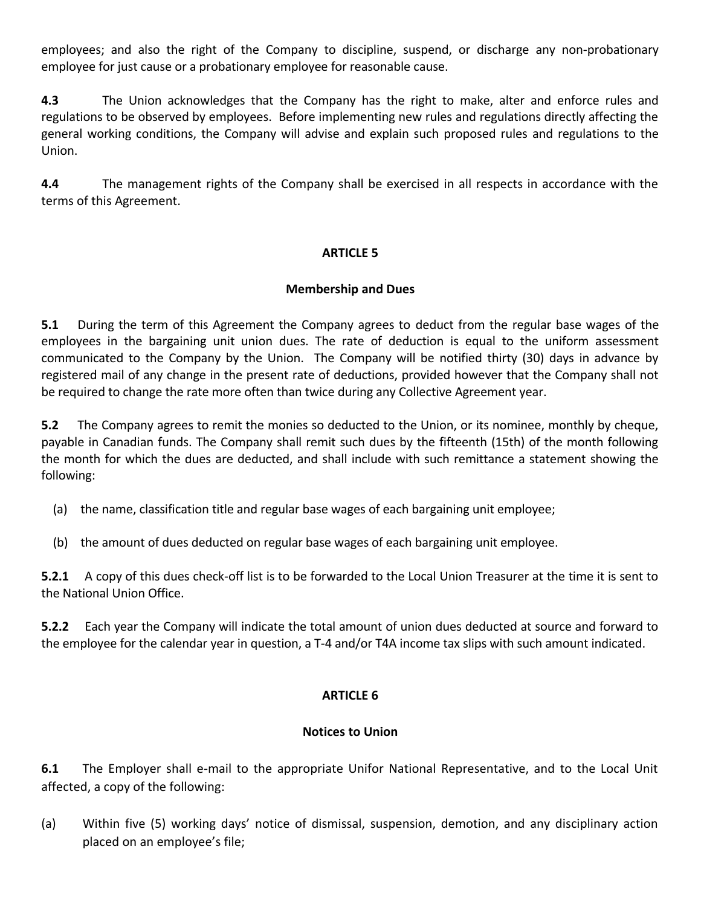employees; and also the right of the Company to discipline, suspend, or discharge any non-probationary employee for just cause or a probationary employee for reasonable cause.

**4.3** The Union acknowledges that the Company has the right to make, alter and enforce rules and regulations to be observed by employees. Before implementing new rules and regulations directly affecting the general working conditions, the Company will advise and explain such proposed rules and regulations to the Union.

**4.4** The management rights of the Company shall be exercised in all respects in accordance with the terms of this Agreement.

## ARTICLE 5

### Membership and Dues

**5.1** During the term of this Agreement the Company agrees to deduct from the regular base wages of the employees in the bargaining unit union dues. The rate of deduction is equal to the uniform assessment communicated to the Company by the Union. The Company will be notified thirty (30) days in advance by registered mail of any change in the present rate of deductions, provided however that the Company shall not be required to change the rate more often than twice during any Collective Agreement year.

**5.2** The Company agrees to remit the monies so deducted to the Union, or its nominee, monthly by cheque, payable in Canadian funds. The Company shall remit such dues by the fifteenth (15th) of the month following the month for which the dues are deducted, and shall include with such remittance a statement showing the following:

(a) the name, classification title and regular base wages of each bargaining unit employee;

(b) the amount of dues deducted on regular base wages of each bargaining unit employee.

**5.2.1** A copy of this dues check-off list is to be forwarded to the Local Union Treasurer at the time it is sent to the National Union Office.

**5.2.2** Each year the Company will indicate the total amount of union dues deducted at source and forward to the employee for the calendar year in question, a T-4 and/or T4A income tax slips with such amount indicated.

## ARTICLE 6

### Notices to Union

**6.1** The Employer shall e-mail to the appropriate Unifor National Representative, and to the Local Unit affected, a copy of the following:

(a) Within five (5) working days' notice of dismissal, suspension, demotion, and any disciplinary action placed on an employee's file;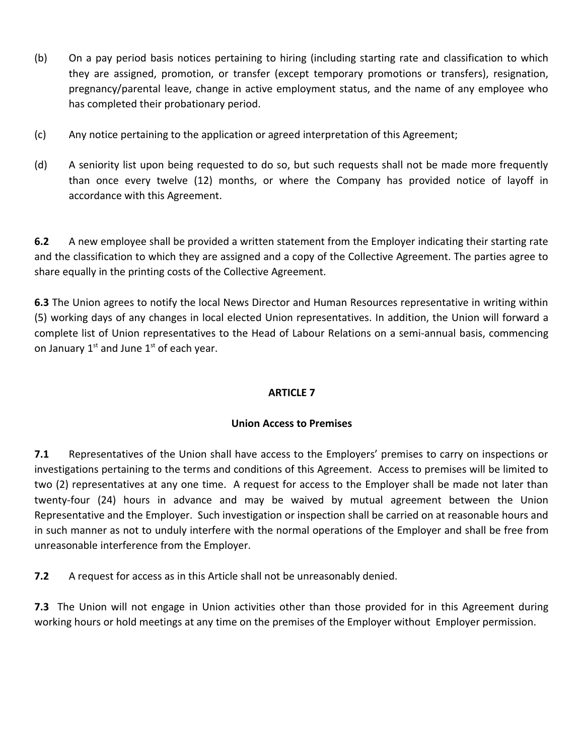(b) On a pay period basis notices pertaining to hiring (including starting rate and classification to which they are assigned, promotion, or transfer (except temporary promotions or transfers), resignation, pregnancy/parental leave, change in active employment status, and the name of any employee who has completed their probationary period.

(c) Any notice pertaining to the application or agreed interpretation of this Agreement;

(d) A seniority list upon being requested to do so, but such requests shall not be made more frequently than once every twelve (12) months, or where the Company has provided notice of layoff in accordance with this Agreement.

**6.2** A new employee shall be provided a written statement from the Employer indicating their starting rate and the classification to which they are assigned and a copy of the Collective Agreement. The parties agree to share equally in the printing costs of the Collective Agreement.

**6.3** The Union agrees to notify the local News Director and Human Resources representative in writing within (5) working days of any changes in local elected Union representatives. In addition, the Union will forward a complete list of Union representatives to the Head of Labour Relations on a semi-annual basis, commencing on January 1st and June 1st of each year.

## ARTICLE 7

### Union Access to Premises

**7.1** Representatives of the Union shall have access to the Employers' premises to carry on inspections or investigations pertaining to the terms and conditions of this Agreement. Access to premises will be limited to two (2) representatives at any one time. A request for access to the Employer shall be made not later than twenty-four (24) hours in advance and may be waived by mutual agreement between the Union Representative and the Employer. Such investigation or inspection shall be carried on at reasonable hours and in such manner as not to unduly interfere with the normal operations of the Employer and shall be free from unreasonable interference from the Employer.

**7.2** A request for access as in this Article shall not be unreasonably denied.

**7.3** The Union will not engage in Union activities other than those provided for in this Agreement during working hours or hold meetings at any time on the premises of the Employer without Employer permission.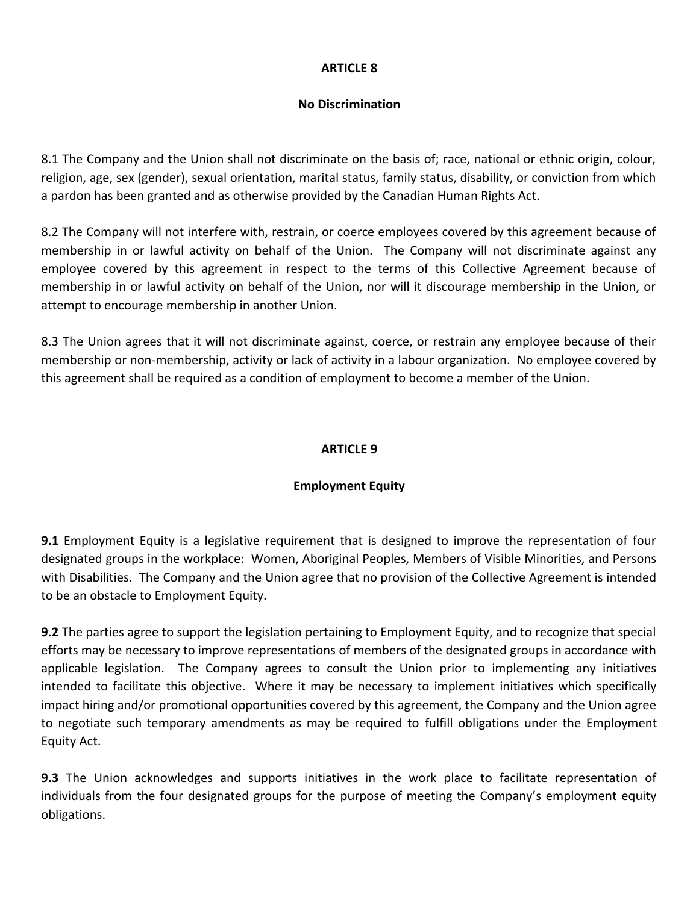## ARTICLE 8

### No Discrimination

8.1 The Company and the Union shall not discriminate on the basis of; race, national or ethnic origin, colour, religion, age, sex (gender), sexual orientation, marital status, family status, disability, or conviction from which a pardon has been granted and as otherwise provided by the Canadian Human Rights Act.

8.2 The Company will not interfere with, restrain, or coerce employees covered by this agreement because of membership in or lawful activity on behalf of the Union. The Company will not discriminate against any employee covered by this agreement in respect to the terms of this Collective Agreement because of membership in or lawful activity on behalf of the Union, nor will it discourage membership in the Union, or attempt to encourage membership in another Union.

8.3 The Union agrees that it will not discriminate against, coerce, or restrain any employee because of their membership or non-membership, activity or lack of activity in a labour organization. No employee covered by this agreement shall be required as a condition of employment to become a member of the Union.

## ARTICLE 9

### Employment Equity

**9.1** Employment Equity is a legislative requirement that is designed to improve the representation of four designated groups in the workplace: Women, Aboriginal Peoples, Members of Visible Minorities, and Persons with Disabilities. The Company and the Union agree that no provision of the Collective Agreement is intended to be an obstacle to Employment Equity.

**9.2** The parties agree to support the legislation pertaining to Employment Equity, and to recognize that special efforts may be necessary to improve representations of members of the designated groups in accordance with applicable legislation. The Company agrees to consult the Union prior to implementing any initiatives intended to facilitate this objective. Where it may be necessary to implement initiatives which specifically impact hiring and/or promotional opportunities covered by this agreement, the Company and the Union agree to negotiate such temporary amendments as may be required to fulfill obligations under the Employment Equity Act.

**9.3** The Union acknowledges and supports initiatives in the work place to facilitate representation of individuals from the four designated groups for the purpose of meeting the Company's employment equity obligations.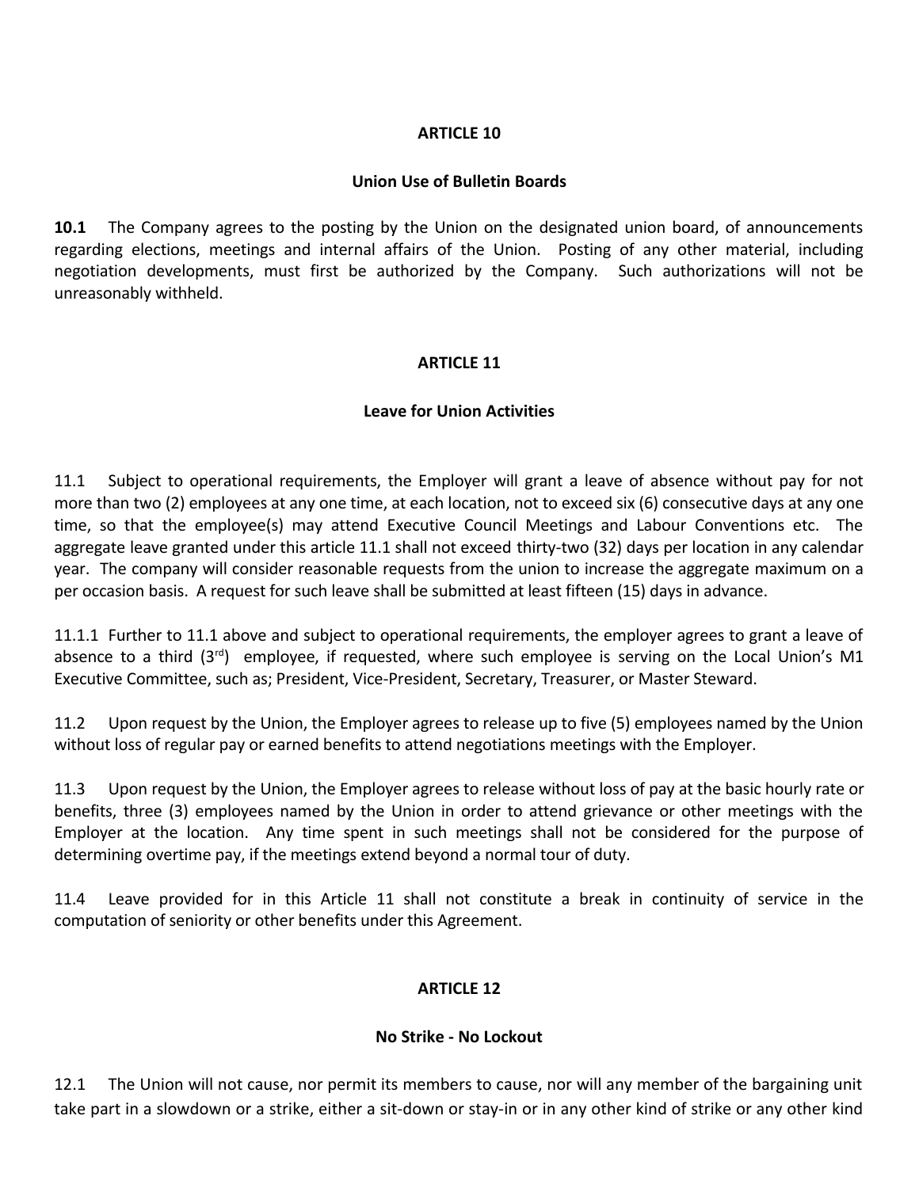## ARTICLE 10

### Union Use of Bulletin Boards

**10.1** The Company agrees to the posting by the Union on the designated union board, of announcements regarding elections, meetings and internal affairs of the Union. Posting of any other material, including negotiation developments, must first be authorized by the Company. Such authorizations will not be unreasonably withheld.

## ARTICLE 11

### Leave for Union Activities

11.1 Subject to operational requirements, the Employer will grant a leave of absence without pay for not more than two (2) employees at any one time, at each location, not to exceed six (6) consecutive days at any one time, so that the employee(s) may attend Executive Council Meetings and Labour Conventions etc. The aggregate leave granted under this article 11.1 shall not exceed thirty-two (32) days per location in any calendar year. The company will consider reasonable requests from the union to increase the aggregate maximum on a per occasion basis. A request for such leave shall be submitted at least fifteen (15) days in advance.

11.1.1 Further to 11.1 above and subject to operational requirements, the employer agrees to grant a leave of absence to a third (3rd) employee, if requested, where such employee is serving on the Local Union's M1 Executive Committee, such as; President, Vice-President, Secretary, Treasurer, or Master Steward.

11.2 Upon request by the Union, the Employer agrees to release up to five (5) employees named by the Union without loss of regular pay or earned benefits to attend negotiations meetings with the Employer.

11.3 Upon request by the Union, the Employer agrees to release without loss of pay at the basic hourly rate or benefits, three (3) employees named by the Union in order to attend grievance or other meetings with the Employer at the location. Any time spent in such meetings shall not be considered for the purpose of determining overtime pay, if the meetings extend beyond a normal tour of duty.

11.4 Leave provided for in this Article 11 shall not constitute a break in continuity of service in the computation of seniority or other benefits under this Agreement.

## ARTICLE 12

### No Strike - No Lockout

12.1 The Union will not cause, nor permit its members to cause, nor will any member of the bargaining unit take part in a slowdown or a strike, either a sit-down or stay-in or in any other kind of strike or any other kind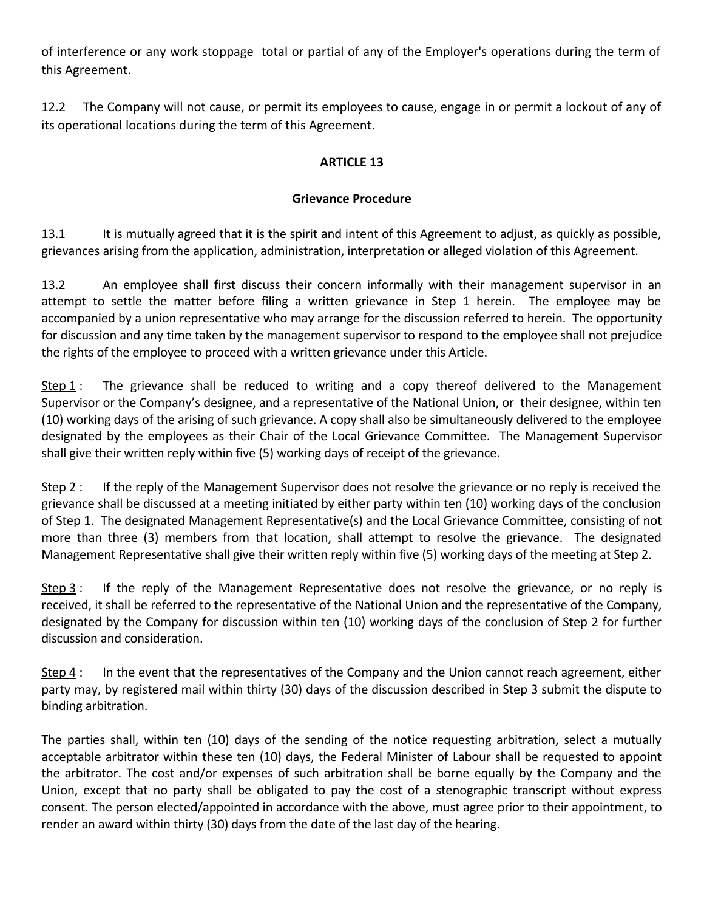of interference or any work stoppage total or partial of any of the Employer's operations during the term of this Agreement.

12.2 The Company will not cause, or permit its employees to cause, engage in or permit a lockout of any of its operational locations during the term of this Agreement.

## ARTICLE 13

### Grievance Procedure

13.1 It is mutually agreed that it is the spirit and intent of this Agreement to adjust, as quickly as possible, grievances arising from the application, administration, interpretation or alleged violation of this Agreement.

13.2 An employee shall first discuss their concern informally with their management supervisor in an attempt to settle the matter before filing a written grievance in Step 1 herein. The employee may be accompanied by a union representative who may arrange for the discussion referred to herein. The opportunity for discussion and any time taken by the management supervisor to respond to the employee shall not prejudice the rights of the employee to proceed with a written grievance under this Article.

Step 1 : The grievance shall be reduced to writing and a copy thereof delivered to the Management Supervisor or the Company's designee, and a representative of the National Union, or their designee, within ten (10) working days of the arising of such grievance. A copy shall also be simultaneously delivered to the employee designated by the employees as their Chair of the Local Grievance Committee. The Management Supervisor shall give their written reply within five (5) working days of receipt of the grievance.

Step 2 : If the reply of the Management Supervisor does not resolve the grievance or no reply is received the grievance shall be discussed at a meeting initiated by either party within ten (10) working days of the conclusion of Step 1. The designated Management Representative(s) and the Local Grievance Committee, consisting of not more than three (3) members from that location, shall attempt to resolve the grievance. The designated Management Representative shall give their written reply within five (5) working days of the meeting at Step 2.

Step 3 : If the reply of the Management Representative does not resolve the grievance, or no reply is received, it shall be referred to the representative of the National Union and the representative of the Company, designated by the Company for discussion within ten (10) working days of the conclusion of Step 2 for further discussion and consideration.

Step 4 : In the event that the representatives of the Company and the Union cannot reach agreement, either party may, by registered mail within thirty (30) days of the discussion described in Step 3 submit the dispute to binding arbitration.

The parties shall, within ten (10) days of the sending of the notice requesting arbitration, select a mutually acceptable arbitrator within these ten (10) days, the Federal Minister of Labour shall be requested to appoint the arbitrator. The cost and/or expenses of such arbitration shall be borne equally by the Company and the Union, except that no party shall be obligated to pay the cost of a stenographic transcript without express consent. The person elected/appointed in accordance with the above, must agree prior to their appointment, to render an award within thirty (30) days from the date of the last day of the hearing.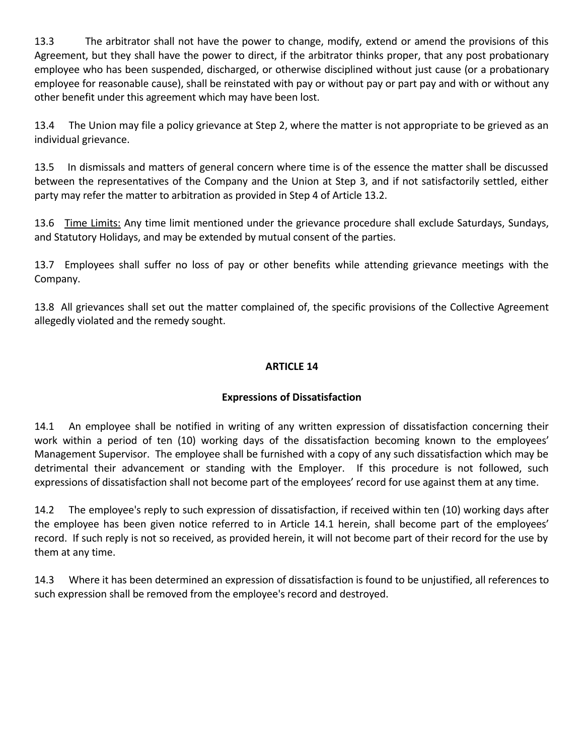13.3 The arbitrator shall not have the power to change, modify, extend or amend the provisions of this Agreement, but they shall have the power to direct, if the arbitrator thinks proper, that any post probationary employee who has been suspended, discharged, or otherwise disciplined without just cause (or a probationary employee for reasonable cause), shall be reinstated with pay or without pay or part pay and with or without any other benefit under this agreement which may have been lost.

13.4 The Union may file a policy grievance at Step 2, where the matter is not appropriate to be grieved as an individual grievance.

13.5 In dismissals and matters of general concern where time is of the essence the matter shall be discussed between the representatives of the Company and the Union at Step 3, and if not satisfactorily settled, either party may refer the matter to arbitration as provided in Step 4 of Article 13.2.

13.6 <u>Time Limits:</u> Any time limit mentioned under the grievance procedure shall exclude Saturdays, Sundays, and Statutory Holidays, and may be extended by mutual consent of the parties.

13.7 Employees shall suffer no loss of pay or other benefits while attending grievance meetings with the Company.

13.8 All grievances shall set out the matter complained of, the specific provisions of the Collective Agreement allegedly violated and the remedy sought.

## ARTICLE 14

### Expressions of Dissatisfaction

14.1 An employee shall be notified in writing of any written expression of dissatisfaction concerning their work within a period of ten (10) working days of the dissatisfaction becoming known to the employees' Management Supervisor. The employee shall be furnished with a copy of any such dissatisfaction which may be detrimental their advancement or standing with the Employer. If this procedure is not followed, such expressions of dissatisfaction shall not become part of the employees' record for use against them at any time.

14.2 The employee's reply to such expression of dissatisfaction, if received within ten (10) working days after the employee has been given notice referred to in Article 14.1 herein, shall become part of the employees' record. If such reply is not so received, as provided herein, it will not become part of their record for the use by them at any time.

14.3 Where it has been determined an expression of dissatisfaction is found to be unjustified, all references to such expression shall be removed from the employee's record and destroyed.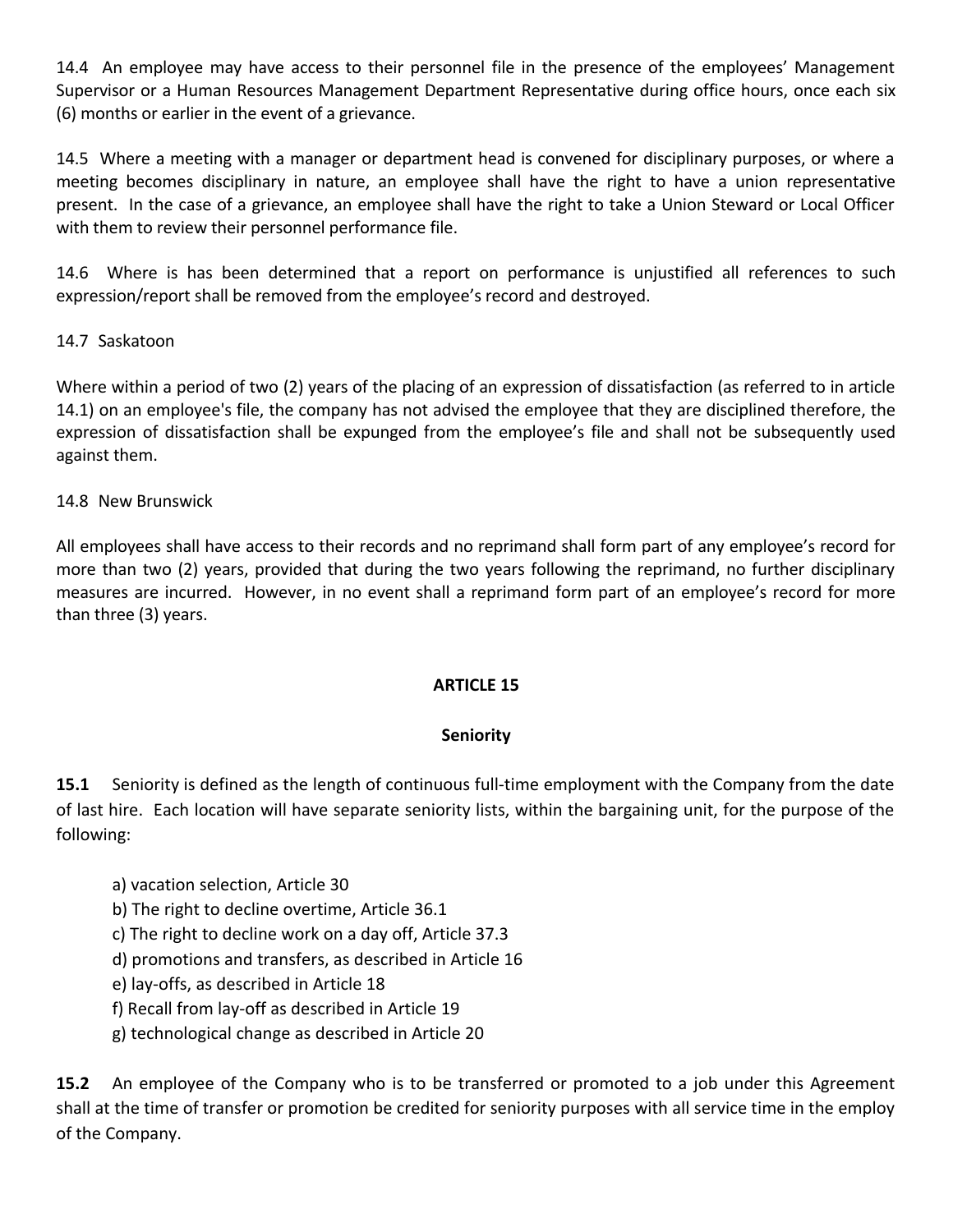14.4 An employee may have access to their personnel file in the presence of the employees' Management Supervisor or a Human Resources Management Department Representative during office hours, once each six (6) months or earlier in the event of a grievance.

14.5 Where a meeting with a manager or department head is convened for disciplinary purposes, or where a meeting becomes disciplinary in nature, an employee shall have the right to have a union representative present. In the case of a grievance, an employee shall have the right to take a Union Steward or Local Officer with them to review their personnel performance file.

14.6 Where is has been determined that a report on performance is unjustified all references to such expression/report shall be removed from the employee's record and destroyed.

14.7 Saskatoon

Where within a period of two (2) years of the placing of an expression of dissatisfaction (as referred to in article 14.1) on an employee's file, the company has not advised the employee that they are disciplined therefore, the expression of dissatisfaction shall be expunged from the employee's file and shall not be subsequently used against them.

14.8 New Brunswick

All employees shall have access to their records and no reprimand shall form part of any employee's record for more than two (2) years, provided that during the two years following the reprimand, no further disciplinary measures are incurred. However, in no event shall a reprimand form part of an employee's record for more than three (3) years.

## ARTICLE 15

## Seniority

**15.1** Seniority is defined as the length of continuous full-time employment with the Company from the date of last hire. Each location will have separate seniority lists, within the bargaining unit, for the purpose of the following:

a) vacation selection, Article 30
b) The right to decline overtime, Article 36.1
c) The right to decline work on a day off, Article 37.3
d) promotions and transfers, as described in Article 16
e) lay-offs, as described in Article 18
f) Recall from lay-off as described in Article 19
g) technological change as described in Article 20

**15.2** An employee of the Company who is to be transferred or promoted to a job under this Agreement shall at the time of transfer or promotion be credited for seniority purposes with all service time in the employ of the Company.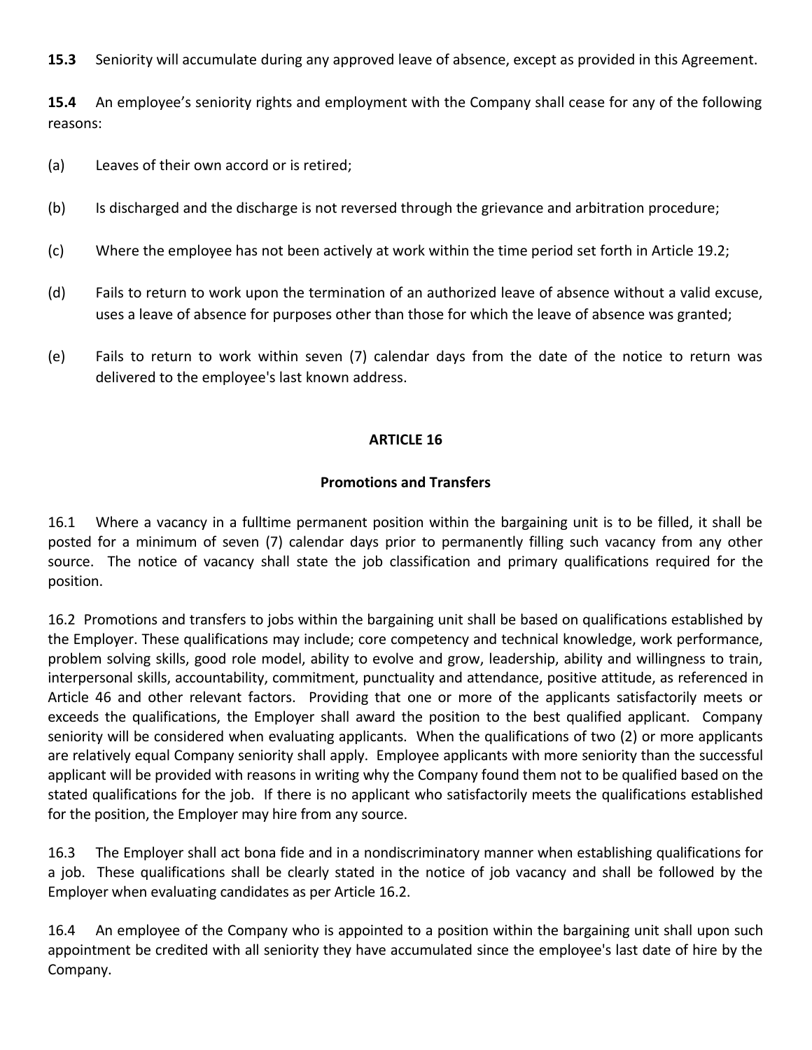**15.3** Seniority will accumulate during any approved leave of absence, except as provided in this Agreement.

**15.4** An employee's seniority rights and employment with the Company shall cease for any of the following reasons:

(a) Leaves of their own accord or is retired;

(b) Is discharged and the discharge is not reversed through the grievance and arbitration procedure;

(c) Where the employee has not been actively at work within the time period set forth in Article 19.2;

(d) Fails to return to work upon the termination of an authorized leave of absence without a valid excuse, uses a leave of absence for purposes other than those for which the leave of absence was granted;

(e) Fails to return to work within seven (7) calendar days from the date of the notice to return was delivered to the employee's last known address.

## ARTICLE 16

### Promotions and Transfers

16.1 Where a vacancy in a fulltime permanent position within the bargaining unit is to be filled, it shall be posted for a minimum of seven (7) calendar days prior to permanently filling such vacancy from any other source. The notice of vacancy shall state the job classification and primary qualifications required for the position.

16.2 Promotions and transfers to jobs within the bargaining unit shall be based on qualifications established by the Employer. These qualifications may include; core competency and technical knowledge, work performance, problem solving skills, good role model, ability to evolve and grow, leadership, ability and willingness to train, interpersonal skills, accountability, commitment, punctuality and attendance, positive attitude, as referenced in Article 46 and other relevant factors. Providing that one or more of the applicants satisfactorily meets or exceeds the qualifications, the Employer shall award the position to the best qualified applicant. Company seniority will be considered when evaluating applicants. When the qualifications of two (2) or more applicants are relatively equal Company seniority shall apply. Employee applicants with more seniority than the successful applicant will be provided with reasons in writing why the Company found them not to be qualified based on the stated qualifications for the job. If there is no applicant who satisfactorily meets the qualifications established for the position, the Employer may hire from any source.

16.3 The Employer shall act bona fide and in a nondiscriminatory manner when establishing qualifications for a job. These qualifications shall be clearly stated in the notice of job vacancy and shall be followed by the Employer when evaluating candidates as per Article 16.2.

16.4 An employee of the Company who is appointed to a position within the bargaining unit shall upon such appointment be credited with all seniority they have accumulated since the employee's last date of hire by the Company.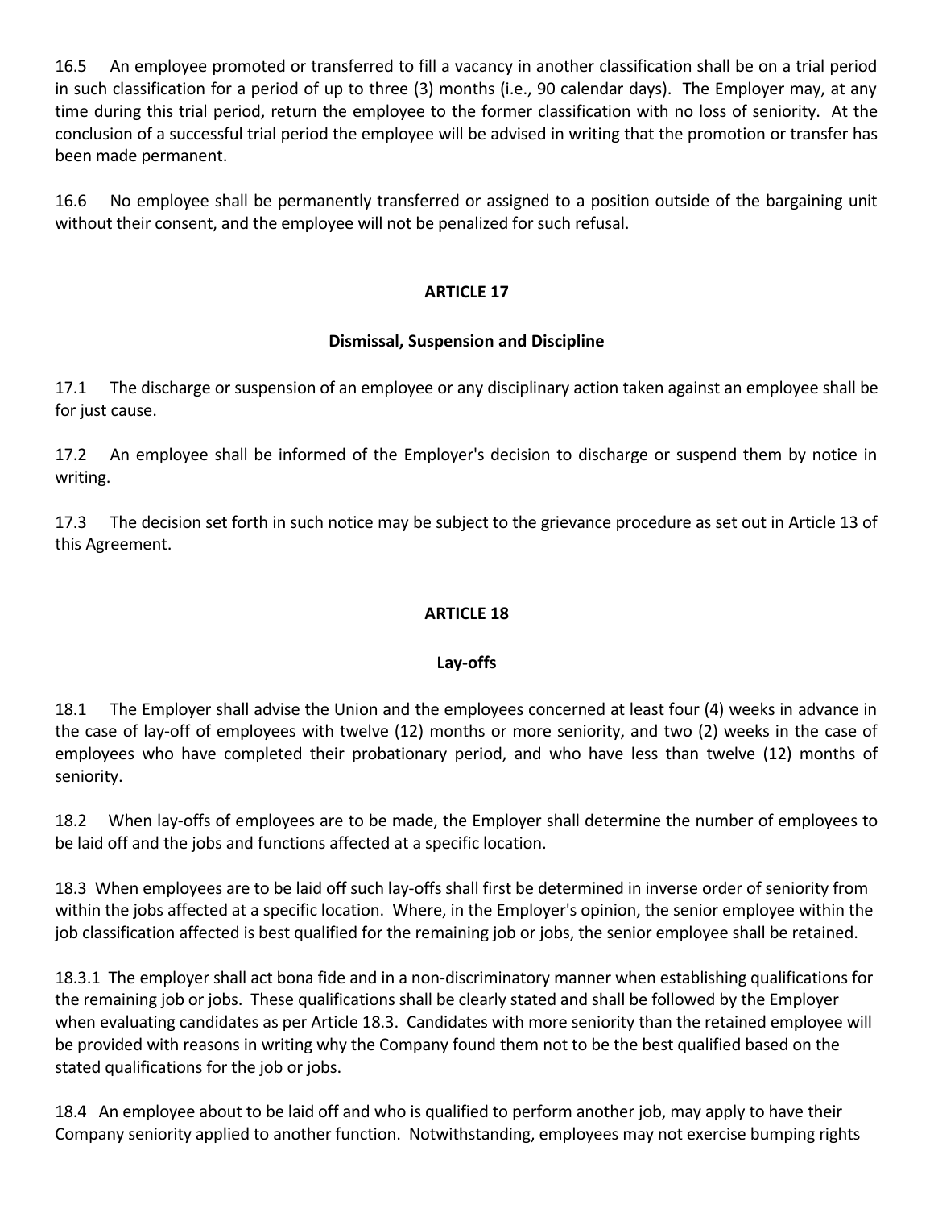16.5 An employee promoted or transferred to fill a vacancy in another classification shall be on a trial period in such classification for a period of up to three (3) months (i.e., 90 calendar days). The Employer may, at any time during this trial period, return the employee to the former classification with no loss of seniority. At the conclusion of a successful trial period the employee will be advised in writing that the promotion or transfer has been made permanent.

16.6 No employee shall be permanently transferred or assigned to a position outside of the bargaining unit without their consent, and the employee will not be penalized for such refusal.

## ARTICLE 17

### Dismissal, Suspension and Discipline

17.1 The discharge or suspension of an employee or any disciplinary action taken against an employee shall be for just cause.

17.2 An employee shall be informed of the Employer's decision to discharge or suspend them by notice in writing.

17.3 The decision set forth in such notice may be subject to the grievance procedure as set out in Article 13 of this Agreement.

## ARTICLE 18

### Lay-offs

18.1 The Employer shall advise the Union and the employees concerned at least four (4) weeks in advance in the case of lay-off of employees with twelve (12) months or more seniority, and two (2) weeks in the case of employees who have completed their probationary period, and who have less than twelve (12) months of seniority.

18.2 When lay-offs of employees are to be made, the Employer shall determine the number of employees to be laid off and the jobs and functions affected at a specific location.

18.3 When employees are to be laid off such lay-offs shall first be determined in inverse order of seniority from within the jobs affected at a specific location. Where, in the Employer's opinion, the senior employee within the job classification affected is best qualified for the remaining job or jobs, the senior employee shall be retained.

18.3.1 The employer shall act bona fide and in a non-discriminatory manner when establishing qualifications for the remaining job or jobs. These qualifications shall be clearly stated and shall be followed by the Employer when evaluating candidates as per Article 18.3. Candidates with more seniority than the retained employee will be provided with reasons in writing why the Company found them not to be the best qualified based on the stated qualifications for the job or jobs.

18.4 An employee about to be laid off and who is qualified to perform another job, may apply to have their Company seniority applied to another function. Notwithstanding, employees may not exercise bumping rights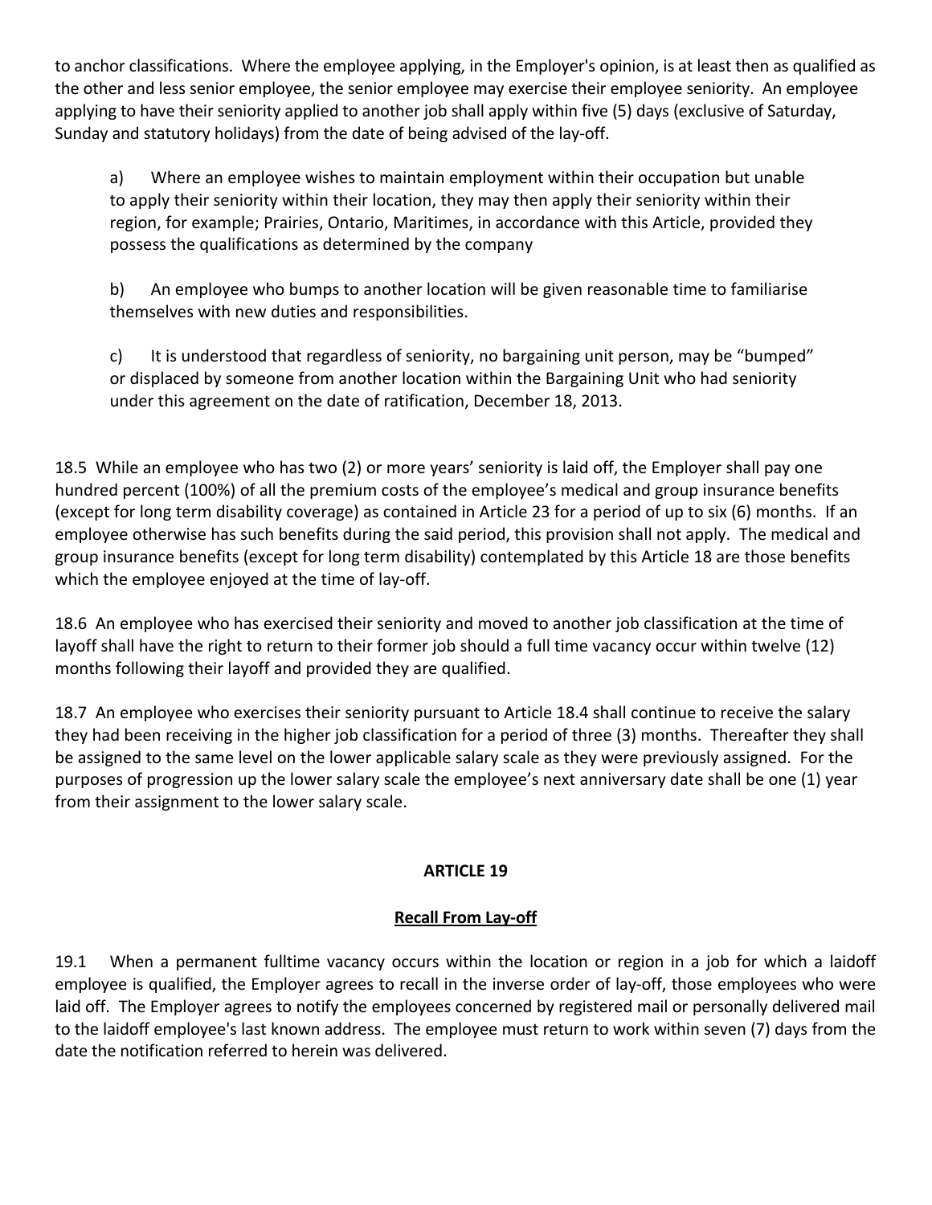to anchor classifications. Where the employee applying, in the Employer's opinion, is at least then as qualified as the other and less senior employee, the senior employee may exercise their employee seniority. An employee applying to have their seniority applied to another job shall apply within five (5) days (exclusive of Saturday, Sunday and statutory holidays) from the date of being advised of the lay-off.

a) Where an employee wishes to maintain employment within their occupation but unable to apply their seniority within their location, they may then apply their seniority within their region, for example; Prairies, Ontario, Maritimes, in accordance with this Article, provided they possess the qualifications as determined by the company

b) An employee who bumps to another location will be given reasonable time to familiarise themselves with new duties and responsibilities.

c) It is understood that regardless of seniority, no bargaining unit person, may be "bumped" or displaced by someone from another location within the Bargaining Unit who had seniority under this agreement on the date of ratification, December 18, 2013.

18.5 While an employee who has two (2) or more years' seniority is laid off, the Employer shall pay one hundred percent (100%) of all the premium costs of the employee's medical and group insurance benefits (except for long term disability coverage) as contained in Article 23 for a period of up to six (6) months. If an employee otherwise has such benefits during the said period, this provision shall not apply. The medical and group insurance benefits (except for long term disability) contemplated by this Article 18 are those benefits which the employee enjoyed at the time of lay-off.

18.6 An employee who has exercised their seniority and moved to another job classification at the time of layoff shall have the right to return to their former job should a full time vacancy occur within twelve (12) months following their layoff and provided they are qualified.

18.7 An employee who exercises their seniority pursuant to Article 18.4 shall continue to receive the salary they had been receiving in the higher job classification for a period of three (3) months. Thereafter they shall be assigned to the same level on the lower applicable salary scale as they were previously assigned. For the purposes of progression up the lower salary scale the employee's next anniversary date shall be one (1) year from their assignment to the lower salary scale.

## ARTICLE 19

### Recall From Lay-off

19.1 When a permanent fulltime vacancy occurs within the location or region in a job for which a laidoff employee is qualified, the Employer agrees to recall in the inverse order of lay-off, those employees who were laid off. The Employer agrees to notify the employees concerned by registered mail or personally delivered mail to the laidoff employee's last known address. The employee must return to work within seven (7) days from the date the notification referred to herein was delivered.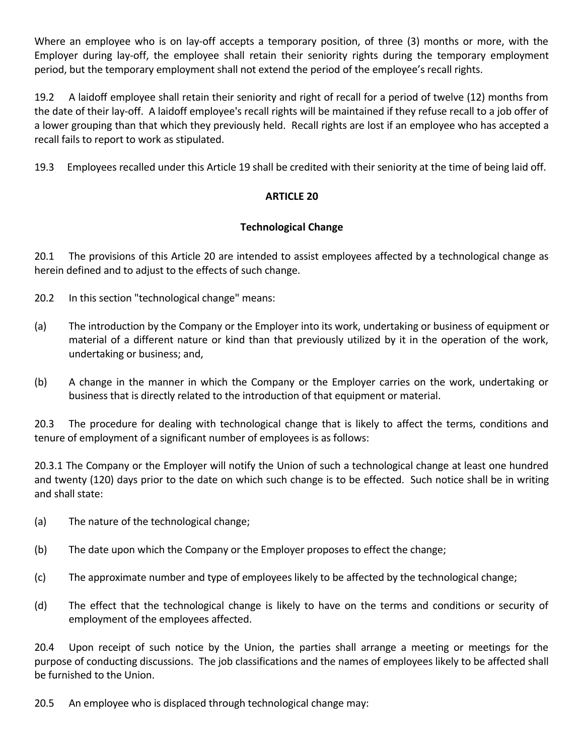Where an employee who is on lay-off accepts a temporary position, of three (3) months or more, with the Employer during lay-off, the employee shall retain their seniority rights during the temporary employment period, but the temporary employment shall not extend the period of the employee's recall rights.

19.2 A laidoff employee shall retain their seniority and right of recall for a period of twelve (12) months from the date of their lay-off. A laidoff employee's recall rights will be maintained if they refuse recall to a job offer of a lower grouping than that which they previously held. Recall rights are lost if an employee who has accepted a recall fails to report to work as stipulated.

19.3 Employees recalled under this Article 19 shall be credited with their seniority at the time of being laid off.

## ARTICLE 20

### Technological Change

20.1 The provisions of this Article 20 are intended to assist employees affected by a technological change as herein defined and to adjust to the effects of such change.

20.2 In this section "technological change" means:

(a) The introduction by the Company or the Employer into its work, undertaking or business of equipment or material of a different nature or kind than that previously utilized by it in the operation of the work, undertaking or business; and,

(b) A change in the manner in which the Company or the Employer carries on the work, undertaking or business that is directly related to the introduction of that equipment or material.

20.3 The procedure for dealing with technological change that is likely to affect the terms, conditions and tenure of employment of a significant number of employees is as follows:

20.3.1 The Company or the Employer will notify the Union of such a technological change at least one hundred and twenty (120) days prior to the date on which such change is to be effected. Such notice shall be in writing and shall state:

(a) The nature of the technological change;

(b) The date upon which the Company or the Employer proposes to effect the change;

(c) The approximate number and type of employees likely to be affected by the technological change;

(d) The effect that the technological change is likely to have on the terms and conditions or security of employment of the employees affected.

20.4 Upon receipt of such notice by the Union, the parties shall arrange a meeting or meetings for the purpose of conducting discussions. The job classifications and the names of employees likely to be affected shall be furnished to the Union.

20.5 An employee who is displaced through technological change may: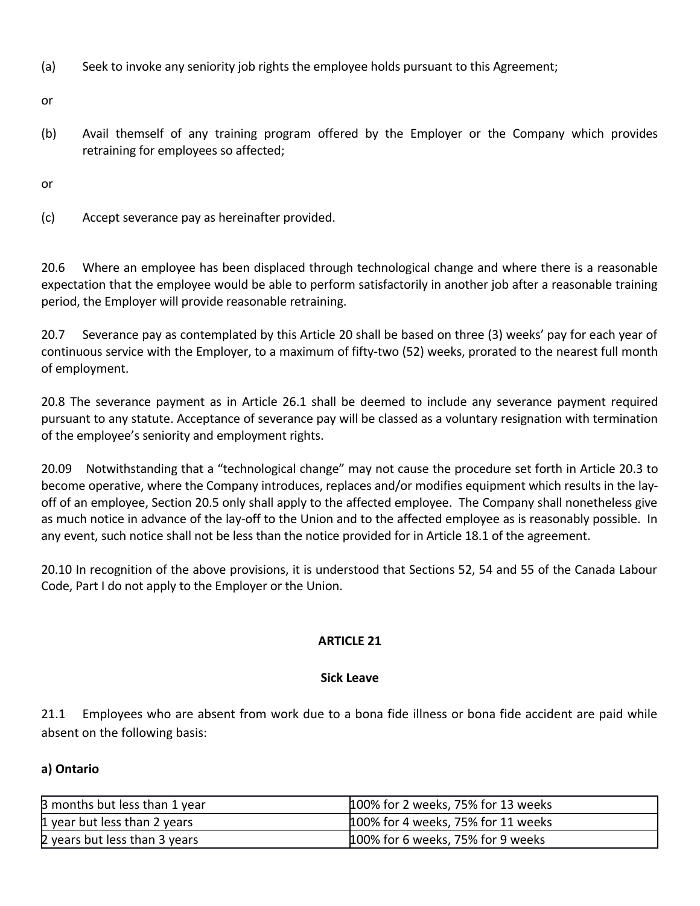(a) Seek to invoke any seniority job rights the employee holds pursuant to this Agreement;

or

(b) Avail themself of any training program offered by the Employer or the Company which provides retraining for employees so affected;

or

(c) Accept severance pay as hereinafter provided.

20.6 Where an employee has been displaced through technological change and where there is a reasonable expectation that the employee would be able to perform satisfactorily in another job after a reasonable training period, the Employer will provide reasonable retraining.

20.7 Severance pay as contemplated by this Article 20 shall be based on three (3) weeks' pay for each year of continuous service with the Employer, to a maximum of fifty-two (52) weeks, prorated to the nearest full month of employment.

20.8 The severance payment as in Article 26.1 shall be deemed to include any severance payment required pursuant to any statute. Acceptance of severance pay will be classed as a voluntary resignation with termination of the employee's seniority and employment rights.

20.09 Notwithstanding that a "technological change" may not cause the procedure set forth in Article 20.3 to become operative, where the Company introduces, replaces and/or modifies equipment which results in the lay-off of an employee, Section 20.5 only shall apply to the affected employee. The Company shall nonetheless give as much notice in advance of the lay-off to the Union and to the affected employee as is reasonably possible. In any event, such notice shall not be less than the notice provided for in Article 18.1 of the agreement.

20.10 In recognition of the above provisions, it is understood that Sections 52, 54 and 55 of the Canada Labour Code, Part I do not apply to the Employer or the Union.

## ARTICLE 21

### Sick Leave

21.1 Employees who are absent from work due to a bona fide illness or bona fide accident are paid while absent on the following basis:

**a) Ontario**

| | |
|---|---|
| 3 months but less than 1 year | 100% for 2 weeks, 75% for 13 weeks |
| 1 year but less than 2 years | 100% for 4 weeks, 75% for 11 weeks |
| 2 years but less than 3 years | 100% for 6 weeks, 75% for 9 weeks |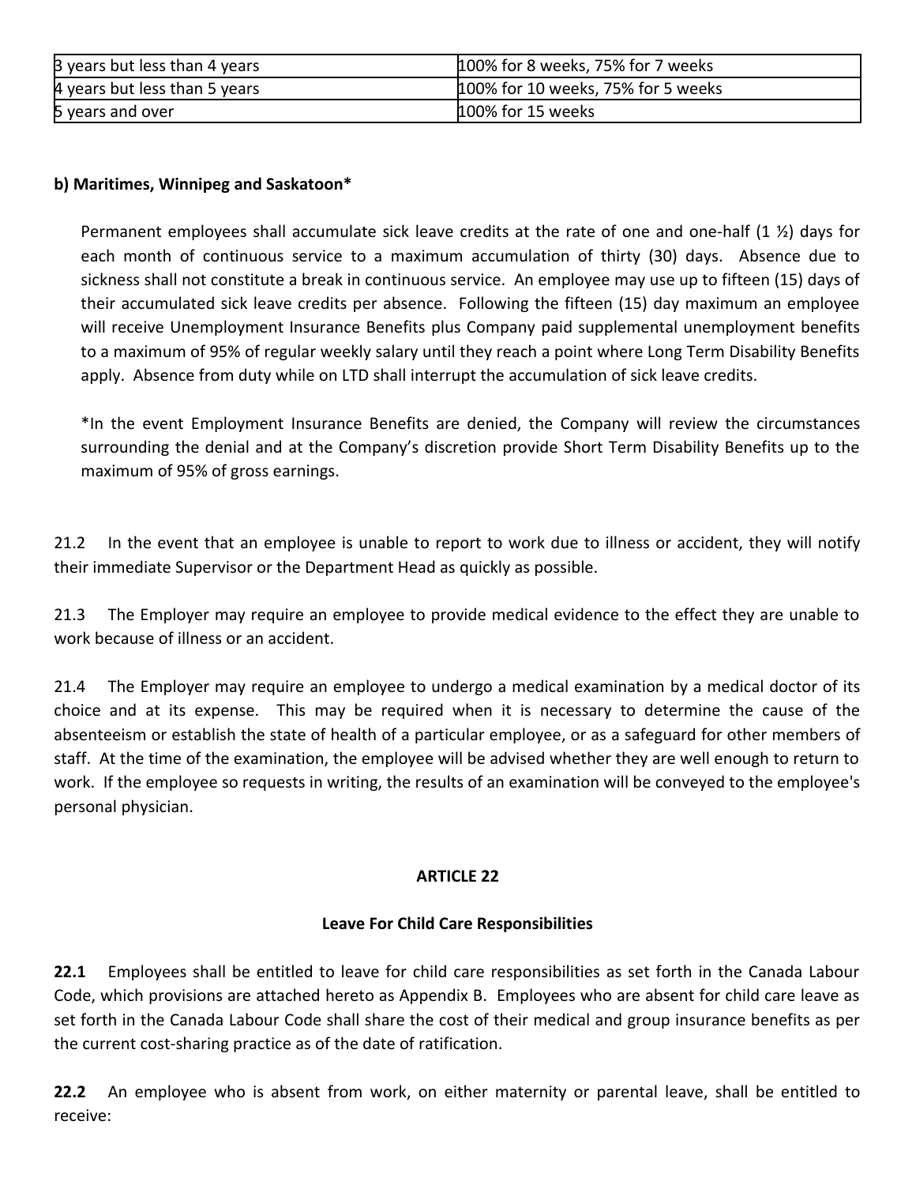| 3 years but less than 4 years | 100% for 8 weeks, 75% for 7 weeks |
|---|---|
| 4 years but less than 5 years | 100% for 10 weeks, 75% for 5 weeks |
| 5 years and over | 100% for 15 weeks |

**b) Maritimes, Winnipeg and Saskatoon***

Permanent employees shall accumulate sick leave credits at the rate of one and one-half (1 ½) days for each month of continuous service to a maximum accumulation of thirty (30) days. Absence due to sickness shall not constitute a break in continuous service. An employee may use up to fifteen (15) days of their accumulated sick leave credits per absence. Following the fifteen (15) day maximum an employee will receive Unemployment Insurance Benefits plus Company paid supplemental unemployment benefits to a maximum of 95% of regular weekly salary until they reach a point where Long Term Disability Benefits apply. Absence from duty while on LTD shall interrupt the accumulation of sick leave credits.

*In the event Employment Insurance Benefits are denied, the Company will review the circumstances surrounding the denial and at the Company's discretion provide Short Term Disability Benefits up to the maximum of 95% of gross earnings.

21.2 In the event that an employee is unable to report to work due to illness or accident, they will notify their immediate Supervisor or the Department Head as quickly as possible.

21.3 The Employer may require an employee to provide medical evidence to the effect they are unable to work because of illness or an accident.

21.4 The Employer may require an employee to undergo a medical examination by a medical doctor of its choice and at its expense. This may be required when it is necessary to determine the cause of the absenteeism or establish the state of health of a particular employee, or as a safeguard for other members of staff. At the time of the examination, the employee will be advised whether they are well enough to return to work. If the employee so requests in writing, the results of an examination will be conveyed to the employee's personal physician.

## ARTICLE 22

### Leave For Child Care Responsibilities

**22.1** Employees shall be entitled to leave for child care responsibilities as set forth in the Canada Labour Code, which provisions are attached hereto as Appendix B. Employees who are absent for child care leave as set forth in the Canada Labour Code shall share the cost of their medical and group insurance benefits as per the current cost-sharing practice as of the date of ratification.

**22.2** An employee who is absent from work, on either maternity or parental leave, shall be entitled to receive: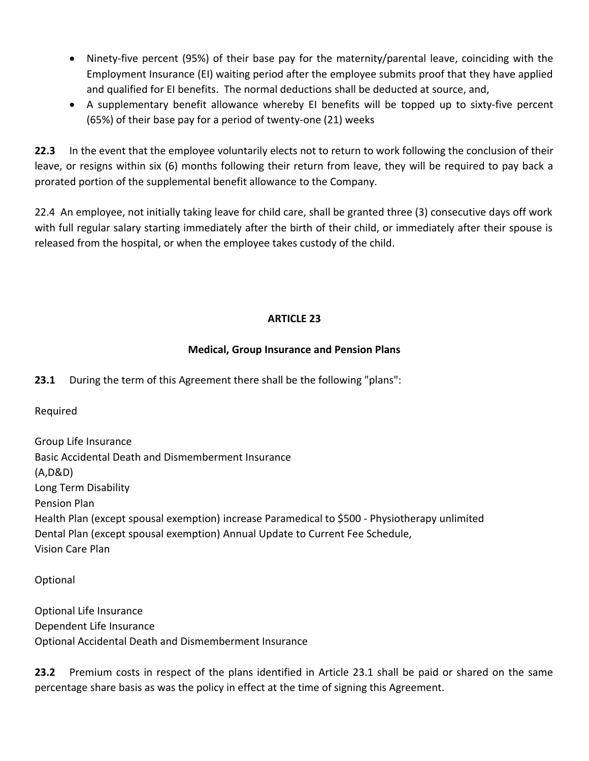- Ninety-five percent (95%) of their base pay for the maternity/parental leave, coinciding with the Employment Insurance (EI) waiting period after the employee submits proof that they have applied and qualified for EI benefits. The normal deductions shall be deducted at source, and,
- A supplementary benefit allowance whereby EI benefits will be topped up to sixty-five percent (65%) of their base pay for a period of twenty-one (21) weeks

**22.3** In the event that the employee voluntarily elects not to return to work following the conclusion of their leave, or resigns within six (6) months following their return from leave, they will be required to pay back a prorated portion of the supplemental benefit allowance to the Company.

22.4 An employee, not initially taking leave for child care, shall be granted three (3) consecutive days off work with full regular salary starting immediately after the birth of their child, or immediately after their spouse is released from the hospital, or when the employee takes custody of the child.

## ARTICLE 23

### Medical, Group Insurance and Pension Plans

**23.1** During the term of this Agreement there shall be the following "plans":

Required

Group Life Insurance
Basic Accidental Death and Dismemberment Insurance
(A,D&D)
Long Term Disability
Pension Plan
Health Plan (except spousal exemption) increase Paramedical to $500 - Physiotherapy unlimited
Dental Plan (except spousal exemption) Annual Update to Current Fee Schedule,
Vision Care Plan

Optional

Optional Life Insurance
Dependent Life Insurance
Optional Accidental Death and Dismemberment Insurance

**23.2** Premium costs in respect of the plans identified in Article 23.1 shall be paid or shared on the same percentage share basis as was the policy in effect at the time of signing this Agreement.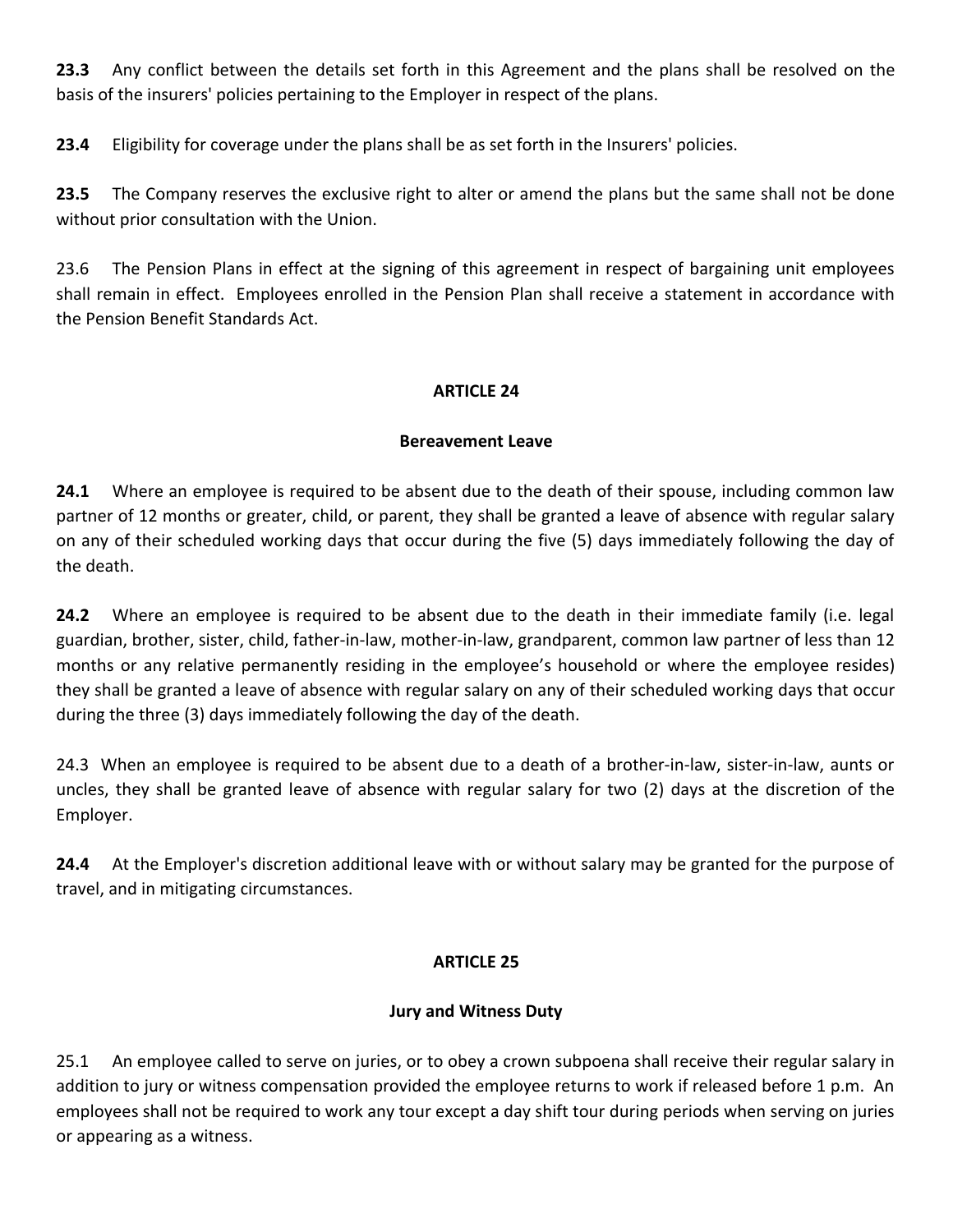**23.3** Any conflict between the details set forth in this Agreement and the plans shall be resolved on the basis of the insurers' policies pertaining to the Employer in respect of the plans.

**23.4** Eligibility for coverage under the plans shall be as set forth in the Insurers' policies.

**23.5** The Company reserves the exclusive right to alter or amend the plans but the same shall not be done without prior consultation with the Union.

23.6 The Pension Plans in effect at the signing of this agreement in respect of bargaining unit employees shall remain in effect. Employees enrolled in the Pension Plan shall receive a statement in accordance with the Pension Benefit Standards Act.

## ARTICLE 24

### Bereavement Leave

**24.1** Where an employee is required to be absent due to the death of their spouse, including common law partner of 12 months or greater, child, or parent, they shall be granted a leave of absence with regular salary on any of their scheduled working days that occur during the five (5) days immediately following the day of the death.

**24.2** Where an employee is required to be absent due to the death in their immediate family (i.e. legal guardian, brother, sister, child, father-in-law, mother-in-law, grandparent, common law partner of less than 12 months or any relative permanently residing in the employee's household or where the employee resides) they shall be granted a leave of absence with regular salary on any of their scheduled working days that occur during the three (3) days immediately following the day of the death.

24.3 When an employee is required to be absent due to a death of a brother-in-law, sister-in-law, aunts or uncles, they shall be granted leave of absence with regular salary for two (2) days at the discretion of the Employer.

**24.4** At the Employer's discretion additional leave with or without salary may be granted for the purpose of travel, and in mitigating circumstances.

## ARTICLE 25

### Jury and Witness Duty

25.1 An employee called to serve on juries, or to obey a crown subpoena shall receive their regular salary in addition to jury or witness compensation provided the employee returns to work if released before 1 p.m. An employees shall not be required to work any tour except a day shift tour during periods when serving on juries or appearing as a witness.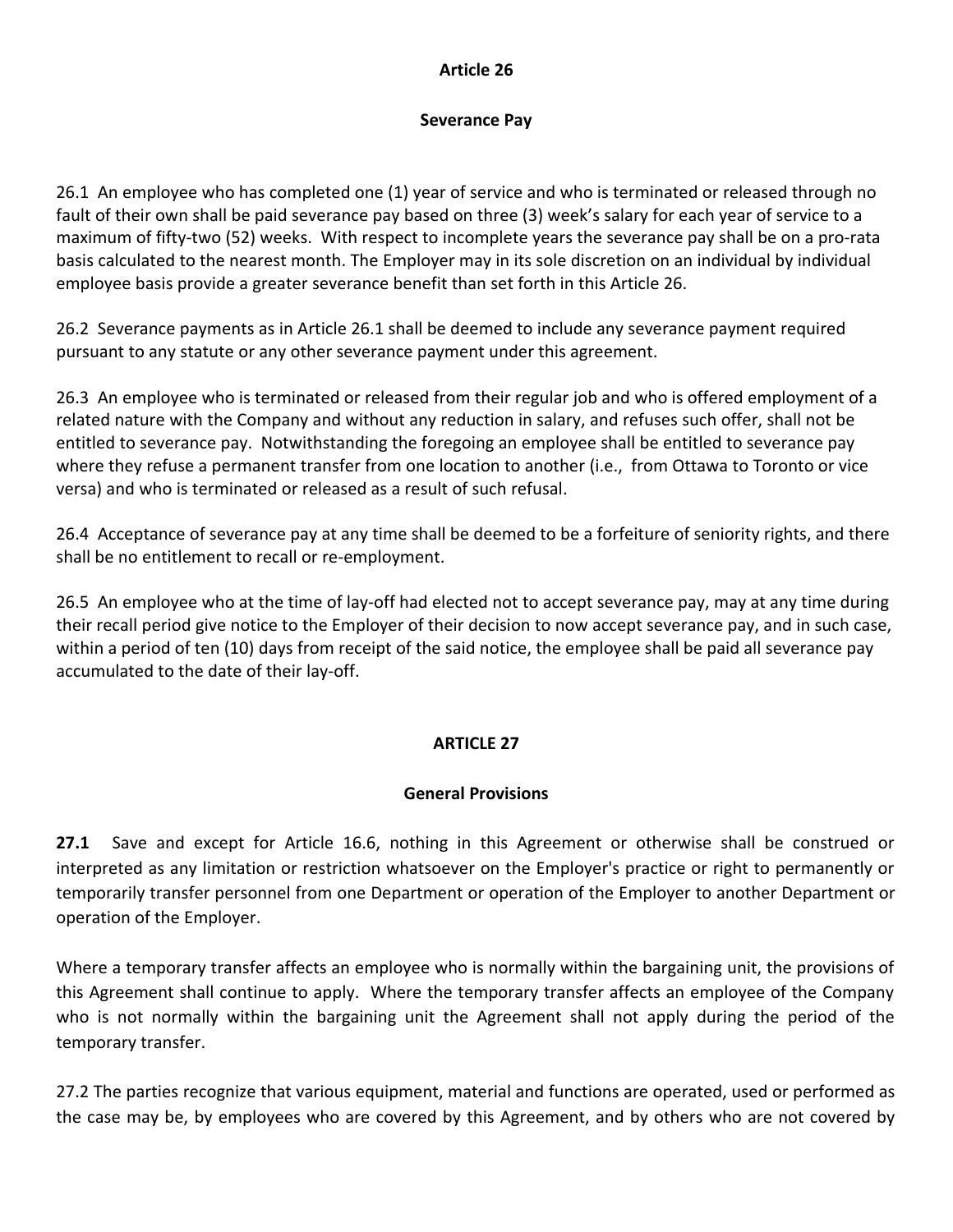## Article 26

### Severance Pay

26.1 An employee who has completed one (1) year of service and who is terminated or released through no fault of their own shall be paid severance pay based on three (3) week's salary for each year of service to a maximum of fifty-two (52) weeks. With respect to incomplete years the severance pay shall be on a pro-rata basis calculated to the nearest month. The Employer may in its sole discretion on an individual by individual employee basis provide a greater severance benefit than set forth in this Article 26.

26.2 Severance payments as in Article 26.1 shall be deemed to include any severance payment required pursuant to any statute or any other severance payment under this agreement.

26.3 An employee who is terminated or released from their regular job and who is offered employment of a related nature with the Company and without any reduction in salary, and refuses such offer, shall not be entitled to severance pay. Notwithstanding the foregoing an employee shall be entitled to severance pay where they refuse a permanent transfer from one location to another (i.e., from Ottawa to Toronto or vice versa) and who is terminated or released as a result of such refusal.

26.4 Acceptance of severance pay at any time shall be deemed to be a forfeiture of seniority rights, and there shall be no entitlement to recall or re-employment.

26.5 An employee who at the time of lay-off had elected not to accept severance pay, may at any time during their recall period give notice to the Employer of their decision to now accept severance pay, and in such case, within a period of ten (10) days from receipt of the said notice, the employee shall be paid all severance pay accumulated to the date of their lay-off.

## ARTICLE 27

### General Provisions

**27.1** Save and except for Article 16.6, nothing in this Agreement or otherwise shall be construed or interpreted as any limitation or restriction whatsoever on the Employer's practice or right to permanently or temporarily transfer personnel from one Department or operation of the Employer to another Department or operation of the Employer.

Where a temporary transfer affects an employee who is normally within the bargaining unit, the provisions of this Agreement shall continue to apply. Where the temporary transfer affects an employee of the Company who is not normally within the bargaining unit the Agreement shall not apply during the period of the temporary transfer.

27.2 The parties recognize that various equipment, material and functions are operated, used or performed as the case may be, by employees who are covered by this Agreement, and by others who are not covered by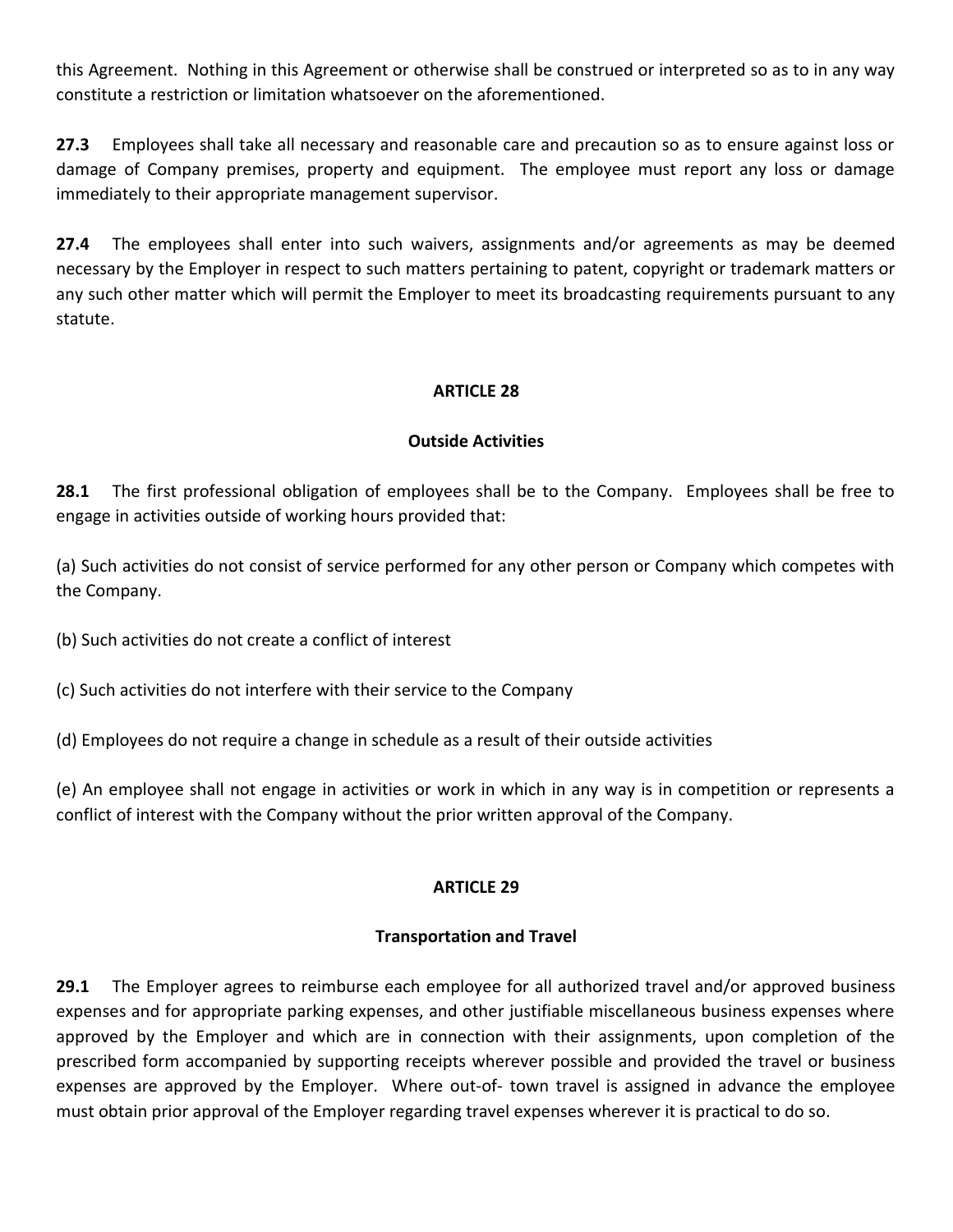this Agreement. Nothing in this Agreement or otherwise shall be construed or interpreted so as to in any way constitute a restriction or limitation whatsoever on the aforementioned.

**27.3** Employees shall take all necessary and reasonable care and precaution so as to ensure against loss or damage of Company premises, property and equipment. The employee must report any loss or damage immediately to their appropriate management supervisor.

**27.4** The employees shall enter into such waivers, assignments and/or agreements as may be deemed necessary by the Employer in respect to such matters pertaining to patent, copyright or trademark matters or any such other matter which will permit the Employer to meet its broadcasting requirements pursuant to any statute.

## ARTICLE 28

### Outside Activities

**28.1** The first professional obligation of employees shall be to the Company. Employees shall be free to engage in activities outside of working hours provided that:

(a) Such activities do not consist of service performed for any other person or Company which competes with the Company.

(b) Such activities do not create a conflict of interest

(c) Such activities do not interfere with their service to the Company

(d) Employees do not require a change in schedule as a result of their outside activities

(e) An employee shall not engage in activities or work in which in any way is in competition or represents a conflict of interest with the Company without the prior written approval of the Company.

## ARTICLE 29

### Transportation and Travel

**29.1** The Employer agrees to reimburse each employee for all authorized travel and/or approved business expenses and for appropriate parking expenses, and other justifiable miscellaneous business expenses where approved by the Employer and which are in connection with their assignments, upon completion of the prescribed form accompanied by supporting receipts wherever possible and provided the travel or business expenses are approved by the Employer. Where out-of- town travel is assigned in advance the employee must obtain prior approval of the Employer regarding travel expenses wherever it is practical to do so.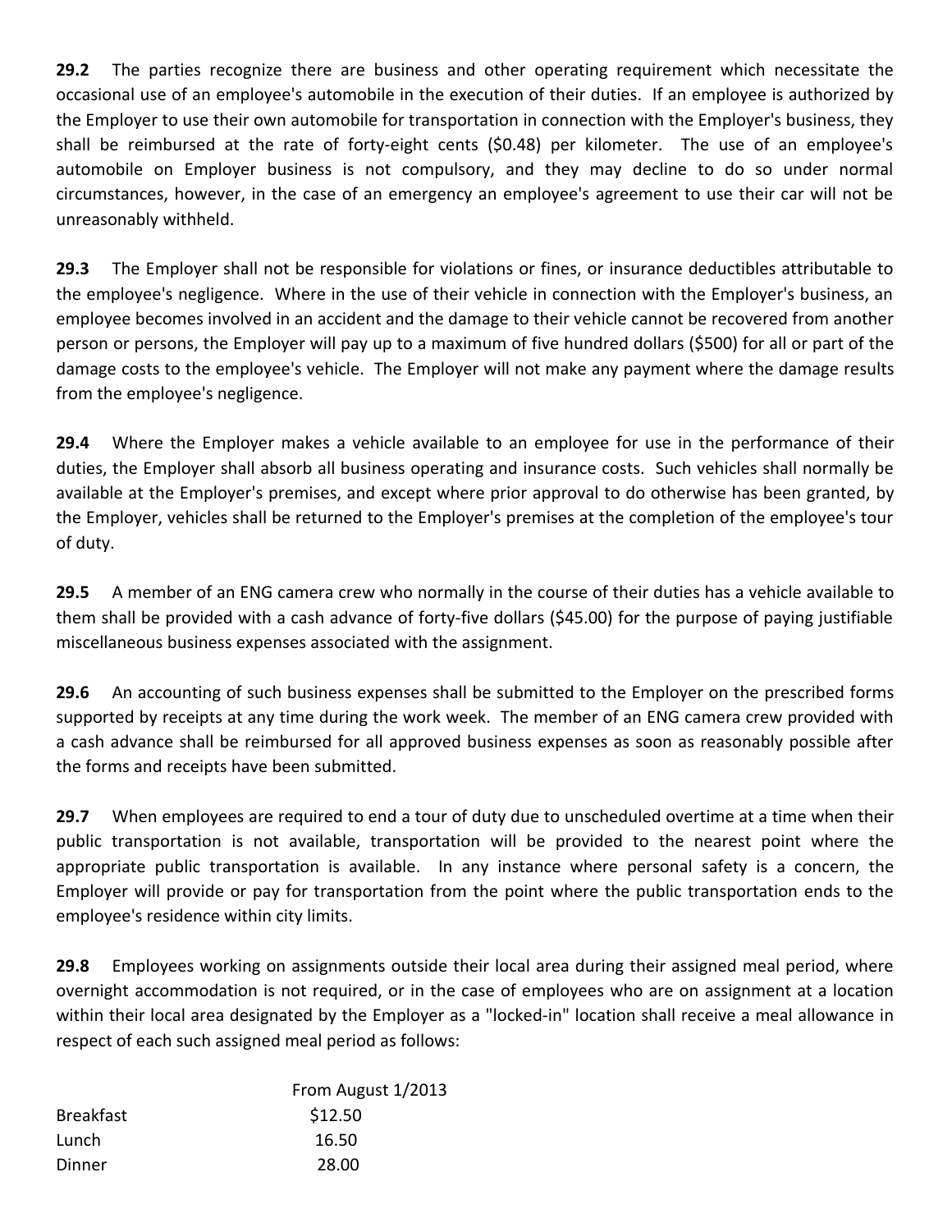**29.2** The parties recognize there are business and other operating requirement which necessitate the occasional use of an employee's automobile in the execution of their duties. If an employee is authorized by the Employer to use their own automobile for transportation in connection with the Employer's business, they shall be reimbursed at the rate of forty-eight cents ($0.48) per kilometer. The use of an employee's automobile on Employer business is not compulsory, and they may decline to do so under normal circumstances, however, in the case of an emergency an employee's agreement to use their car will not be unreasonably withheld.

**29.3** The Employer shall not be responsible for violations or fines, or insurance deductibles attributable to the employee's negligence. Where in the use of their vehicle in connection with the Employer's business, an employee becomes involved in an accident and the damage to their vehicle cannot be recovered from another person or persons, the Employer will pay up to a maximum of five hundred dollars ($500) for all or part of the damage costs to the employee's vehicle. The Employer will not make any payment where the damage results from the employee's negligence.

**29.4** Where the Employer makes a vehicle available to an employee for use in the performance of their duties, the Employer shall absorb all business operating and insurance costs. Such vehicles shall normally be available at the Employer's premises, and except where prior approval to do otherwise has been granted, by the Employer, vehicles shall be returned to the Employer's premises at the completion of the employee's tour of duty.

**29.5** A member of an ENG camera crew who normally in the course of their duties has a vehicle available to them shall be provided with a cash advance of forty-five dollars ($45.00) for the purpose of paying justifiable miscellaneous business expenses associated with the assignment.

**29.6** An accounting of such business expenses shall be submitted to the Employer on the prescribed forms supported by receipts at any time during the work week. The member of an ENG camera crew provided with a cash advance shall be reimbursed for all approved business expenses as soon as reasonably possible after the forms and receipts have been submitted.

**29.7** When employees are required to end a tour of duty due to unscheduled overtime at a time when their public transportation is not available, transportation will be provided to the nearest point where the appropriate public transportation is available. In any instance where personal safety is a concern, the Employer will provide or pay for transportation from the point where the public transportation ends to the employee's residence within city limits.

**29.8** Employees working on assignments outside their local area during their assigned meal period, where overnight accommodation is not required, or in the case of employees who are on assignment at a location within their local area designated by the Employer as a "locked-in" location shall receive a meal allowance in respect of each such assigned meal period as follows:

| | From August 1/2013 |
|---|---|
| Breakfast | $12.50 |
| Lunch | 16.50 |
| Dinner | 28.00 |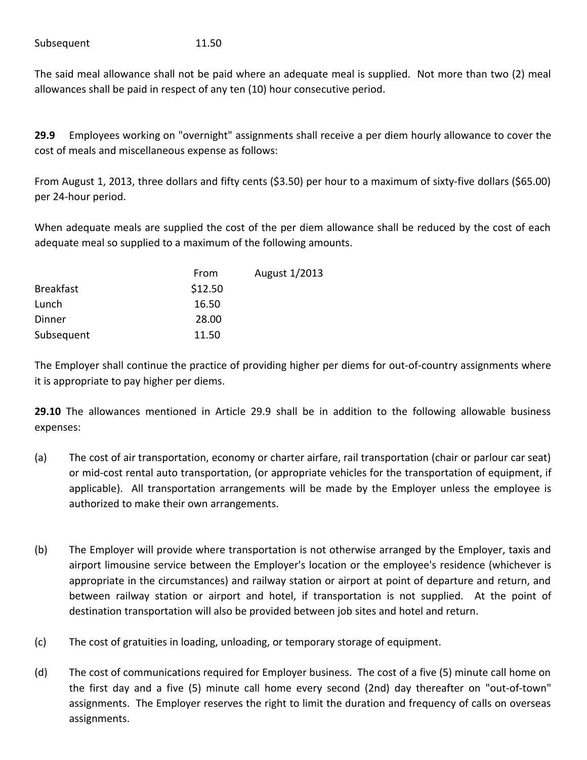| | |
|---|---|
| Subsequent | 11.50 |

The said meal allowance shall not be paid where an adequate meal is supplied. Not more than two (2) meal allowances shall be paid in respect of any ten (10) hour consecutive period.

**29.9** Employees working on "overnight" assignments shall receive a per diem hourly allowance to cover the cost of meals and miscellaneous expense as follows:

From August 1, 2013, three dollars and fifty cents ($3.50) per hour to a maximum of sixty-five dollars ($65.00) per 24-hour period.

When adequate meals are supplied the cost of the per diem allowance shall be reduced by the cost of each adequate meal so supplied to a maximum of the following amounts.

| | From August 1/2013 |
|---|---|
| Breakfast | $12.50 |
| Lunch | 16.50 |
| Dinner | 28.00 |
| Subsequent | 11.50 |

The Employer shall continue the practice of providing higher per diems for out-of-country assignments where it is appropriate to pay higher per diems.

**29.10** The allowances mentioned in Article 29.9 shall be in addition to the following allowable business expenses:

(a) The cost of air transportation, economy or charter airfare, rail transportation (chair or parlour car seat) or mid-cost rental auto transportation, (or appropriate vehicles for the transportation of equipment, if applicable). All transportation arrangements will be made by the Employer unless the employee is authorized to make their own arrangements.

(b) The Employer will provide where transportation is not otherwise arranged by the Employer, taxis and airport limousine service between the Employer's location or the employee's residence (whichever is appropriate in the circumstances) and railway station or airport at point of departure and return, and between railway station or airport and hotel, if transportation is not supplied. At the point of destination transportation will also be provided between job sites and hotel and return.

(c) The cost of gratuities in loading, unloading, or temporary storage of equipment.

(d) The cost of communications required for Employer business. The cost of a five (5) minute call home on the first day and a five (5) minute call home every second (2nd) day thereafter on "out-of-town" assignments. The Employer reserves the right to limit the duration and frequency of calls on overseas assignments.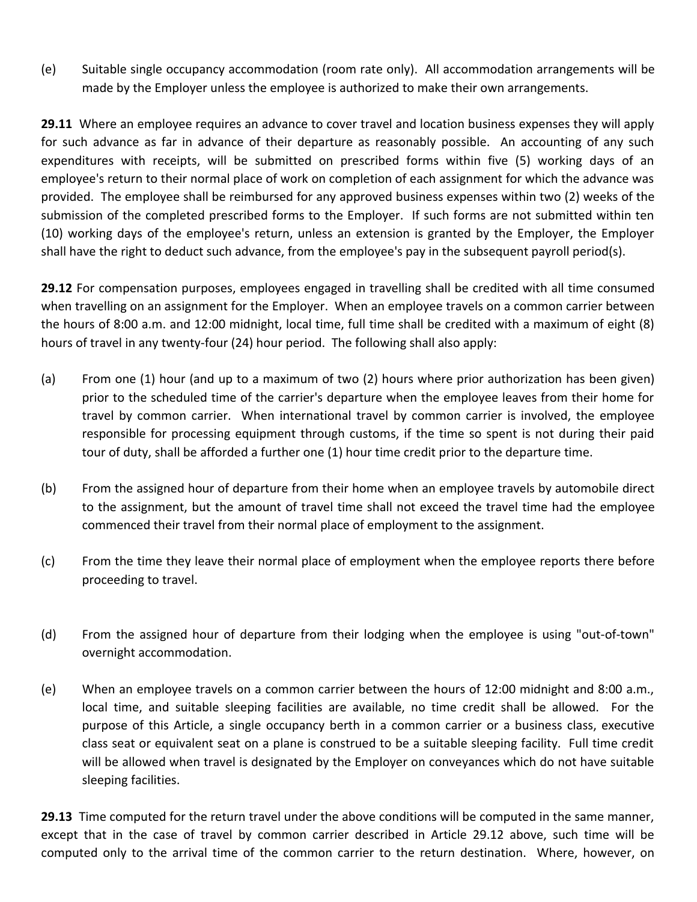(e) Suitable single occupancy accommodation (room rate only). All accommodation arrangements will be made by the Employer unless the employee is authorized to make their own arrangements.

**29.11** Where an employee requires an advance to cover travel and location business expenses they will apply for such advance as far in advance of their departure as reasonably possible. An accounting of any such expenditures with receipts, will be submitted on prescribed forms within five (5) working days of an employee's return to their normal place of work on completion of each assignment for which the advance was provided. The employee shall be reimbursed for any approved business expenses within two (2) weeks of the submission of the completed prescribed forms to the Employer. If such forms are not submitted within ten (10) working days of the employee's return, unless an extension is granted by the Employer, the Employer shall have the right to deduct such advance, from the employee's pay in the subsequent payroll period(s).

**29.12** For compensation purposes, employees engaged in travelling shall be credited with all time consumed when travelling on an assignment for the Employer. When an employee travels on a common carrier between the hours of 8:00 a.m. and 12:00 midnight, local time, full time shall be credited with a maximum of eight (8) hours of travel in any twenty-four (24) hour period. The following shall also apply:

(a) From one (1) hour (and up to a maximum of two (2) hours where prior authorization has been given) prior to the scheduled time of the carrier's departure when the employee leaves from their home for travel by common carrier. When international travel by common carrier is involved, the employee responsible for processing equipment through customs, if the time so spent is not during their paid tour of duty, shall be afforded a further one (1) hour time credit prior to the departure time.

(b) From the assigned hour of departure from their home when an employee travels by automobile direct to the assignment, but the amount of travel time shall not exceed the travel time had the employee commenced their travel from their normal place of employment to the assignment.

(c) From the time they leave their normal place of employment when the employee reports there before proceeding to travel.

(d) From the assigned hour of departure from their lodging when the employee is using "out-of-town" overnight accommodation.

(e) When an employee travels on a common carrier between the hours of 12:00 midnight and 8:00 a.m., local time, and suitable sleeping facilities are available, no time credit shall be allowed. For the purpose of this Article, a single occupancy berth in a common carrier or a business class, executive class seat or equivalent seat on a plane is construed to be a suitable sleeping facility. Full time credit will be allowed when travel is designated by the Employer on conveyances which do not have suitable sleeping facilities.

**29.13** Time computed for the return travel under the above conditions will be computed in the same manner, except that in the case of travel by common carrier described in Article 29.12 above, such time will be computed only to the arrival time of the common carrier to the return destination. Where, however, on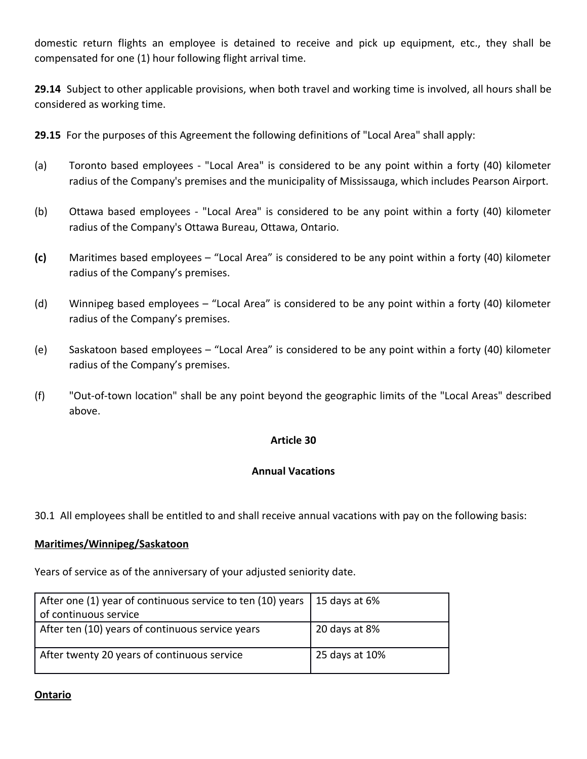domestic return flights an employee is detained to receive and pick up equipment, etc., they shall be compensated for one (1) hour following flight arrival time.

**29.14** Subject to other applicable provisions, when both travel and working time is involved, all hours shall be considered as working time.

**29.15** For the purposes of this Agreement the following definitions of "Local Area" shall apply:

(a) Toronto based employees - "Local Area" is considered to be any point within a forty (40) kilometer radius of the Company's premises and the municipality of Mississauga, which includes Pearson Airport.

(b) Ottawa based employees - "Local Area" is considered to be any point within a forty (40) kilometer radius of the Company's Ottawa Bureau, Ottawa, Ontario.

**(c)** Maritimes based employees – "Local Area" is considered to be any point within a forty (40) kilometer radius of the Company's premises.

(d) Winnipeg based employees – "Local Area" is considered to be any point within a forty (40) kilometer radius of the Company's premises.

(e) Saskatoon based employees – "Local Area" is considered to be any point within a forty (40) kilometer radius of the Company's premises.

(f) "Out-of-town location" shall be any point beyond the geographic limits of the "Local Areas" described above.

## Article 30

## Annual Vacations

30.1 All employees shall be entitled to and shall receive annual vacations with pay on the following basis:

**Maritimes/Winnipeg/Saskatoon**

Years of service as of the anniversary of your adjusted seniority date.

| | |
|---|---|
| After one (1) year of continuous service to ten (10) years of continuous service | 15 days at 6% |
| After ten (10) years of continuous service years | 20 days at 8% |
| After twenty 20 years of continuous service | 25 days at 10% |

**Ontario**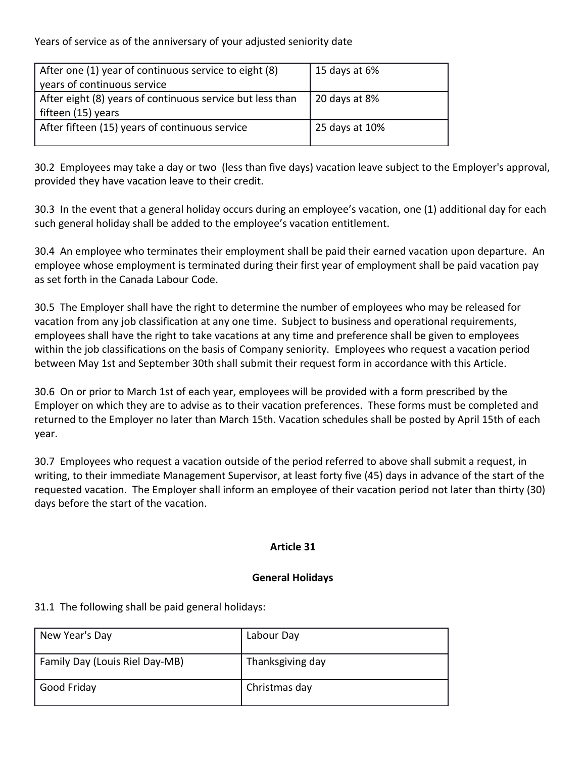Years of service as of the anniversary of your adjusted seniority date

| | |
|---|---|
| After one (1) year of continuous service to eight (8) years of continuous service | 15 days at 6% |
| After eight (8) years of continuous service but less than fifteen (15) years | 20 days at 8% |
| After fifteen (15) years of continuous service | 25 days at 10% |

30.2 Employees may take a day or two (less than five days) vacation leave subject to the Employer's approval, provided they have vacation leave to their credit.

30.3 In the event that a general holiday occurs during an employee's vacation, one (1) additional day for each such general holiday shall be added to the employee's vacation entitlement.

30.4 An employee who terminates their employment shall be paid their earned vacation upon departure. An employee whose employment is terminated during their first year of employment shall be paid vacation pay as set forth in the Canada Labour Code.

30.5 The Employer shall have the right to determine the number of employees who may be released for vacation from any job classification at any one time. Subject to business and operational requirements, employees shall have the right to take vacations at any time and preference shall be given to employees within the job classifications on the basis of Company seniority. Employees who request a vacation period between May 1st and September 30th shall submit their request form in accordance with this Article.

30.6 On or prior to March 1st of each year, employees will be provided with a form prescribed by the Employer on which they are to advise as to their vacation preferences. These forms must be completed and returned to the Employer no later than March 15th. Vacation schedules shall be posted by April 15th of each year.

30.7 Employees who request a vacation outside of the period referred to above shall submit a request, in writing, to their immediate Management Supervisor, at least forty five (45) days in advance of the start of the requested vacation. The Employer shall inform an employee of their vacation period not later than thirty (30) days before the start of the vacation.

## Article 31

## General Holidays

31.1 The following shall be paid general holidays:

| | |
|---|---|
| New Year's Day | Labour Day |
| Family Day (Louis Riel Day-MB) | Thanksgiving day |
| Good Friday | Christmas day |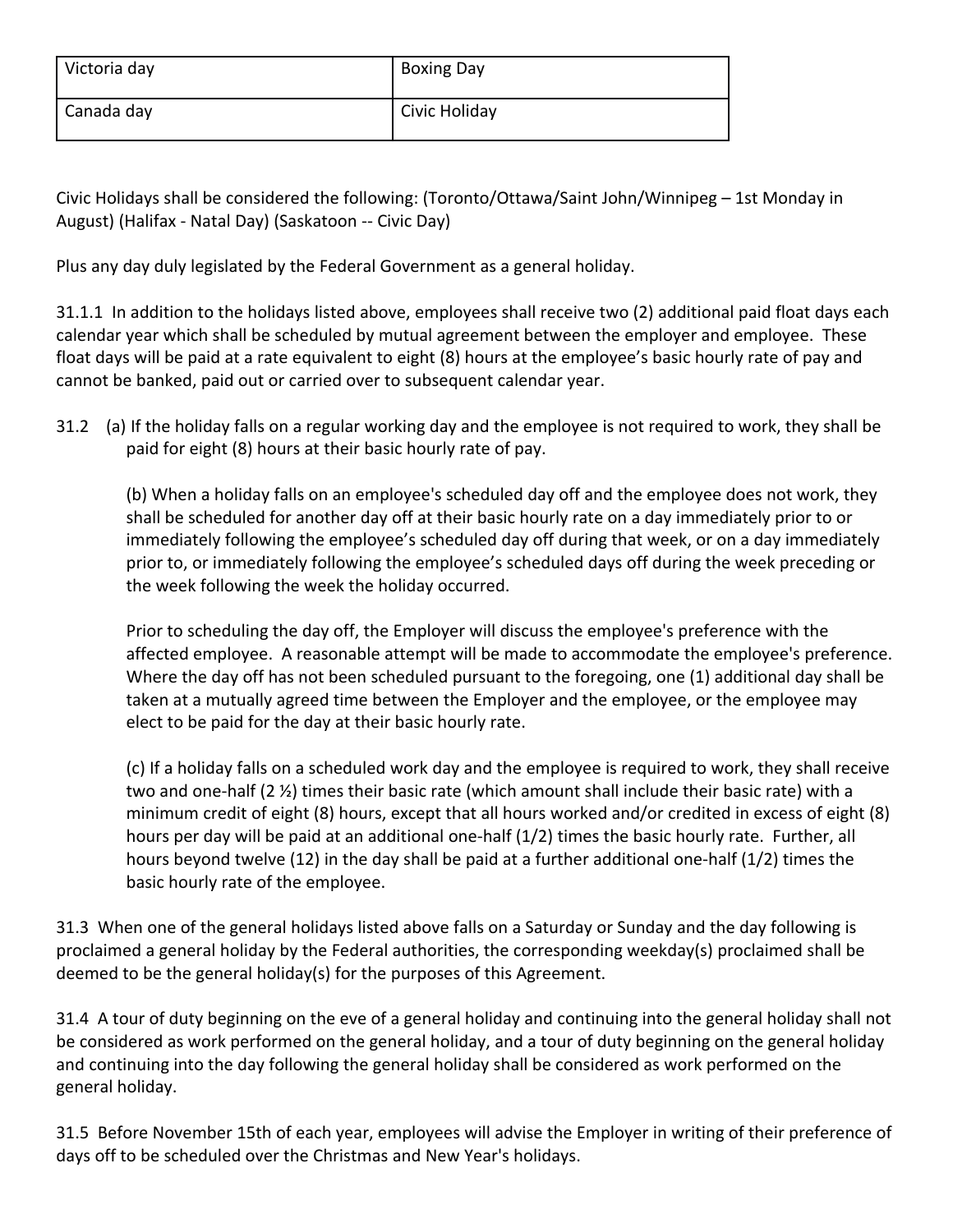| Victoria day | Boxing Day |
|---|---|
| Canada day | Civic Holiday |

Civic Holidays shall be considered the following: (Toronto/Ottawa/Saint John/Winnipeg – 1st Monday in August) (Halifax - Natal Day) (Saskatoon -- Civic Day)

Plus any day duly legislated by the Federal Government as a general holiday.

31.1.1 In addition to the holidays listed above, employees shall receive two (2) additional paid float days each calendar year which shall be scheduled by mutual agreement between the employer and employee. These float days will be paid at a rate equivalent to eight (8) hours at the employee's basic hourly rate of pay and cannot be banked, paid out or carried over to subsequent calendar year.

31.2 (a) If the holiday falls on a regular working day and the employee is not required to work, they shall be paid for eight (8) hours at their basic hourly rate of pay.

(b) When a holiday falls on an employee's scheduled day off and the employee does not work, they shall be scheduled for another day off at their basic hourly rate on a day immediately prior to or immediately following the employee's scheduled day off during that week, or on a day immediately prior to, or immediately following the employee's scheduled days off during the week preceding or the week following the week the holiday occurred.

Prior to scheduling the day off, the Employer will discuss the employee's preference with the affected employee. A reasonable attempt will be made to accommodate the employee's preference. Where the day off has not been scheduled pursuant to the foregoing, one (1) additional day shall be taken at a mutually agreed time between the Employer and the employee, or the employee may elect to be paid for the day at their basic hourly rate.

(c) If a holiday falls on a scheduled work day and the employee is required to work, they shall receive two and one-half (2 ½) times their basic rate (which amount shall include their basic rate) with a minimum credit of eight (8) hours, except that all hours worked and/or credited in excess of eight (8) hours per day will be paid at an additional one-half (1/2) times the basic hourly rate. Further, all hours beyond twelve (12) in the day shall be paid at a further additional one-half (1/2) times the basic hourly rate of the employee.

31.3 When one of the general holidays listed above falls on a Saturday or Sunday and the day following is proclaimed a general holiday by the Federal authorities, the corresponding weekday(s) proclaimed shall be deemed to be the general holiday(s) for the purposes of this Agreement.

31.4 A tour of duty beginning on the eve of a general holiday and continuing into the general holiday shall not be considered as work performed on the general holiday, and a tour of duty beginning on the general holiday and continuing into the day following the general holiday shall be considered as work performed on the general holiday.

31.5 Before November 15th of each year, employees will advise the Employer in writing of their preference of days off to be scheduled over the Christmas and New Year's holidays.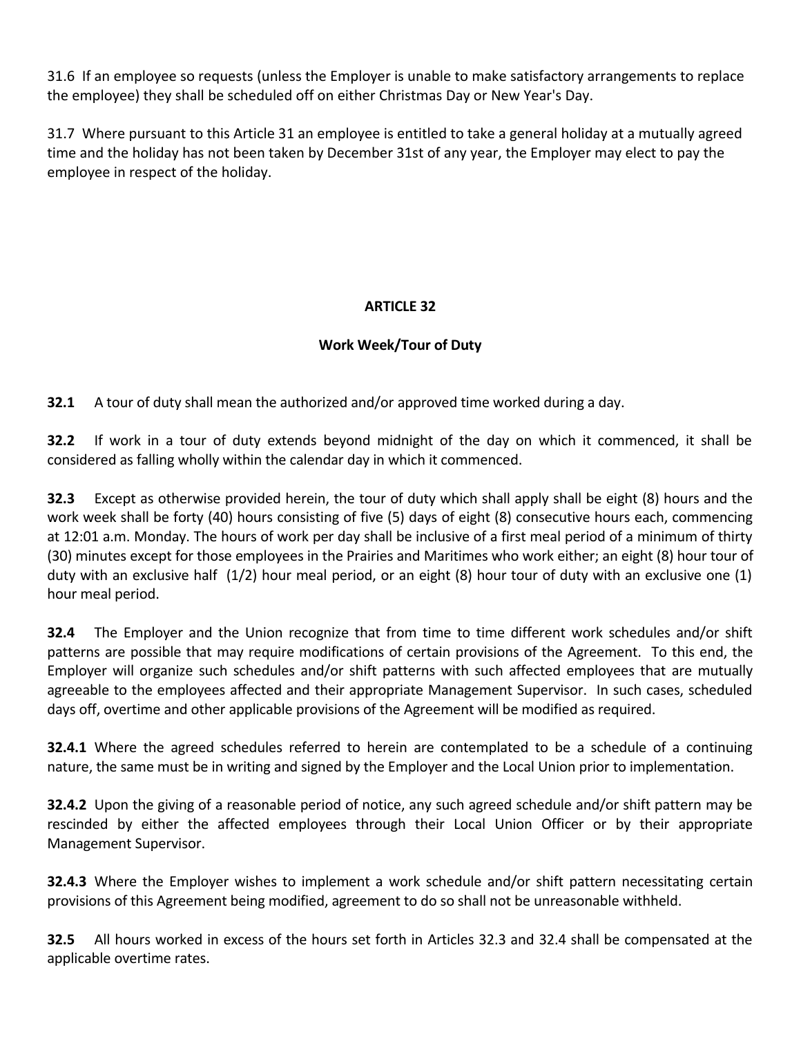31.6 If an employee so requests (unless the Employer is unable to make satisfactory arrangements to replace the employee) they shall be scheduled off on either Christmas Day or New Year's Day.

31.7 Where pursuant to this Article 31 an employee is entitled to take a general holiday at a mutually agreed time and the holiday has not been taken by December 31st of any year, the Employer may elect to pay the employee in respect of the holiday.

## ARTICLE 32

### Work Week/Tour of Duty

**32.1** A tour of duty shall mean the authorized and/or approved time worked during a day.

**32.2** If work in a tour of duty extends beyond midnight of the day on which it commenced, it shall be considered as falling wholly within the calendar day in which it commenced.

**32.3** Except as otherwise provided herein, the tour of duty which shall apply shall be eight (8) hours and the work week shall be forty (40) hours consisting of five (5) days of eight (8) consecutive hours each, commencing at 12:01 a.m. Monday. The hours of work per day shall be inclusive of a first meal period of a minimum of thirty (30) minutes except for those employees in the Prairies and Maritimes who work either; an eight (8) hour tour of duty with an exclusive half (1/2) hour meal period, or an eight (8) hour tour of duty with an exclusive one (1) hour meal period.

**32.4** The Employer and the Union recognize that from time to time different work schedules and/or shift patterns are possible that may require modifications of certain provisions of the Agreement. To this end, the Employer will organize such schedules and/or shift patterns with such affected employees that are mutually agreeable to the employees affected and their appropriate Management Supervisor. In such cases, scheduled days off, overtime and other applicable provisions of the Agreement will be modified as required.

**32.4.1** Where the agreed schedules referred to herein are contemplated to be a schedule of a continuing nature, the same must be in writing and signed by the Employer and the Local Union prior to implementation.

**32.4.2** Upon the giving of a reasonable period of notice, any such agreed schedule and/or shift pattern may be rescinded by either the affected employees through their Local Union Officer or by their appropriate Management Supervisor.

**32.4.3** Where the Employer wishes to implement a work schedule and/or shift pattern necessitating certain provisions of this Agreement being modified, agreement to do so shall not be unreasonable withheld.

**32.5** All hours worked in excess of the hours set forth in Articles 32.3 and 32.4 shall be compensated at the applicable overtime rates.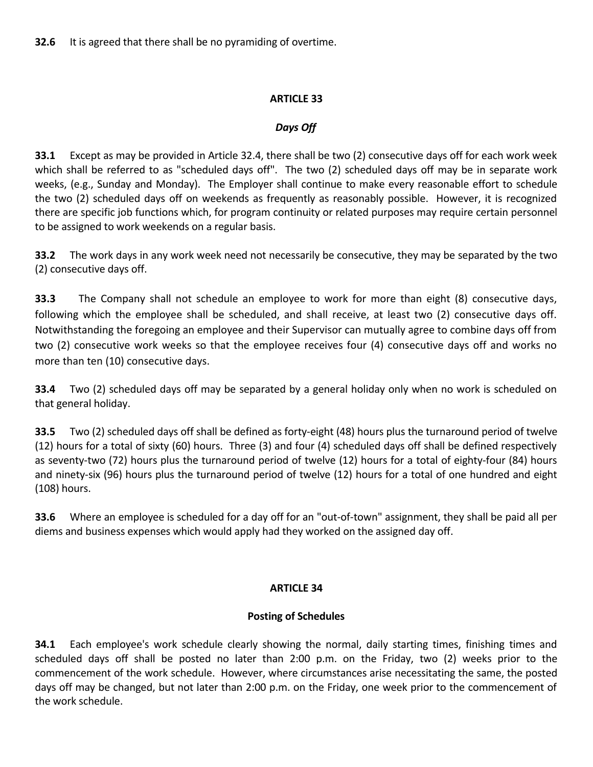**32.6** It is agreed that there shall be no pyramiding of overtime.

## ARTICLE 33

### *Days Off*

**33.1** Except as may be provided in Article 32.4, there shall be two (2) consecutive days off for each work week which shall be referred to as "scheduled days off". The two (2) scheduled days off may be in separate work weeks, (e.g., Sunday and Monday). The Employer shall continue to make every reasonable effort to schedule the two (2) scheduled days off on weekends as frequently as reasonably possible. However, it is recognized there are specific job functions which, for program continuity or related purposes may require certain personnel to be assigned to work weekends on a regular basis.

**33.2** The work days in any work week need not necessarily be consecutive, they may be separated by the two (2) consecutive days off.

**33.3** The Company shall not schedule an employee to work for more than eight (8) consecutive days, following which the employee shall be scheduled, and shall receive, at least two (2) consecutive days off. Notwithstanding the foregoing an employee and their Supervisor can mutually agree to combine days off from two (2) consecutive work weeks so that the employee receives four (4) consecutive days off and works no more than ten (10) consecutive days.

**33.4** Two (2) scheduled days off may be separated by a general holiday only when no work is scheduled on that general holiday.

**33.5** Two (2) scheduled days off shall be defined as forty-eight (48) hours plus the turnaround period of twelve (12) hours for a total of sixty (60) hours. Three (3) and four (4) scheduled days off shall be defined respectively as seventy-two (72) hours plus the turnaround period of twelve (12) hours for a total of eighty-four (84) hours and ninety-six (96) hours plus the turnaround period of twelve (12) hours for a total of one hundred and eight (108) hours.

**33.6** Where an employee is scheduled for a day off for an "out-of-town" assignment, they shall be paid all per diems and business expenses which would apply had they worked on the assigned day off.

## ARTICLE 34

### Posting of Schedules

**34.1** Each employee's work schedule clearly showing the normal, daily starting times, finishing times and scheduled days off shall be posted no later than 2:00 p.m. on the Friday, two (2) weeks prior to the commencement of the work schedule. However, where circumstances arise necessitating the same, the posted days off may be changed, but not later than 2:00 p.m. on the Friday, one week prior to the commencement of the work schedule.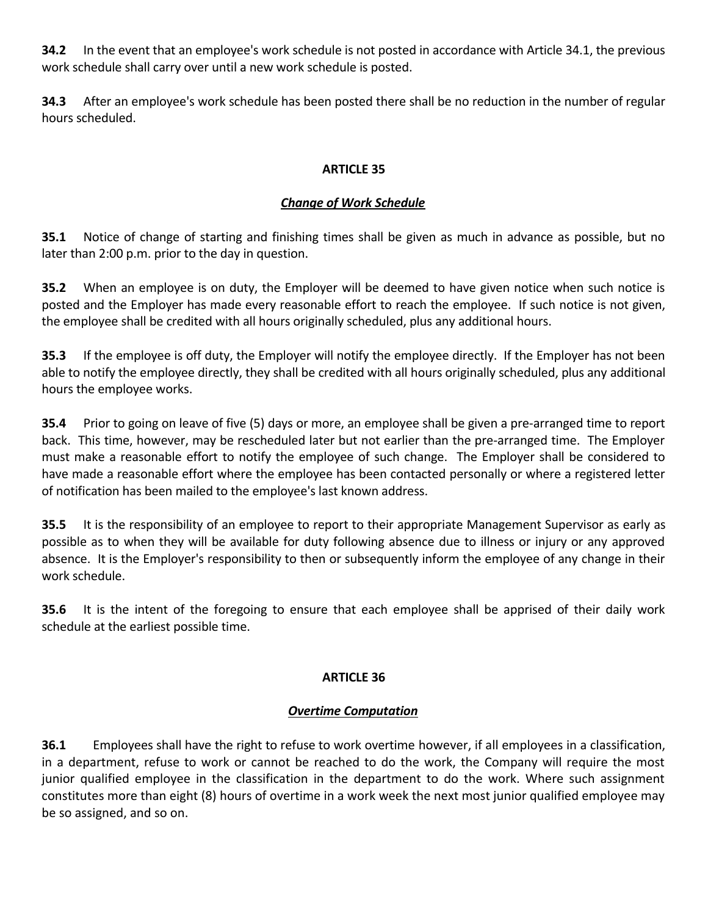**34.2** In the event that an employee's work schedule is not posted in accordance with Article 34.1, the previous work schedule shall carry over until a new work schedule is posted.

**34.3** After an employee's work schedule has been posted there shall be no reduction in the number of regular hours scheduled.

## ARTICLE 35

### *Change of Work Schedule*

**35.1** Notice of change of starting and finishing times shall be given as much in advance as possible, but no later than 2:00 p.m. prior to the day in question.

**35.2** When an employee is on duty, the Employer will be deemed to have given notice when such notice is posted and the Employer has made every reasonable effort to reach the employee. If such notice is not given, the employee shall be credited with all hours originally scheduled, plus any additional hours.

**35.3** If the employee is off duty, the Employer will notify the employee directly. If the Employer has not been able to notify the employee directly, they shall be credited with all hours originally scheduled, plus any additional hours the employee works.

**35.4** Prior to going on leave of five (5) days or more, an employee shall be given a pre-arranged time to report back. This time, however, may be rescheduled later but not earlier than the pre-arranged time. The Employer must make a reasonable effort to notify the employee of such change. The Employer shall be considered to have made a reasonable effort where the employee has been contacted personally or where a registered letter of notification has been mailed to the employee's last known address.

**35.5** It is the responsibility of an employee to report to their appropriate Management Supervisor as early as possible as to when they will be available for duty following absence due to illness or injury or any approved absence. It is the Employer's responsibility to then or subsequently inform the employee of any change in their work schedule.

**35.6** It is the intent of the foregoing to ensure that each employee shall be apprised of their daily work schedule at the earliest possible time.

## ARTICLE 36

### *Overtime Computation*

**36.1** Employees shall have the right to refuse to work overtime however, if all employees in a classification, in a department, refuse to work or cannot be reached to do the work, the Company will require the most junior qualified employee in the classification in the department to do the work. Where such assignment constitutes more than eight (8) hours of overtime in a work week the next most junior qualified employee may be so assigned, and so on.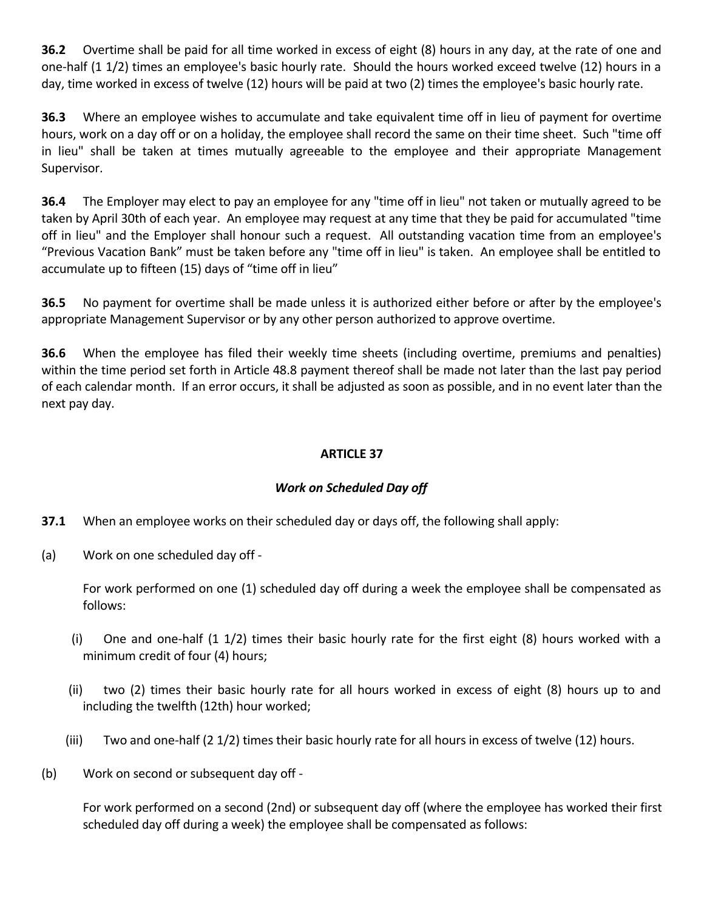**36.2** Overtime shall be paid for all time worked in excess of eight (8) hours in any day, at the rate of one and one-half (1 1/2) times an employee's basic hourly rate. Should the hours worked exceed twelve (12) hours in a day, time worked in excess of twelve (12) hours will be paid at two (2) times the employee's basic hourly rate.

**36.3** Where an employee wishes to accumulate and take equivalent time off in lieu of payment for overtime hours, work on a day off or on a holiday, the employee shall record the same on their time sheet. Such "time off in lieu" shall be taken at times mutually agreeable to the employee and their appropriate Management Supervisor.

**36.4** The Employer may elect to pay an employee for any "time off in lieu" not taken or mutually agreed to be taken by April 30th of each year. An employee may request at any time that they be paid for accumulated "time off in lieu" and the Employer shall honour such a request. All outstanding vacation time from an employee's "Previous Vacation Bank" must be taken before any "time off in lieu" is taken. An employee shall be entitled to accumulate up to fifteen (15) days of "time off in lieu"

**36.5** No payment for overtime shall be made unless it is authorized either before or after by the employee's appropriate Management Supervisor or by any other person authorized to approve overtime.

**36.6** When the employee has filed their weekly time sheets (including overtime, premiums and penalties) within the time period set forth in Article 48.8 payment thereof shall be made not later than the last pay period of each calendar month. If an error occurs, it shall be adjusted as soon as possible, and in no event later than the next pay day.

## ARTICLE 37

### *Work on Scheduled Day off*

**37.1** When an employee works on their scheduled day or days off, the following shall apply:

(a) Work on one scheduled day off -

For work performed on one (1) scheduled day off during a week the employee shall be compensated as follows:

(i) One and one-half (1 1/2) times their basic hourly rate for the first eight (8) hours worked with a minimum credit of four (4) hours;

(ii) two (2) times their basic hourly rate for all hours worked in excess of eight (8) hours up to and including the twelfth (12th) hour worked;

(iii) Two and one-half (2 1/2) times their basic hourly rate for all hours in excess of twelve (12) hours.

(b) Work on second or subsequent day off -

For work performed on a second (2nd) or subsequent day off (where the employee has worked their first scheduled day off during a week) the employee shall be compensated as follows: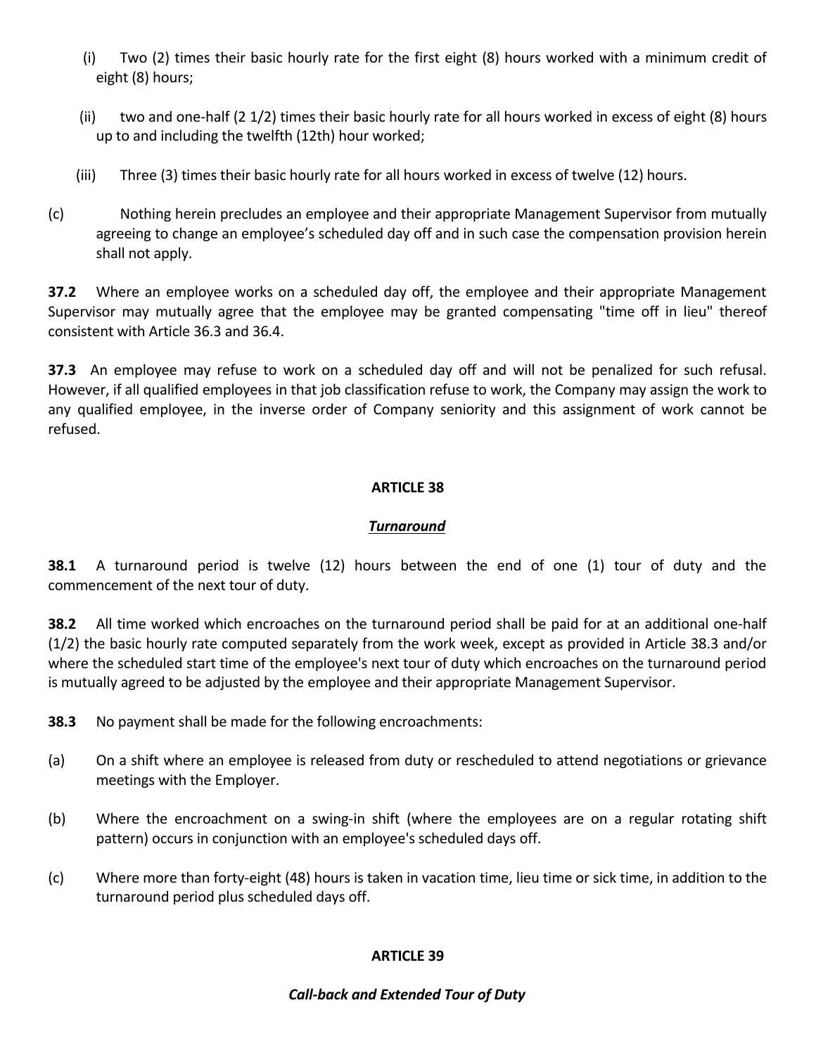(i) Two (2) times their basic hourly rate for the first eight (8) hours worked with a minimum credit of eight (8) hours;

(ii) two and one-half (2 1/2) times their basic hourly rate for all hours worked in excess of eight (8) hours up to and including the twelfth (12th) hour worked;

(iii) Three (3) times their basic hourly rate for all hours worked in excess of twelve (12) hours.

(c) Nothing herein precludes an employee and their appropriate Management Supervisor from mutually agreeing to change an employee's scheduled day off and in such case the compensation provision herein shall not apply.

**37.2** Where an employee works on a scheduled day off, the employee and their appropriate Management Supervisor may mutually agree that the employee may be granted compensating "time off in lieu" thereof consistent with Article 36.3 and 36.4.

**37.3** An employee may refuse to work on a scheduled day off and will not be penalized for such refusal. However, if all qualified employees in that job classification refuse to work, the Company may assign the work to any qualified employee, in the inverse order of Company seniority and this assignment of work cannot be refused.

## ARTICLE 38

### ***Turnaround***

**38.1** A turnaround period is twelve (12) hours between the end of one (1) tour of duty and the commencement of the next tour of duty.

**38.2** All time worked which encroaches on the turnaround period shall be paid for at an additional one-half (1/2) the basic hourly rate computed separately from the work week, except as provided in Article 38.3 and/or where the scheduled start time of the employee's next tour of duty which encroaches on the turnaround period is mutually agreed to be adjusted by the employee and their appropriate Management Supervisor.

**38.3** No payment shall be made for the following encroachments:

(a) On a shift where an employee is released from duty or rescheduled to attend negotiations or grievance meetings with the Employer.

(b) Where the encroachment on a swing-in shift (where the employees are on a regular rotating shift pattern) occurs in conjunction with an employee's scheduled days off.

(c) Where more than forty-eight (48) hours is taken in vacation time, lieu time or sick time, in addition to the turnaround period plus scheduled days off.

## ARTICLE 39

### *Call-back and Extended Tour of Duty*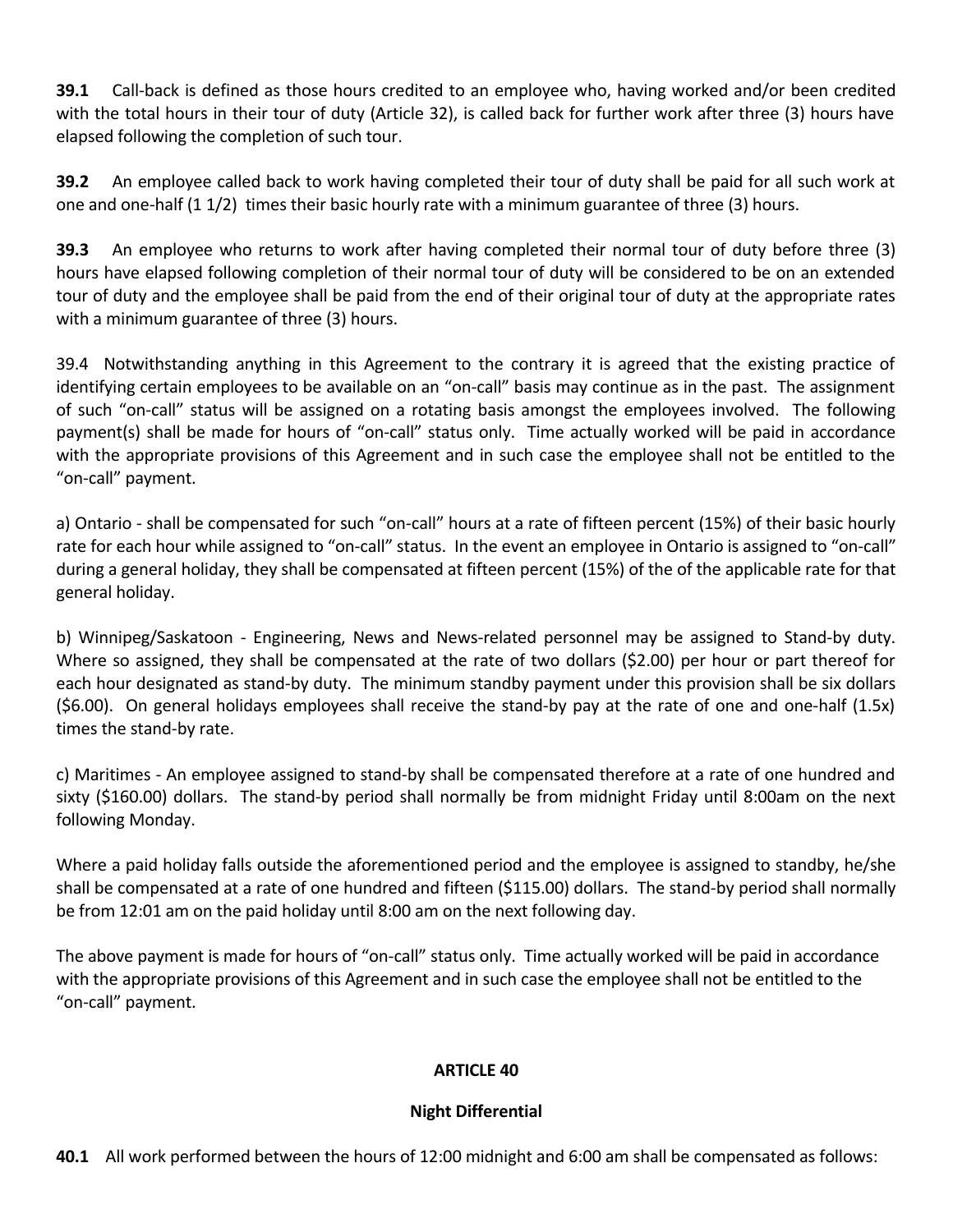**39.1** Call-back is defined as those hours credited to an employee who, having worked and/or been credited with the total hours in their tour of duty (Article 32), is called back for further work after three (3) hours have elapsed following the completion of such tour.

**39.2** An employee called back to work having completed their tour of duty shall be paid for all such work at one and one-half (1 1/2) times their basic hourly rate with a minimum guarantee of three (3) hours.

**39.3** An employee who returns to work after having completed their normal tour of duty before three (3) hours have elapsed following completion of their normal tour of duty will be considered to be on an extended tour of duty and the employee shall be paid from the end of their original tour of duty at the appropriate rates with a minimum guarantee of three (3) hours.

39.4 Notwithstanding anything in this Agreement to the contrary it is agreed that the existing practice of identifying certain employees to be available on an "on-call" basis may continue as in the past. The assignment of such "on-call" status will be assigned on a rotating basis amongst the employees involved. The following payment(s) shall be made for hours of "on-call" status only. Time actually worked will be paid in accordance with the appropriate provisions of this Agreement and in such case the employee shall not be entitled to the "on-call" payment.

a) Ontario - shall be compensated for such "on-call" hours at a rate of fifteen percent (15%) of their basic hourly rate for each hour while assigned to "on-call" status. In the event an employee in Ontario is assigned to "on-call" during a general holiday, they shall be compensated at fifteen percent (15%) of the of the applicable rate for that general holiday.

b) Winnipeg/Saskatoon - Engineering, News and News-related personnel may be assigned to Stand-by duty. Where so assigned, they shall be compensated at the rate of two dollars ($2.00) per hour or part thereof for each hour designated as stand-by duty. The minimum standby payment under this provision shall be six dollars ($6.00). On general holidays employees shall receive the stand-by pay at the rate of one and one-half (1.5x) times the stand-by rate.

c) Maritimes - An employee assigned to stand-by shall be compensated therefore at a rate of one hundred and sixty ($160.00) dollars. The stand-by period shall normally be from midnight Friday until 8:00am on the next following Monday.

Where a paid holiday falls outside the aforementioned period and the employee is assigned to standby, he/she shall be compensated at a rate of one hundred and fifteen ($115.00) dollars. The stand-by period shall normally be from 12:01 am on the paid holiday until 8:00 am on the next following day.

The above payment is made for hours of "on-call" status only. Time actually worked will be paid in accordance with the appropriate provisions of this Agreement and in such case the employee shall not be entitled to the "on-call" payment.

## ARTICLE 40

### Night Differential

**40.1** All work performed between the hours of 12:00 midnight and 6:00 am shall be compensated as follows: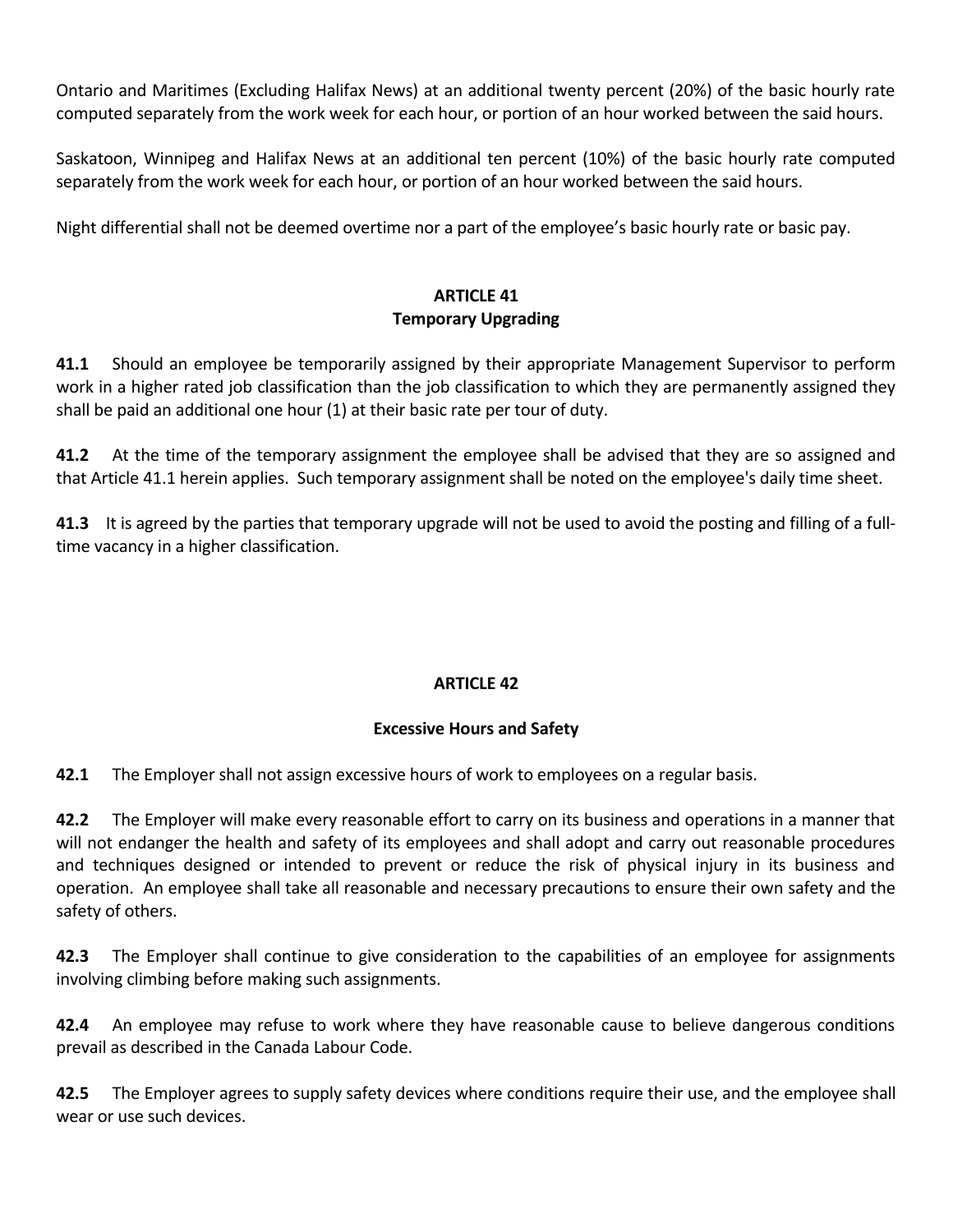Ontario and Maritimes (Excluding Halifax News) at an additional twenty percent (20%) of the basic hourly rate computed separately from the work week for each hour, or portion of an hour worked between the said hours.

Saskatoon, Winnipeg and Halifax News at an additional ten percent (10%) of the basic hourly rate computed separately from the work week for each hour, or portion of an hour worked between the said hours.

Night differential shall not be deemed overtime nor a part of the employee's basic hourly rate or basic pay.

## ARTICLE 41
## Temporary Upgrading

**41.1** Should an employee be temporarily assigned by their appropriate Management Supervisor to perform work in a higher rated job classification than the job classification to which they are permanently assigned they shall be paid an additional one hour (1) at their basic rate per tour of duty.

**41.2** At the time of the temporary assignment the employee shall be advised that they are so assigned and that Article 41.1 herein applies. Such temporary assignment shall be noted on the employee's daily time sheet.

**41.3** It is agreed by the parties that temporary upgrade will not be used to avoid the posting and filling of a full-time vacancy in a higher classification.

## ARTICLE 42

## Excessive Hours and Safety

**42.1** The Employer shall not assign excessive hours of work to employees on a regular basis.

**42.2** The Employer will make every reasonable effort to carry on its business and operations in a manner that will not endanger the health and safety of its employees and shall adopt and carry out reasonable procedures and techniques designed or intended to prevent or reduce the risk of physical injury in its business and operation. An employee shall take all reasonable and necessary precautions to ensure their own safety and the safety of others.

**42.3** The Employer shall continue to give consideration to the capabilities of an employee for assignments involving climbing before making such assignments.

**42.4** An employee may refuse to work where they have reasonable cause to believe dangerous conditions prevail as described in the Canada Labour Code.

**42.5** The Employer agrees to supply safety devices where conditions require their use, and the employee shall wear or use such devices.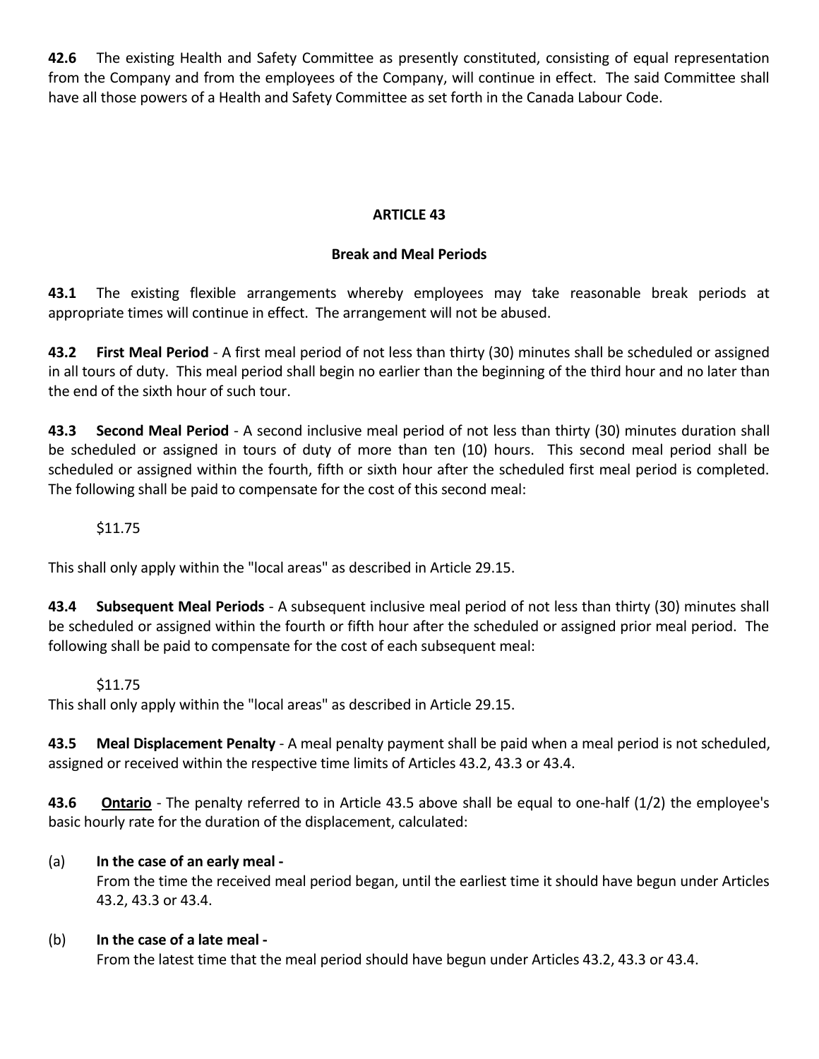**42.6** The existing Health and Safety Committee as presently constituted, consisting of equal representation from the Company and from the employees of the Company, will continue in effect. The said Committee shall have all those powers of a Health and Safety Committee as set forth in the Canada Labour Code.

## ARTICLE 43

### Break and Meal Periods

**43.1** The existing flexible arrangements whereby employees may take reasonable break periods at appropriate times will continue in effect. The arrangement will not be abused.

**43.2** **First Meal Period** - A first meal period of not less than thirty (30) minutes shall be scheduled or assigned in all tours of duty. This meal period shall begin no earlier than the beginning of the third hour and no later than the end of the sixth hour of such tour.

**43.3** **Second Meal Period** - A second inclusive meal period of not less than thirty (30) minutes duration shall be scheduled or assigned in tours of duty of more than ten (10) hours. This second meal period shall be scheduled or assigned within the fourth, fifth or sixth hour after the scheduled first meal period is completed. The following shall be paid to compensate for the cost of this second meal:

$11.75

This shall only apply within the "local areas" as described in Article 29.15.

**43.4** **Subsequent Meal Periods** - A subsequent inclusive meal period of not less than thirty (30) minutes shall be scheduled or assigned within the fourth or fifth hour after the scheduled or assigned prior meal period. The following shall be paid to compensate for the cost of each subsequent meal:

$11.75

This shall only apply within the "local areas" as described in Article 29.15.

**43.5** **Meal Displacement Penalty** - A meal penalty payment shall be paid when a meal period is not scheduled, assigned or received within the respective time limits of Articles 43.2, 43.3 or 43.4.

**43.6** **<u>Ontario</u>** - The penalty referred to in Article 43.5 above shall be equal to one-half (1/2) the employee's basic hourly rate for the duration of the displacement, calculated:

(a) **In the case of an early meal -**
From the time the received meal period began, until the earliest time it should have begun under Articles 43.2, 43.3 or 43.4.

(b) **In the case of a late meal -**
From the latest time that the meal period should have begun under Articles 43.2, 43.3 or 43.4.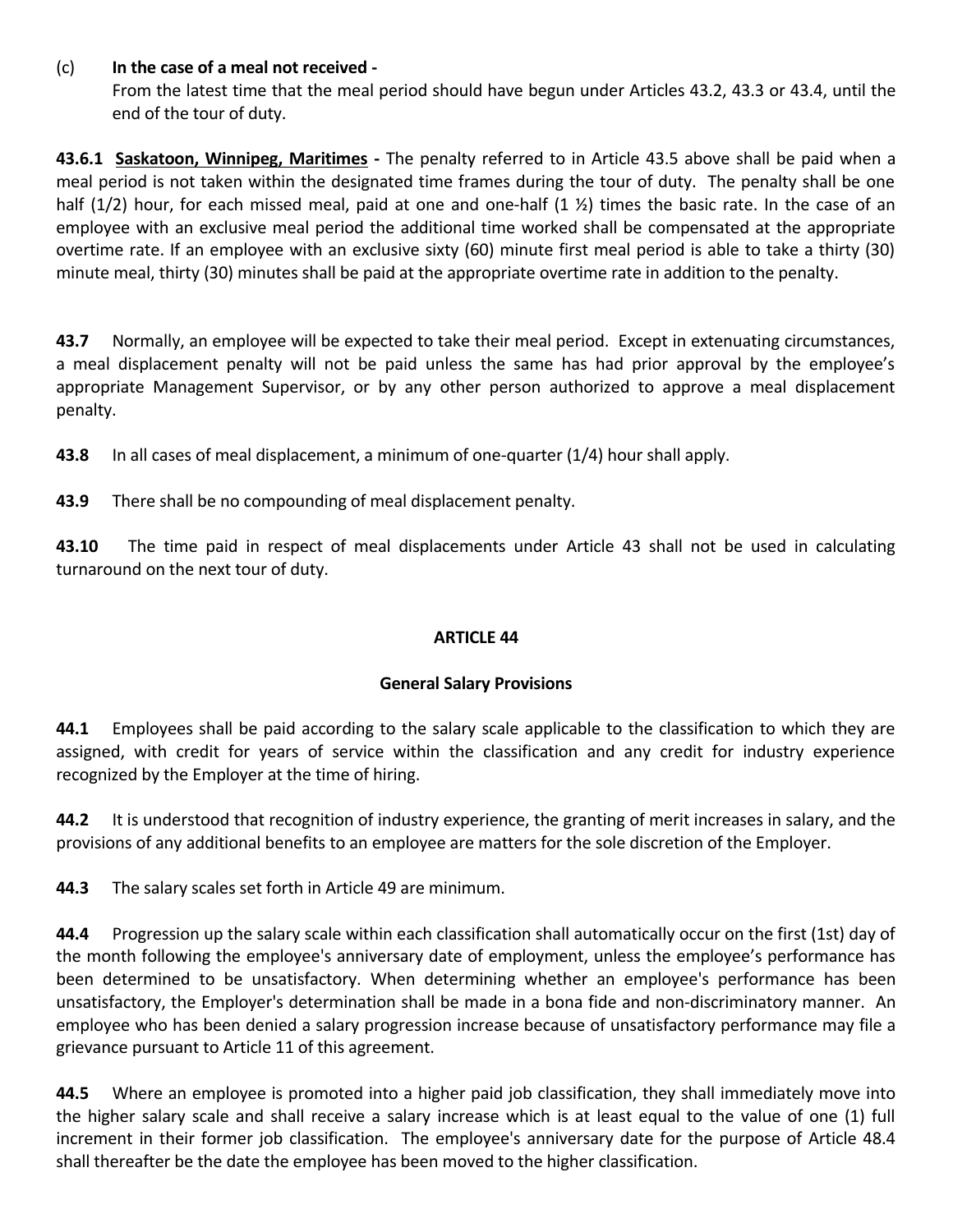(c) **In the case of a meal not received -**
From the latest time that the meal period should have begun under Articles 43.2, 43.3 or 43.4, until the end of the tour of duty.

**43.6.1** **<u>Saskatoon, Winnipeg, Maritimes</u> -** The penalty referred to in Article 43.5 above shall be paid when a meal period is not taken within the designated time frames during the tour of duty. The penalty shall be one half (1/2) hour, for each missed meal, paid at one and one-half (1 ½) times the basic rate. In the case of an employee with an exclusive meal period the additional time worked shall be compensated at the appropriate overtime rate. If an employee with an exclusive sixty (60) minute first meal period is able to take a thirty (30) minute meal, thirty (30) minutes shall be paid at the appropriate overtime rate in addition to the penalty.

**43.7** Normally, an employee will be expected to take their meal period. Except in extenuating circumstances, a meal displacement penalty will not be paid unless the same has had prior approval by the employee's appropriate Management Supervisor, or by any other person authorized to approve a meal displacement penalty.

**43.8** In all cases of meal displacement, a minimum of one-quarter (1/4) hour shall apply.

**43.9** There shall be no compounding of meal displacement penalty.

**43.10** The time paid in respect of meal displacements under Article 43 shall not be used in calculating turnaround on the next tour of duty.

## ARTICLE 44

### General Salary Provisions

**44.1** Employees shall be paid according to the salary scale applicable to the classification to which they are assigned, with credit for years of service within the classification and any credit for industry experience recognized by the Employer at the time of hiring.

**44.2** It is understood that recognition of industry experience, the granting of merit increases in salary, and the provisions of any additional benefits to an employee are matters for the sole discretion of the Employer.

**44.3** The salary scales set forth in Article 49 are minimum.

**44.4** Progression up the salary scale within each classification shall automatically occur on the first (1st) day of the month following the employee's anniversary date of employment, unless the employee's performance has been determined to be unsatisfactory. When determining whether an employee's performance has been unsatisfactory, the Employer's determination shall be made in a bona fide and non-discriminatory manner. An employee who has been denied a salary progression increase because of unsatisfactory performance may file a grievance pursuant to Article 11 of this agreement.

**44.5** Where an employee is promoted into a higher paid job classification, they shall immediately move into the higher salary scale and shall receive a salary increase which is at least equal to the value of one (1) full increment in their former job classification. The employee's anniversary date for the purpose of Article 48.4 shall thereafter be the date the employee has been moved to the higher classification.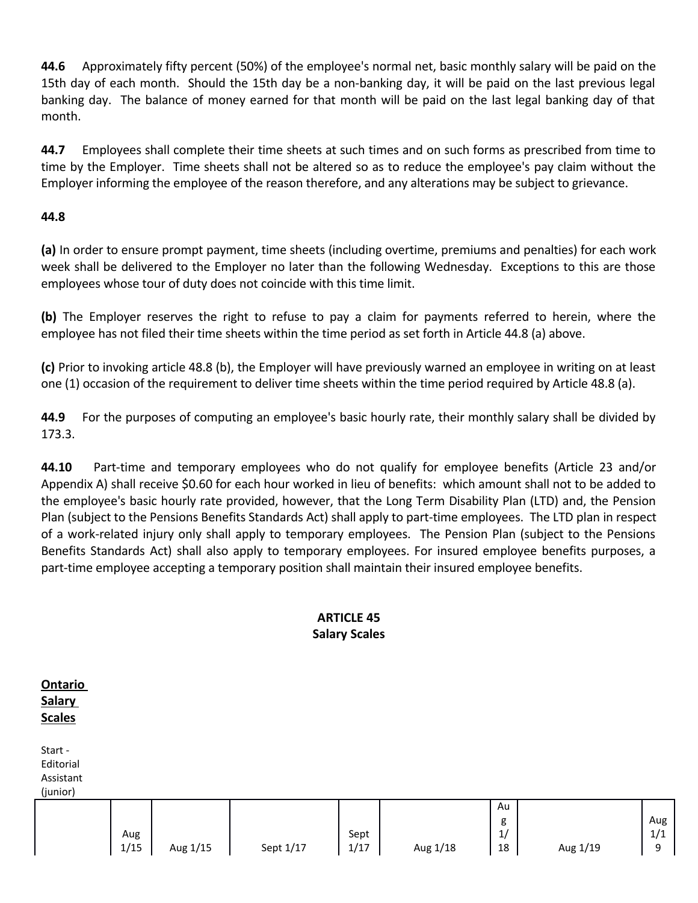**44.6** Approximately fifty percent (50%) of the employee's normal net, basic monthly salary will be paid on the 15th day of each month. Should the 15th day be a non-banking day, it will be paid on the last previous legal banking day. The balance of money earned for that month will be paid on the last legal banking day of that month.

**44.7** Employees shall complete their time sheets at such times and on such forms as prescribed from time to time by the Employer. Time sheets shall not be altered so as to reduce the employee's pay claim without the Employer informing the employee of the reason therefore, and any alterations may be subject to grievance.

**44.8**

**(a)** In order to ensure prompt payment, time sheets (including overtime, premiums and penalties) for each work week shall be delivered to the Employer no later than the following Wednesday. Exceptions to this are those employees whose tour of duty does not coincide with this time limit.

**(b)** The Employer reserves the right to refuse to pay a claim for payments referred to herein, where the employee has not filed their time sheets within the time period as set forth in Article 44.8 (a) above.

**(c)** Prior to invoking article 48.8 (b), the Employer will have previously warned an employee in writing on at least one (1) occasion of the requirement to deliver time sheets within the time period required by Article 48.8 (a).

**44.9** For the purposes of computing an employee's basic hourly rate, their monthly salary shall be divided by 173.3.

**44.10** Part-time and temporary employees who do not qualify for employee benefits (Article 23 and/or Appendix A) shall receive $0.60 for each hour worked in lieu of benefits: which amount shall not to be added to the employee's basic hourly rate provided, however, that the Long Term Disability Plan (LTD) and, the Pension Plan (subject to the Pensions Benefits Standards Act) shall apply to part-time employees. The LTD plan in respect of a work-related injury only shall apply to temporary employees. The Pension Plan (subject to the Pensions Benefits Standards Act) shall also apply to temporary employees. For insured employee benefits purposes, a part-time employee accepting a temporary position shall maintain their insured employee benefits.

## ARTICLE 45
## Salary Scales

**Ontario Salary Scales**

Start - Editorial Assistant (junior)

| | Aug 1/15 | Aug 1/15 | Sept 1/17 | Sept 1/17 | Aug 1/18 | Aug 1/18 | Aug 1/19 | Aug 1/19 |
|---|---|---|---|---|---|---|---|---|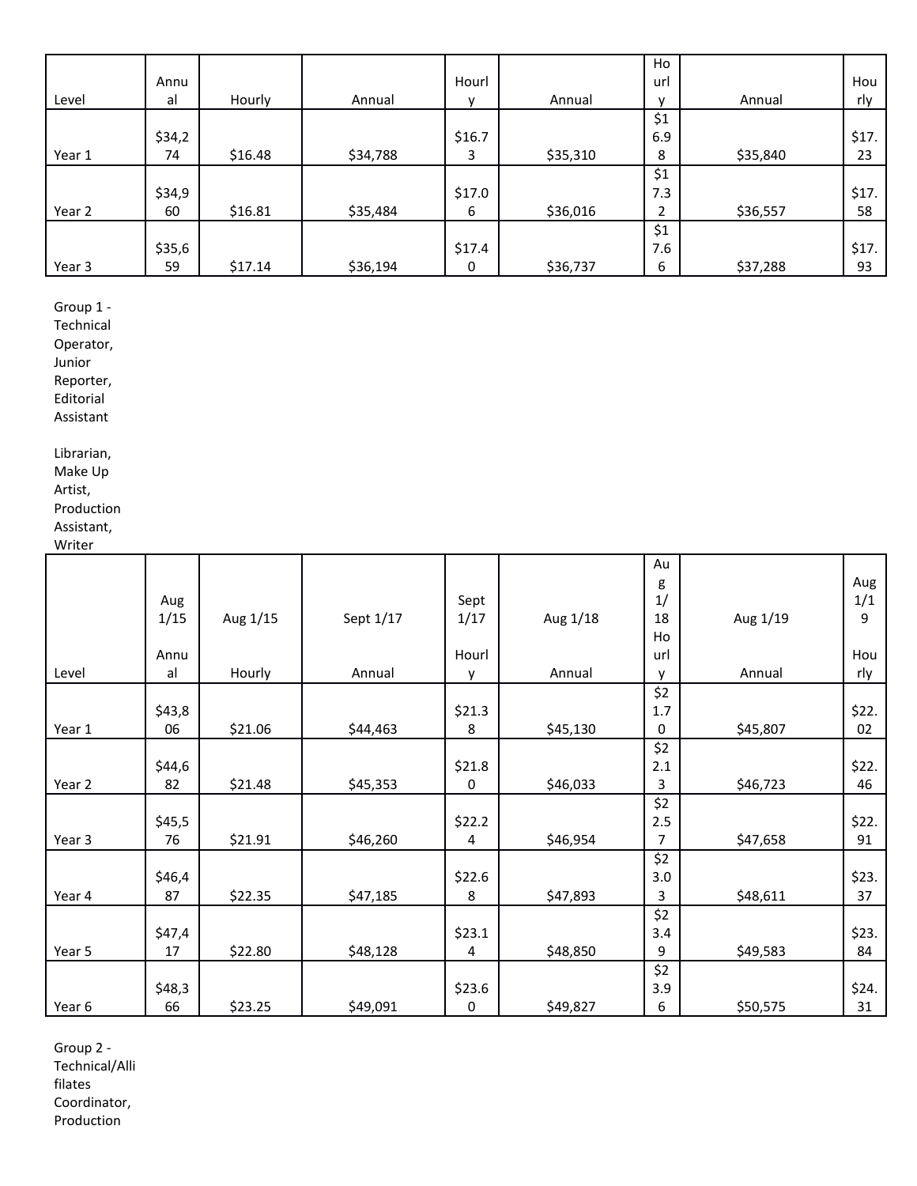| Level | Annual | Hourly | Annual | Hourly | Annual | Hourly | Annual | Hourly |
|---|---|---|---|---|---|---|---|---|
| Year 1 | $34,274 | $16.48 | $34,788 | $16.73 | $35,310 | $16.98 | $35,840 | $17.23 |
| Year 2 | $34,960 | $16.81 | $35,484 | $17.06 | $36,016 | $17.32 | $36,557 | $17.58 |
| Year 3 | $35,659 | $17.14 | $36,194 | $17.40 | $36,737 | $17.66 | $37,288 | $17.93 |

Group 1 - Technical Operator, Junior Reporter, Editorial Assistant

Librarian, Make Up Artist, Production Assistant, Writer

| Level | Aug 1/15 Annual | Aug 1/15 Hourly | Sept 1/17 Annual | Sept 1/17 Hourly | Aug 1/18 Annual | Aug 1/18 Hourly | Aug 1/19 Annual | Aug 1/19 Hourly |
|---|---|---|---|---|---|---|---|---|
| Year 1 | $43,806 | $21.06 | $44,463 | $21.38 | $45,130 | $21.70 | $45,807 | $22.02 |
| Year 2 | $44,682 | $21.48 | $45,353 | $21.80 | $46,033 | $22.13 | $46,723 | $22.46 |
| Year 3 | $45,576 | $21.91 | $46,260 | $22.24 | $46,954 | $22.57 | $47,658 | $22.91 |
| Year 4 | $46,487 | $22.35 | $47,185 | $22.68 | $47,893 | $23.03 | $48,611 | $23.37 |
| Year 5 | $47,417 | $22.80 | $48,128 | $23.14 | $48,850 | $23.49 | $49,583 | $23.84 |
| Year 6 | $48,366 | $23.25 | $49,091 | $23.60 | $49,827 | $23.96 | $50,575 | $24.31 |

Group 2 - Technical/Allifilates Coordinator, Production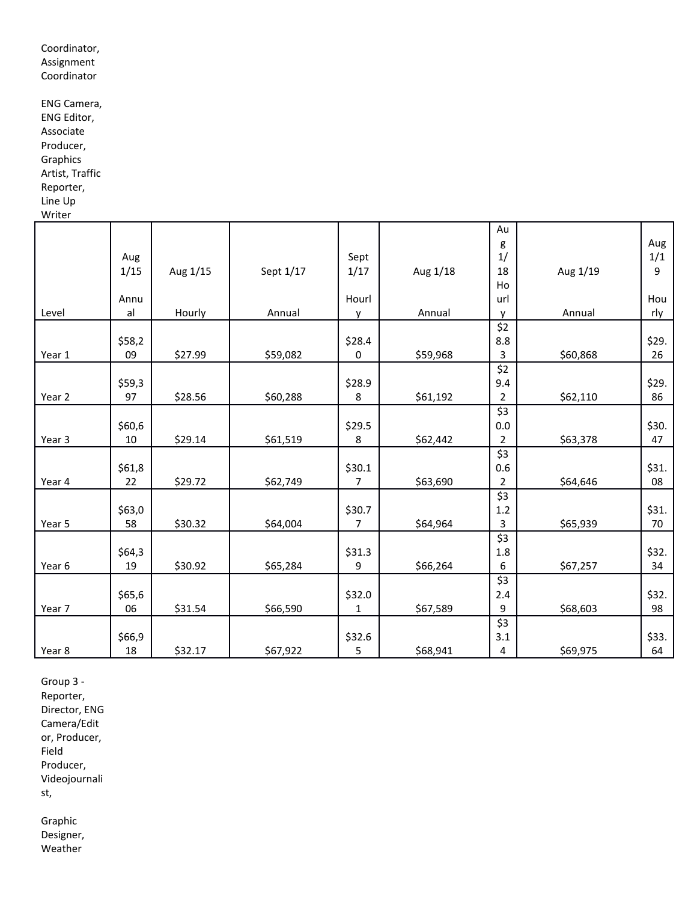Coordinator, Assignment Coordinator

ENG Camera, ENG Editor, Associate Producer, Graphics Artist, Traffic Reporter, Line Up Writer

| Level | Aug 1/15 Annual | Aug 1/15 Hourly | Sept 1/17 Annual | Sept 1/17 Hourly | Aug 1/18 Annual | Aug 1/18 Hourly | Aug 1/19 Annual | Aug 1/19 Hourly |
|---|---|---|---|---|---|---|---|---|
| Year 1 | $58,209 | $27.99 | $59,082 | $28.40 | $59,968 | $28.83 | $60,868 | $29.26 |
| Year 2 | $59,397 | $28.56 | $60,288 | $28.98 | $61,192 | $29.42 | $62,110 | $29.86 |
| Year 3 | $60,610 | $29.14 | $61,519 | $29.58 | $62,442 | $30.02 | $63,378 | $30.47 |
| Year 4 | $61,822 | $29.72 | $62,749 | $30.17 | $63,690 | $30.62 | $64,646 | $31.08 |
| Year 5 | $63,058 | $30.32 | $64,004 | $30.77 | $64,964 | $31.23 | $65,939 | $31.70 |
| Year 6 | $64,319 | $30.92 | $65,284 | $31.39 | $66,264 | $31.86 | $67,257 | $32.34 |
| Year 7 | $65,606 | $31.54 | $66,590 | $32.01 | $67,589 | $32.49 | $68,603 | $32.98 |
| Year 8 | $66,918 | $32.17 | $67,922 | $32.65 | $68,941 | $33.14 | $69,975 | $33.64 |

Group 3 - Reporter, Director, ENG Camera/Editor, Producer, Field Producer, Videojournalist,

Graphic Designer, Weather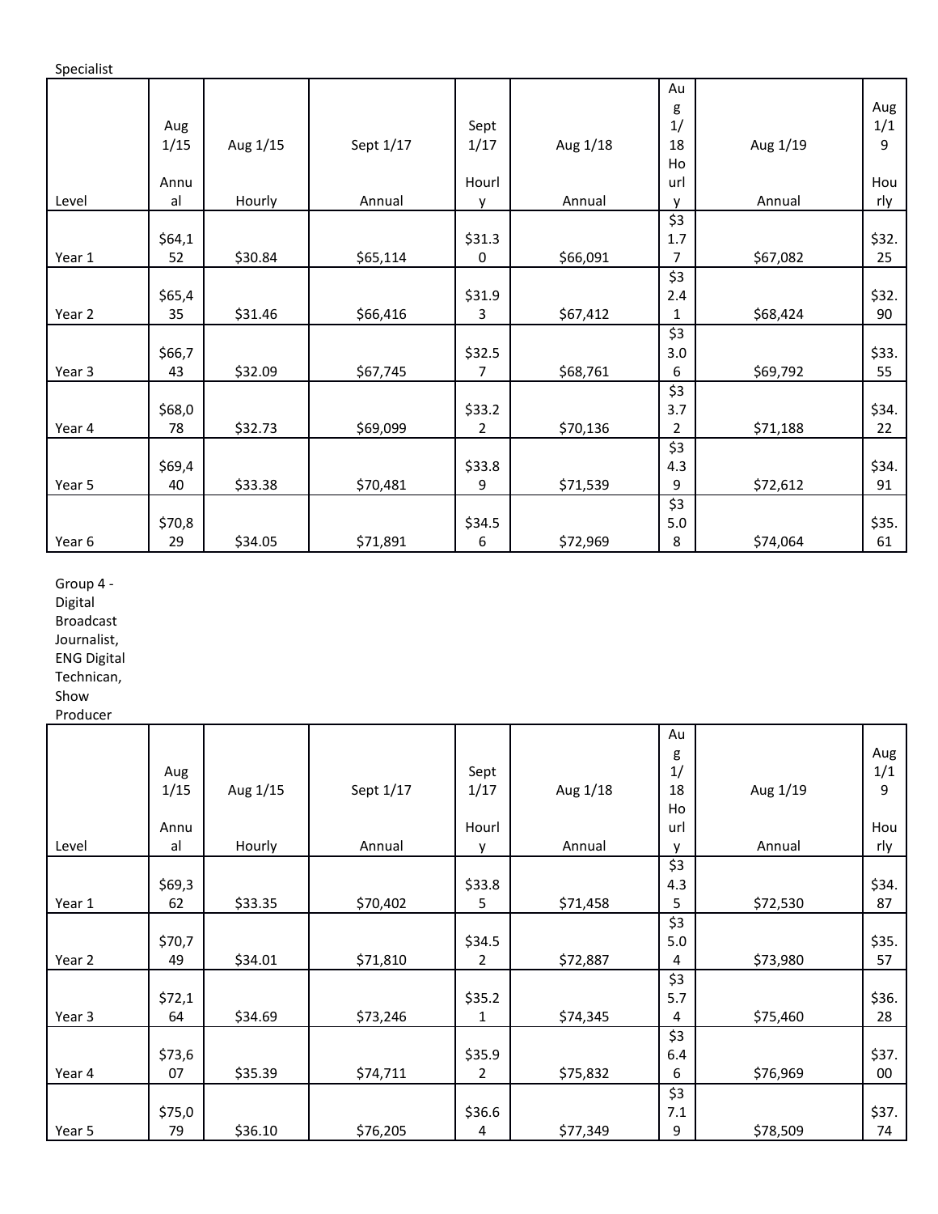Specialist

| Level | Aug 1/15 Annual | Aug 1/15 Hourly | Sept 1/17 Annual | Sept 1/17 Hourly | Aug 1/18 Annual | Aug 1/18 Hourly | Aug 1/19 Annual | Aug 1/19 Hourly |
|---|---|---|---|---|---|---|---|---|
| Year 1 | $64,152 | $30.84 | $65,114 | $31.30 | $66,091 | $31.77 | $67,082 | $32.25 |
| Year 2 | $65,435 | $31.46 | $66,416 | $31.93 | $67,412 | $32.41 | $68,424 | $32.90 |
| Year 3 | $66,743 | $32.09 | $67,745 | $32.57 | $68,761 | $33.06 | $69,792 | $33.55 |
| Year 4 | $68,078 | $32.73 | $69,099 | $33.22 | $70,136 | $33.72 | $71,188 | $34.22 |
| Year 5 | $69,440 | $33.38 | $70,481 | $33.89 | $71,539 | $34.39 | $72,612 | $34.91 |
| Year 6 | $70,829 | $34.05 | $71,891 | $34.56 | $72,969 | $35.08 | $74,064 | $35.61 |

Group 4 - Digital Broadcast Journalist, ENG Digital Technican, Show Producer

| Level | Aug 1/15 Annual | Aug 1/15 Hourly | Sept 1/17 Annual | Sept 1/17 Hourly | Aug 1/18 Annual | Aug 1/18 Hourly | Aug 1/19 Annual | Aug 1/19 Hourly |
|---|---|---|---|---|---|---|---|---|
| Year 1 | $69,362 | $33.35 | $70,402 | $33.85 | $71,458 | $34.35 | $72,530 | $34.87 |
| Year 2 | $70,749 | $34.01 | $71,810 | $34.52 | $72,887 | $35.04 | $73,980 | $35.57 |
| Year 3 | $72,164 | $34.69 | $73,246 | $35.21 | $74,345 | $35.74 | $75,460 | $36.28 |
| Year 4 | $73,607 | $35.39 | $74,711 | $35.92 | $75,832 | $36.46 | $76,969 | $37.00 |
| Year 5 | $75,079 | $36.10 | $76,205 | $36.64 | $77,349 | $37.19 | $78,509 | $37.74 |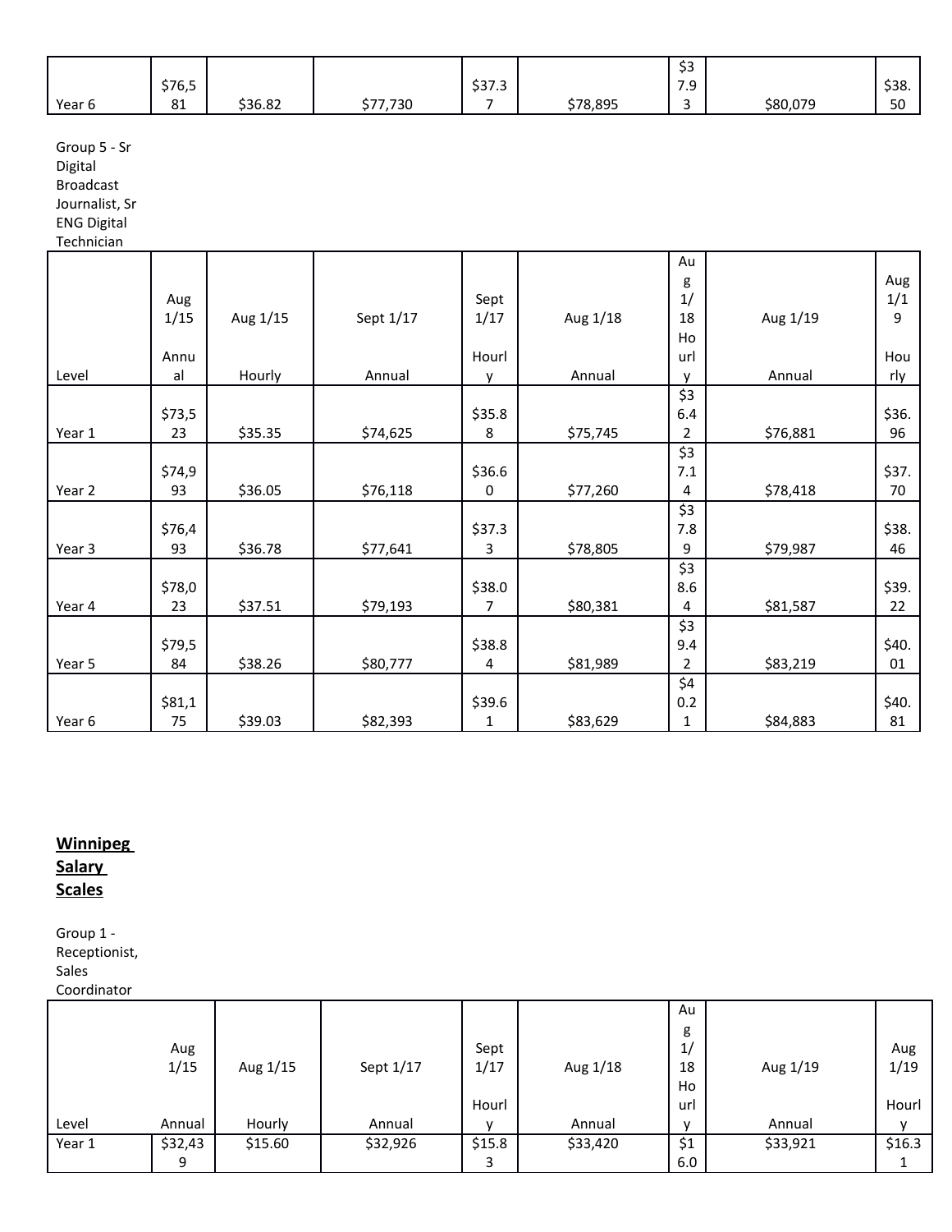| Year 6 | $76,581 | $36.82 | $77,730 | $37.37 | $78,895 | $37.93 | $80,079 | $38.50 |
|---|---|---|---|---|---|---|---|---|

Group 5 - Sr Digital Broadcast Journalist, Sr ENG Digital Technician

| Level | Aug 1/15 Annual | Aug 1/15 Hourly | Sept 1/17 Annual | Sept 1/17 Hourly | Aug 1/18 Annual | Aug 1/18 Hourly | Aug 1/19 Annual | Aug 1/19 Hourly |
|---|---|---|---|---|---|---|---|---|
| Year 1 | $73,523 | $35.35 | $74,625 | $35.88 | $75,745 | $36.42 | $76,881 | $36.96 |
| Year 2 | $74,993 | $36.05 | $76,118 | $36.60 | $77,260 | $37.14 | $78,418 | $37.70 |
| Year 3 | $76,493 | $36.78 | $77,641 | $37.33 | $78,805 | $37.89 | $79,987 | $38.46 |
| Year 4 | $78,023 | $37.51 | $79,193 | $38.07 | $80,381 | $38.64 | $81,587 | $39.22 |
| Year 5 | $79,584 | $38.26 | $80,777 | $38.84 | $81,989 | $39.42 | $83,219 | $40.01 |
| Year 6 | $81,175 | $39.03 | $82,393 | $39.61 | $83,629 | $40.21 | $84,883 | $40.81 |

**Winnipeg Salary Scales**

Group 1 - Receptionist, Sales Coordinator

| Level | Aug 1/15 Annual | Aug 1/15 Hourly | Sept 1/17 Annual | Sept 1/17 Hourly | Aug 1/18 Annual | Aug 1/18 Hourly | Aug 1/19 Annual | Aug 1/19 Hourly |
|---|---|---|---|---|---|---|---|---|
| Year 1 | $32,439 | $15.60 | $32,926 | $15.83 | $33,420 | $16.0 | $33,921 | $16.31 |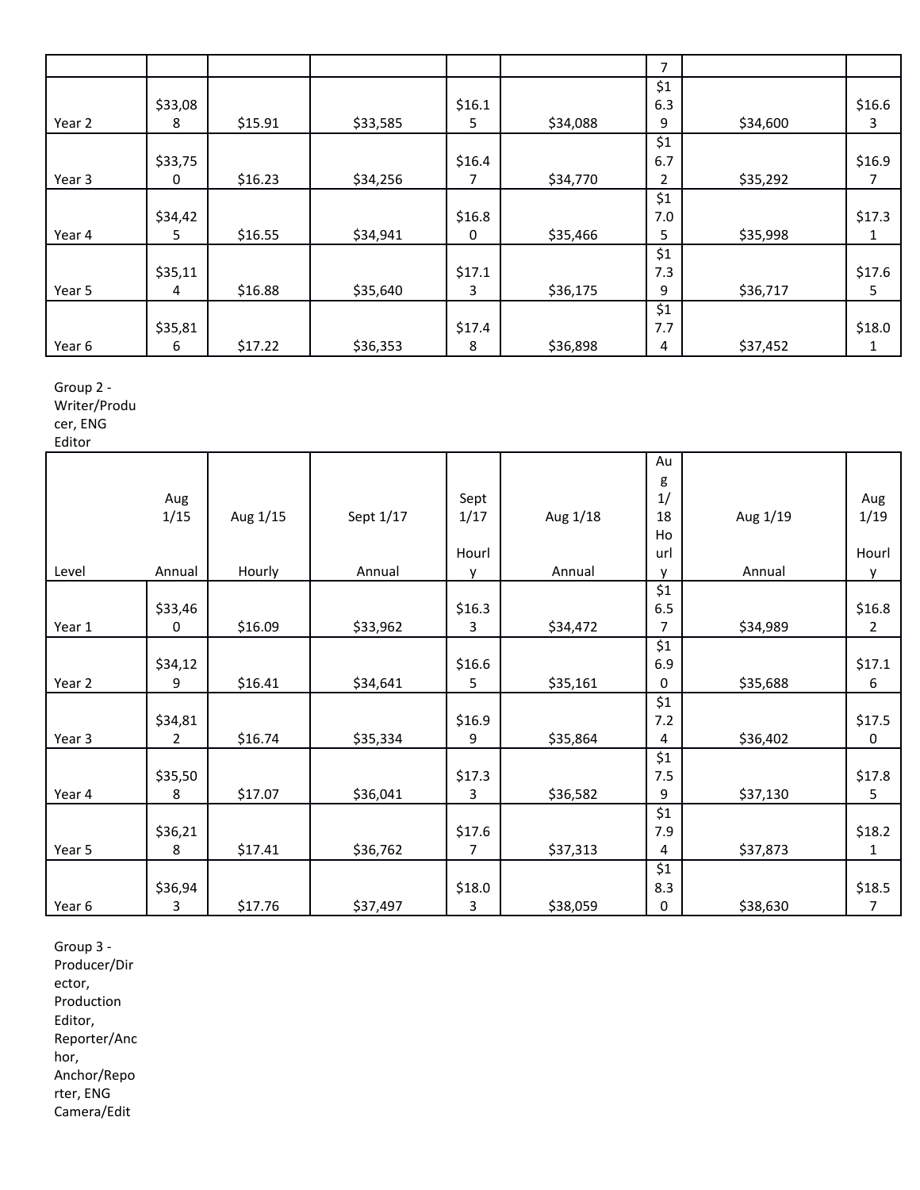| | | | | | | | | |
|---|---|---|---|---|---|---|---|---|
| | | | | | | 7 | | |
| Year 2 | $33,088 | $15.91 | $33,585 | $16.15 | $34,088 | $16.39 | $34,600 | $16.63 |
| Year 3 | $33,750 | $16.23 | $34,256 | $16.47 | $34,770 | $16.72 | $35,292 | $16.97 |
| Year 4 | $34,425 | $16.55 | $34,941 | $16.80 | $35,466 | $17.05 | $35,998 | $17.31 |
| Year 5 | $35,114 | $16.88 | $35,640 | $17.13 | $36,175 | $17.39 | $36,717 | $17.65 |
| Year 6 | $35,816 | $17.22 | $36,353 | $17.48 | $36,898 | $17.74 | $37,452 | $18.01 |

Group 2 - Writer/Producer, ENG Editor

| Level | Aug 1/15 Annual | Aug 1/15 Hourly | Sept 1/17 Annual | Sept 1/17 Hourly | Aug 1/18 Annual | Aug 1/18 Hourly | Aug 1/19 Annual | Aug 1/19 Hourly |
|---|---|---|---|---|---|---|---|---|
| Year 1 | $33,460 | $16.09 | $33,962 | $16.33 | $34,472 | $16.57 | $34,989 | $16.82 |
| Year 2 | $34,129 | $16.41 | $34,641 | $16.65 | $35,161 | $16.90 | $35,688 | $17.16 |
| Year 3 | $34,812 | $16.74 | $35,334 | $16.99 | $35,864 | $17.24 | $36,402 | $17.50 |
| Year 4 | $35,508 | $17.07 | $36,041 | $17.33 | $36,582 | $17.59 | $37,130 | $17.85 |
| Year 5 | $36,218 | $17.41 | $36,762 | $17.67 | $37,313 | $17.94 | $37,873 | $18.21 |
| Year 6 | $36,943 | $17.76 | $37,497 | $18.03 | $38,059 | $18.30 | $38,630 | $18.57 |

Group 3 - Producer/Director, Production Editor, Reporter/Anchor, Anchor/Reporter, ENG Camera/Edit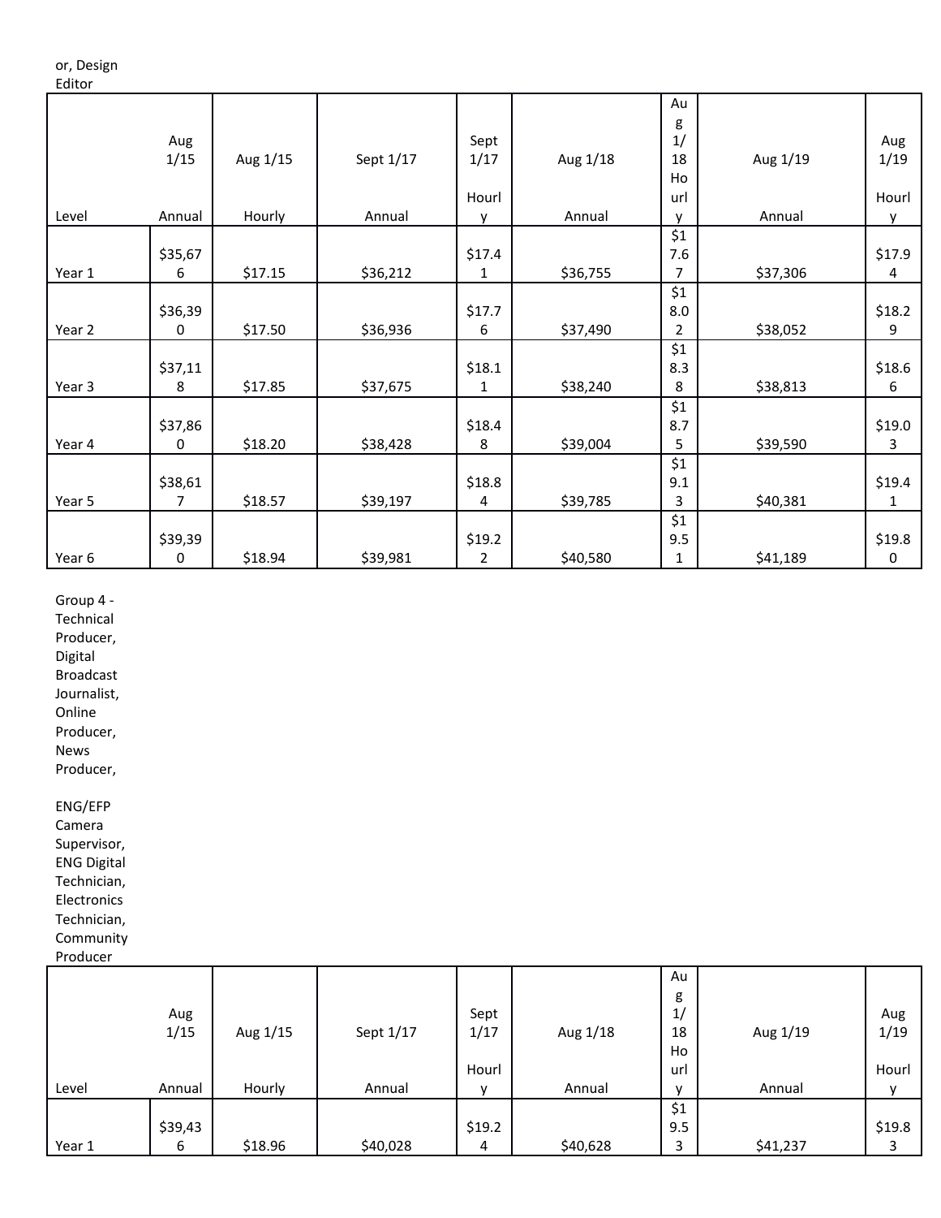or, Design Editor

| Level | Aug 1/15 Annual | Aug 1/15 Hourly | Sept 1/17 Annual | Sept 1/17 Hourly | Aug 1/18 Annual | Aug 1/18 Hourly | Aug 1/19 Annual | Aug 1/19 Hourly |
|---|---|---|---|---|---|---|---|---|
| Year 1 | $35,676 | $17.15 | $36,212 | $17.41 | $36,755 | $17.67 | $37,306 | $17.94 |
| Year 2 | $36,390 | $17.50 | $36,936 | $17.76 | $37,490 | $18.02 | $38,052 | $18.29 |
| Year 3 | $37,118 | $17.85 | $37,675 | $18.11 | $38,240 | $18.38 | $38,813 | $18.66 |
| Year 4 | $37,860 | $18.20 | $38,428 | $18.48 | $39,004 | $18.75 | $39,590 | $19.03 |
| Year 5 | $38,617 | $18.57 | $39,197 | $18.84 | $39,785 | $19.13 | $40,381 | $19.41 |
| Year 6 | $39,390 | $18.94 | $39,981 | $19.22 | $40,580 | $19.51 | $41,189 | $19.80 |

Group 4 - Technical Producer, Digital Broadcast Journalist, Online Producer, News Producer,

ENG/EFP Camera Supervisor, ENG Digital Technician, Electronics Technician, Community Producer

| Level | Aug 1/15 Annual | Aug 1/15 Hourly | Sept 1/17 Annual | Sept 1/17 Hourly | Aug 1/18 Annual | Aug 1/18 Hourly | Aug 1/19 Annual | Aug 1/19 Hourly |
|---|---|---|---|---|---|---|---|---|
| Year 1 | $39,436 | $18.96 | $40,028 | $19.24 | $40,628 | $19.53 | $41,237 | $19.83 |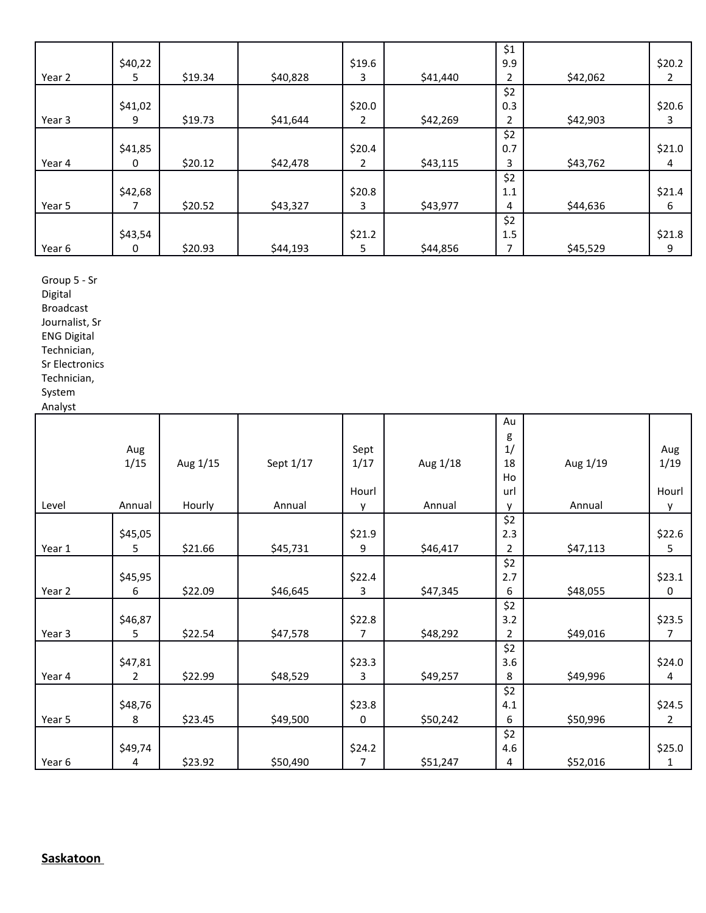| | | | | | | | | |
|---|---|---|---|---|---|---|---|---|
| Year 2 | $40,225 | $19.34 | $40,828 | $19.63 | $41,440 | $19.92 | $42,062 | $20.22 |
| Year 3 | $41,029 | $19.73 | $41,644 | $20.02 | $42,269 | $20.32 | $42,903 | $20.63 |
| Year 4 | $41,850 | $20.12 | $42,478 | $20.42 | $43,115 | $20.73 | $43,762 | $21.04 |
| Year 5 | $42,687 | $20.52 | $43,327 | $20.83 | $43,977 | $21.14 | $44,636 | $21.46 |
| Year 6 | $43,540 | $20.93 | $44,193 | $21.25 | $44,856 | $21.57 | $45,529 | $21.89 |

Group 5 - Sr Digital Broadcast Journalist, Sr ENG Digital Technician, Sr Electronics Technician, System Analyst

| Level | Aug 1/15 Annual | Aug 1/15 Hourly | Sept 1/17 Annual | Sept 1/17 Hourly | Aug 1/18 Annual | Aug 1/18 Hourly | Aug 1/19 Annual | Aug 1/19 Hourly |
|---|---|---|---|---|---|---|---|---|
| Year 1 | $45,055 | $21.66 | $45,731 | $21.99 | $46,417 | $22.32 | $47,113 | $22.65 |
| Year 2 | $45,956 | $22.09 | $46,645 | $22.43 | $47,345 | $22.76 | $48,055 | $23.10 |
| Year 3 | $46,875 | $22.54 | $47,578 | $22.87 | $48,292 | $23.22 | $49,016 | $23.57 |
| Year 4 | $47,812 | $22.99 | $48,529 | $23.33 | $49,257 | $23.68 | $49,996 | $24.04 |
| Year 5 | $48,768 | $23.45 | $49,500 | $23.80 | $50,242 | $24.16 | $50,996 | $24.52 |
| Year 6 | $49,744 | $23.92 | $50,490 | $24.27 | $51,247 | $24.64 | $52,016 | $25.01 |

**Saskatoon**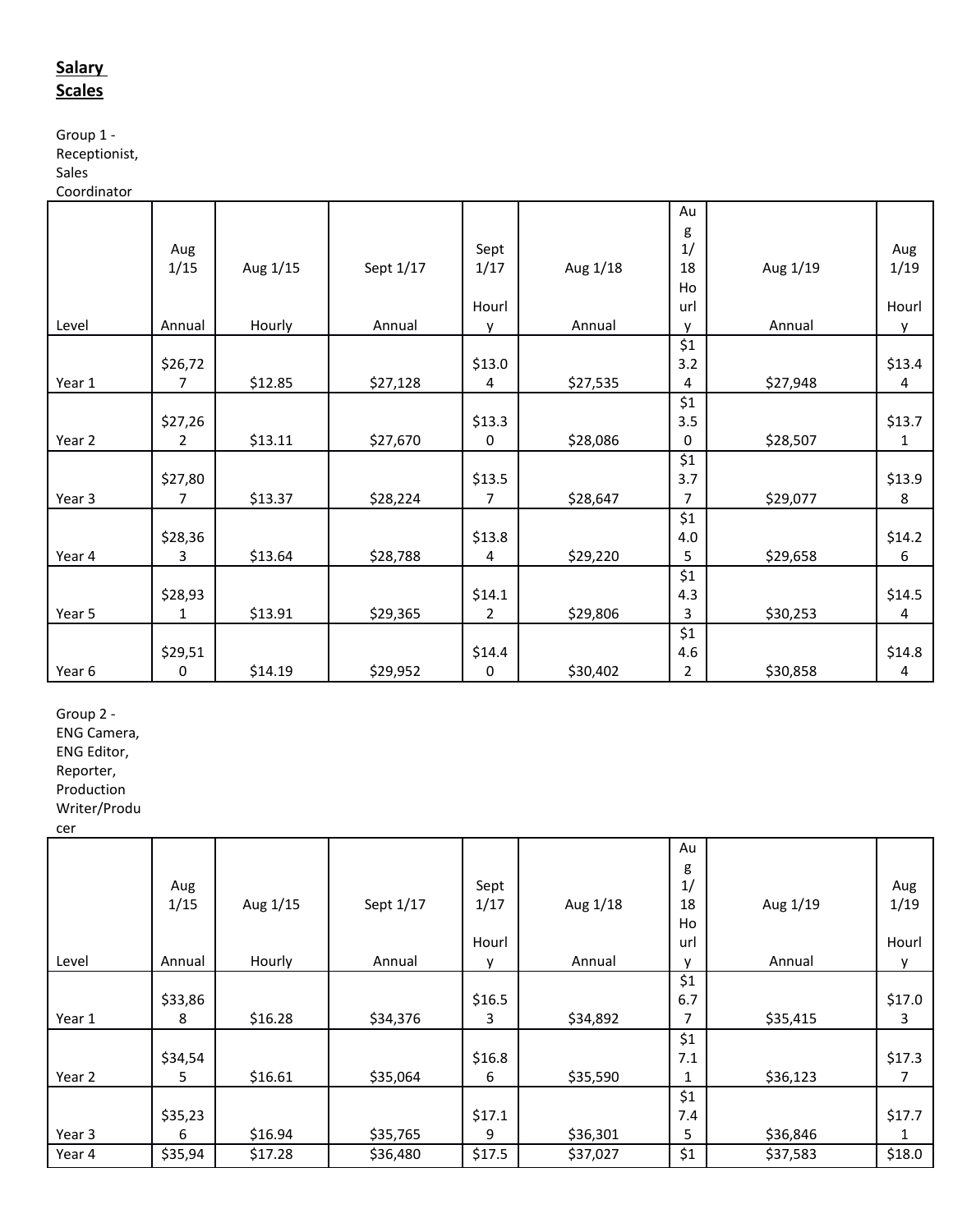## Salary Scales

Group 1 - Receptionist, Sales Coordinator

| Level | Aug 1/15 Annual | Aug 1/15 Hourly | Sept 1/17 Annual | Sept 1/17 Hourly | Aug 1/18 Annual | Aug 1/18 Hourly | Aug 1/19 Annual | Aug 1/19 Hourly |
|---|---|---|---|---|---|---|---|---|
| Year 1 | $26,727 | $12.85 | $27,128 | $13.04 | $27,535 | $13.24 | $27,948 | $13.44 |
| Year 2 | $27,262 | $13.11 | $27,670 | $13.30 | $28,086 | $13.50 | $28,507 | $13.71 |
| Year 3 | $27,807 | $13.37 | $28,224 | $13.57 | $28,647 | $13.77 | $29,077 | $13.98 |
| Year 4 | $28,363 | $13.64 | $28,788 | $13.84 | $29,220 | $14.05 | $29,658 | $14.26 |
| Year 5 | $28,931 | $13.91 | $29,365 | $14.12 | $29,806 | $14.33 | $30,253 | $14.54 |
| Year 6 | $29,510 | $14.19 | $29,952 | $14.40 | $30,402 | $14.62 | $30,858 | $14.84 |

Group 2 - ENG Camera, ENG Editor, Reporter, Production Writer/Producer

| Level | Aug 1/15 Annual | Aug 1/15 Hourly | Sept 1/17 Annual | Sept 1/17 Hourly | Aug 1/18 Annual | Aug 1/18 Hourly | Aug 1/19 Annual | Aug 1/19 Hourly |
|---|---|---|---|---|---|---|---|---|
| Year 1 | $33,868 | $16.28 | $34,376 | $16.53 | $34,892 | $16.77 | $35,415 | $17.03 |
| Year 2 | $34,545 | $16.61 | $35,064 | $16.86 | $35,590 | $17.11 | $36,123 | $17.37 |
| Year 3 | $35,236 | $16.94 | $35,765 | $17.19 | $36,301 | $17.45 | $36,846 | $17.71 |
| Year 4 | $35,94 | $17.28 | $36,480 | $17.5 | $37,027 | $1 | $37,583 | $18.0 |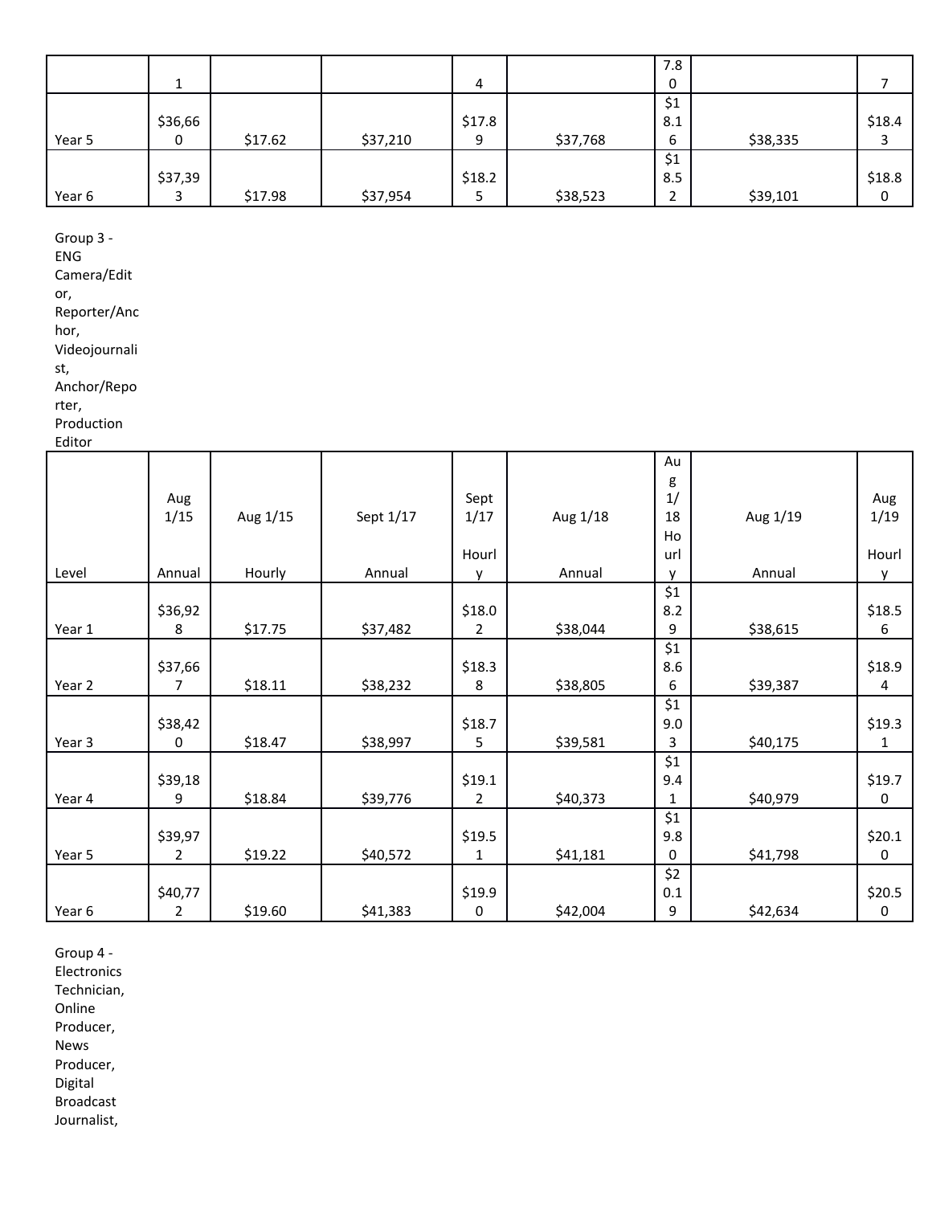| | 1 | | | 4 | | 7.80 | | 7 |
|---|---|---|---|---|---|---|---|---|
| Year 5 | $36,660 | $17.62 | $37,210 | $17.89 | $37,768 | $18.16 | $38,335 | $18.43 |
| Year 6 | $37,393 | $17.98 | $37,954 | $18.25 | $38,523 | $18.52 | $39,101 | $18.80 |

Group 3 - ENG Camera/Editor, Reporter/Anchor, Videojournalist, Anchor/Reporter, Production Editor

| Level | Aug 1/15 Annual | Aug 1/15 Hourly | Sept 1/17 Annual | Sept 1/17 Hourly | Aug 1/18 Annual | Aug 1/18 Hourly | Aug 1/19 Annual | Aug 1/19 Hourly |
|---|---|---|---|---|---|---|---|---|
| Year 1 | $36,928 | $17.75 | $37,482 | $18.02 | $38,044 | $18.29 | $38,615 | $18.56 |
| Year 2 | $37,667 | $18.11 | $38,232 | $18.38 | $38,805 | $18.66 | $39,387 | $18.94 |
| Year 3 | $38,420 | $18.47 | $38,997 | $18.75 | $39,581 | $19.03 | $40,175 | $19.31 |
| Year 4 | $39,189 | $18.84 | $39,776 | $19.12 | $40,373 | $19.41 | $40,979 | $19.70 |
| Year 5 | $39,972 | $19.22 | $40,572 | $19.51 | $41,181 | $19.80 | $41,798 | $20.10 |
| Year 6 | $40,772 | $19.60 | $41,383 | $19.90 | $42,004 | $20.19 | $42,634 | $20.50 |

Group 4 - Electronics Technician, Online Producer, News Producer, Digital Broadcast Journalist,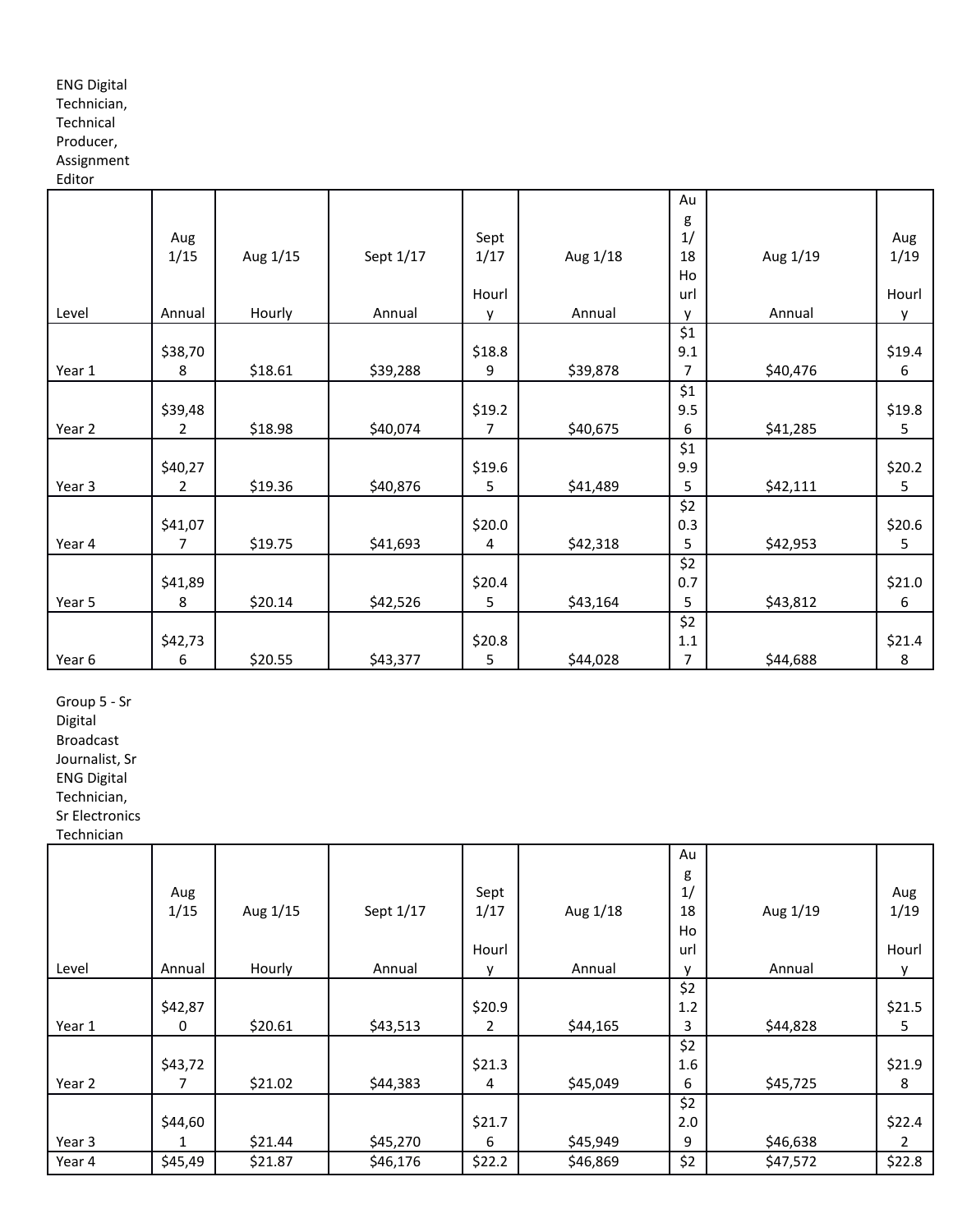ENG Digital Technician, Technical Producer, Assignment Editor

| Level | Aug 1/15 Annual | Aug 1/15 Hourly | Sept 1/17 Annual | Sept 1/17 Hourly | Aug 1/18 Annual | Aug 1/18 Hourly | Aug 1/19 Annual | Aug 1/19 Hourly |
|---|---|---|---|---|---|---|---|---|
| Year 1 | $38,708 | $18.61 | $39,288 | $18.89 | $39,878 | $19.17 | $40,476 | $19.46 |
| Year 2 | $39,482 | $18.98 | $40,074 | $19.27 | $40,675 | $19.56 | $41,285 | $19.85 |
| Year 3 | $40,272 | $19.36 | $40,876 | $19.65 | $41,489 | $19.95 | $42,111 | $20.25 |
| Year 4 | $41,077 | $19.75 | $41,693 | $20.04 | $42,318 | $20.35 | $42,953 | $20.65 |
| Year 5 | $41,898 | $20.14 | $42,526 | $20.45 | $43,164 | $20.75 | $43,812 | $21.06 |
| Year 6 | $42,736 | $20.55 | $43,377 | $20.85 | $44,028 | $21.17 | $44,688 | $21.48 |

Group 5 - Sr Digital Broadcast Journalist, Sr ENG Digital Technician, Sr Electronics Technician

| Level | Aug 1/15 Annual | Aug 1/15 Hourly | Sept 1/17 Annual | Sept 1/17 Hourly | Aug 1/18 Annual | Aug 1/18 Hourly | Aug 1/19 Annual | Aug 1/19 Hourly |
|---|---|---|---|---|---|---|---|---|
| Year 1 | $42,870 | $20.61 | $43,513 | $20.92 | $44,165 | $21.23 | $44,828 | $21.55 |
| Year 2 | $43,727 | $21.02 | $44,383 | $21.34 | $45,049 | $21.66 | $45,725 | $21.98 |
| Year 3 | $44,601 | $21.44 | $45,270 | $21.76 | $45,949 | $22.09 | $46,638 | $22.42 |
| Year 4 | $45,49 | $21.87 | $46,176 | $22.2 | $46,869 | $2 | $47,572 | $22.8 |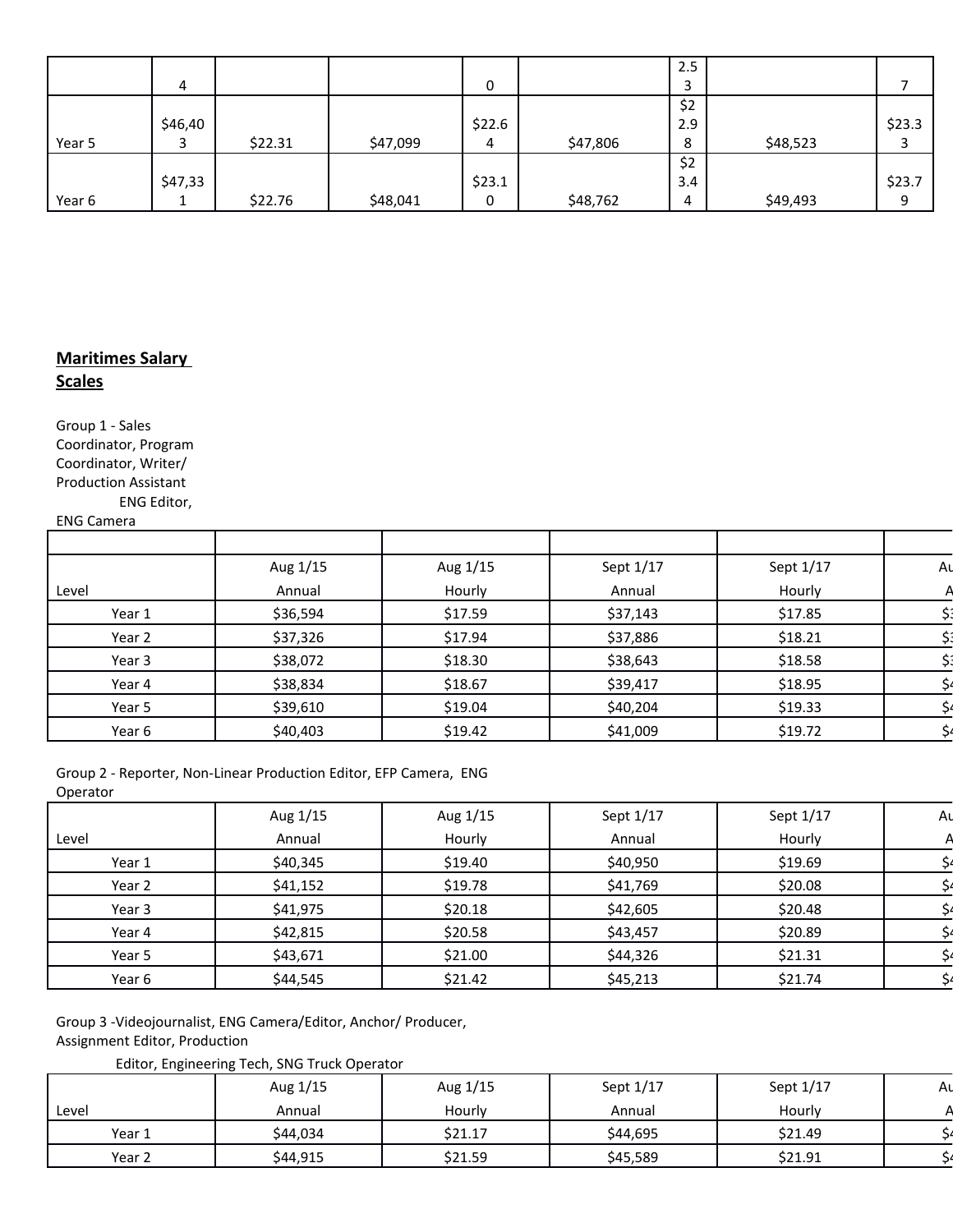|  | 4 |  |  | 0 |  | 2.53 |  | 7 |
|---|---|---|---|---|---|---|---|---|
| Year 5 | $46,403 | $22.31 | $47,099 | $22.64 | $47,806 | $22.98 | $48,523 | $23.33 |
| Year 6 | $47,331 | $22.76 | $48,041 | $23.10 | $48,762 | $23.44 | $49,493 | $23.79 |

## Maritimes Salary Scales

Group 1 - Sales Coordinator, Program Coordinator, Writer/ Production Assistant ENG Editor, ENG Camera

| Level | Aug 1/15 Annual | Aug 1/15 Hourly | Sept 1/17 Annual | Sept 1/17 Hourly | Au A |
|---|---|---|---|---|---|
| Year 1 | $36,594 | $17.59 | $37,143 | $17.85 | $3 |
| Year 2 | $37,326 | $17.94 | $37,886 | $18.21 | $3 |
| Year 3 | $38,072 | $18.30 | $38,643 | $18.58 | $3 |
| Year 4 | $38,834 | $18.67 | $39,417 | $18.95 | $4 |
| Year 5 | $39,610 | $19.04 | $40,204 | $19.33 | $4 |
| Year 6 | $40,403 | $19.42 | $41,009 | $19.72 | $4 |

Group 2 - Reporter, Non-Linear Production Editor, EFP Camera, ENG Operator

| Level | Aug 1/15 Annual | Aug 1/15 Hourly | Sept 1/17 Annual | Sept 1/17 Hourly | Au A |
|---|---|---|---|---|---|
| Year 1 | $40,345 | $19.40 | $40,950 | $19.69 | $4 |
| Year 2 | $41,152 | $19.78 | $41,769 | $20.08 | $4 |
| Year 3 | $41,975 | $20.18 | $42,605 | $20.48 | $4 |
| Year 4 | $42,815 | $20.58 | $43,457 | $20.89 | $4 |
| Year 5 | $43,671 | $21.00 | $44,326 | $21.31 | $4 |
| Year 6 | $44,545 | $21.42 | $45,213 | $21.74 | $4 |

Group 3 -Videojournalist, ENG Camera/Editor, Anchor/ Producer, Assignment Editor, Production Editor, Engineering Tech, SNG Truck Operator

| Level | Aug 1/15 Annual | Aug 1/15 Hourly | Sept 1/17 Annual | Sept 1/17 Hourly | Au A |
|---|---|---|---|---|---|
| Year 1 | $44,034 | $21.17 | $44,695 | $21.49 | $4 |
| Year 2 | $44,915 | $21.59 | $45,589 | $21.91 | $4 |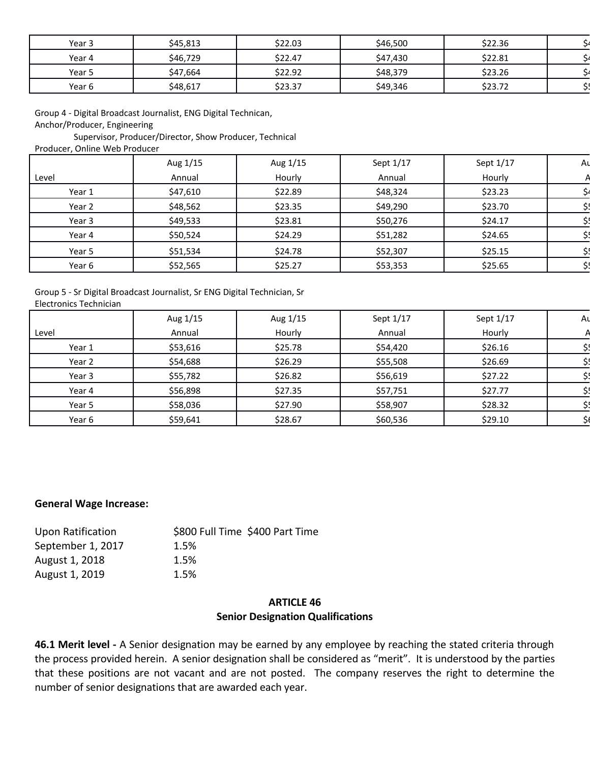| Year 3 | $45,813 | $22.03 | $46,500 | $22.36 | $4 |
|---|---|---|---|---|---|
| Year 4 | $46,729 | $22.47 | $47,430 | $22.81 | $4 |
| Year 5 | $47,664 | $22.92 | $48,379 | $23.26 | $4 |
| Year 6 | $48,617 | $23.37 | $49,346 | $23.72 | $5 |

Group 4 - Digital Broadcast Journalist, ENG Digital Technican, Anchor/Producer, Engineering Supervisor, Producer/Director, Show Producer, Technical Producer, Online Web Producer

| Level | Aug 1/15 Annual | Aug 1/15 Hourly | Sept 1/17 Annual | Sept 1/17 Hourly | Au A |
|---|---|---|---|---|---|
| Year 1 | $47,610 | $22.89 | $48,324 | $23.23 | $4 |
| Year 2 | $48,562 | $23.35 | $49,290 | $23.70 | $5 |
| Year 3 | $49,533 | $23.81 | $50,276 | $24.17 | $5 |
| Year 4 | $50,524 | $24.29 | $51,282 | $24.65 | $5 |
| Year 5 | $51,534 | $24.78 | $52,307 | $25.15 | $5 |
| Year 6 | $52,565 | $25.27 | $53,353 | $25.65 | $5 |

Group 5 - Sr Digital Broadcast Journalist, Sr ENG Digital Technician, Sr Electronics Technician

| Level | Aug 1/15 Annual | Aug 1/15 Hourly | Sept 1/17 Annual | Sept 1/17 Hourly | Au A |
|---|---|---|---|---|---|
| Year 1 | $53,616 | $25.78 | $54,420 | $26.16 | $5 |
| Year 2 | $54,688 | $26.29 | $55,508 | $26.69 | $5 |
| Year 3 | $55,782 | $26.82 | $56,619 | $27.22 | $5 |
| Year 4 | $56,898 | $27.35 | $57,751 | $27.77 | $5 |
| Year 5 | $58,036 | $27.90 | $58,907 | $28.32 | $5 |
| Year 6 | $59,641 | $28.67 | $60,536 | $29.10 | $6 |

**General Wage Increase:**

| | |
|---|---|
| Upon Ratification | $800 Full Time $400 Part Time |
| September 1, 2017 | 1.5% |
| August 1, 2018 | 1.5% |
| August 1, 2019 | 1.5% |

## ARTICLE 46
## Senior Designation Qualifications

**46.1 Merit level -** A Senior designation may be earned by any employee by reaching the stated criteria through the process provided herein. A senior designation shall be considered as "merit". It is understood by the parties that these positions are not vacant and are not posted. The company reserves the right to determine the number of senior designations that are awarded each year.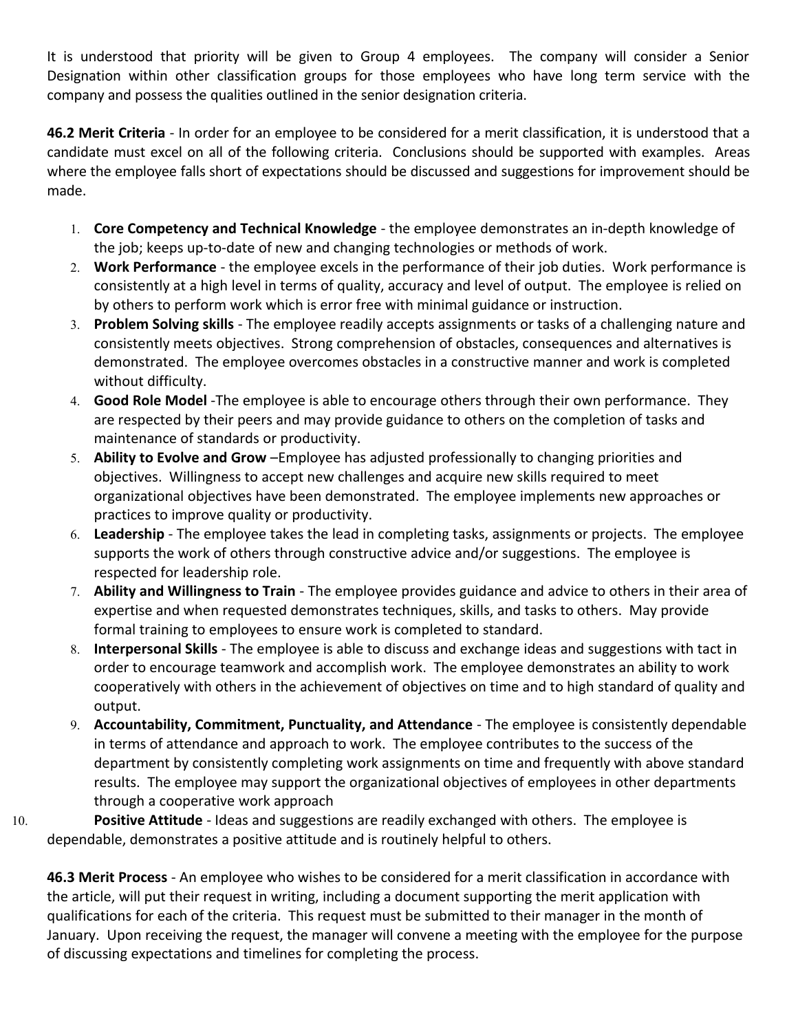It is understood that priority will be given to Group 4 employees. The company will consider a Senior Designation within other classification groups for those employees who have long term service with the company and possess the qualities outlined in the senior designation criteria.

**46.2 Merit Criteria** - In order for an employee to be considered for a merit classification, it is understood that a candidate must excel on all of the following criteria. Conclusions should be supported with examples. Areas where the employee falls short of expectations should be discussed and suggestions for improvement should be made.

1. **Core Competency and Technical Knowledge** - the employee demonstrates an in-depth knowledge of the job; keeps up-to-date of new and changing technologies or methods of work.
2. **Work Performance** - the employee excels in the performance of their job duties. Work performance is consistently at a high level in terms of quality, accuracy and level of output. The employee is relied on by others to perform work which is error free with minimal guidance or instruction.
3. **Problem Solving skills** - The employee readily accepts assignments or tasks of a challenging nature and consistently meets objectives. Strong comprehension of obstacles, consequences and alternatives is demonstrated. The employee overcomes obstacles in a constructive manner and work is completed without difficulty.
4. **Good Role Model** -The employee is able to encourage others through their own performance. They are respected by their peers and may provide guidance to others on the completion of tasks and maintenance of standards or productivity.
5. **Ability to Evolve and Grow** –Employee has adjusted professionally to changing priorities and objectives. Willingness to accept new challenges and acquire new skills required to meet organizational objectives have been demonstrated. The employee implements new approaches or practices to improve quality or productivity.
6. **Leadership** - The employee takes the lead in completing tasks, assignments or projects. The employee supports the work of others through constructive advice and/or suggestions. The employee is respected for leadership role.
7. **Ability and Willingness to Train** - The employee provides guidance and advice to others in their area of expertise and when requested demonstrates techniques, skills, and tasks to others. May provide formal training to employees to ensure work is completed to standard.
8. **Interpersonal Skills** - The employee is able to discuss and exchange ideas and suggestions with tact in order to encourage teamwork and accomplish work. The employee demonstrates an ability to work cooperatively with others in the achievement of objectives on time and to high standard of quality and output.
9. **Accountability, Commitment, Punctuality, and Attendance** - The employee is consistently dependable in terms of attendance and approach to work. The employee contributes to the success of the department by consistently completing work assignments on time and frequently with above standard results. The employee may support the organizational objectives of employees in other departments through a cooperative work approach
10. **Positive Attitude** - Ideas and suggestions are readily exchanged with others. The employee is dependable, demonstrates a positive attitude and is routinely helpful to others.

**46.3 Merit Process** - An employee who wishes to be considered for a merit classification in accordance with the article, will put their request in writing, including a document supporting the merit application with qualifications for each of the criteria. This request must be submitted to their manager in the month of January. Upon receiving the request, the manager will convene a meeting with the employee for the purpose of discussing expectations and timelines for completing the process.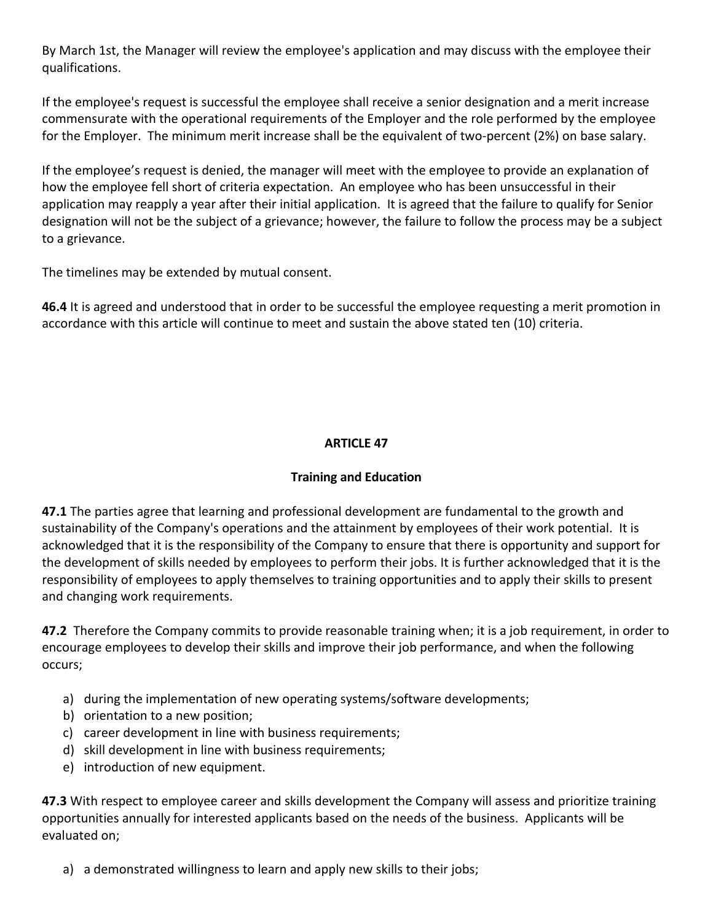By March 1st, the Manager will review the employee's application and may discuss with the employee their qualifications.

If the employee's request is successful the employee shall receive a senior designation and a merit increase commensurate with the operational requirements of the Employer and the role performed by the employee for the Employer. The minimum merit increase shall be the equivalent of two-percent (2%) on base salary.

If the employee's request is denied, the manager will meet with the employee to provide an explanation of how the employee fell short of criteria expectation. An employee who has been unsuccessful in their application may reapply a year after their initial application. It is agreed that the failure to qualify for Senior designation will not be the subject of a grievance; however, the failure to follow the process may be a subject to a grievance.

The timelines may be extended by mutual consent.

**46.4** It is agreed and understood that in order to be successful the employee requesting a merit promotion in accordance with this article will continue to meet and sustain the above stated ten (10) criteria.

## ARTICLE 47

### Training and Education

**47.1** The parties agree that learning and professional development are fundamental to the growth and sustainability of the Company's operations and the attainment by employees of their work potential. It is acknowledged that it is the responsibility of the Company to ensure that there is opportunity and support for the development of skills needed by employees to perform their jobs. It is further acknowledged that it is the responsibility of employees to apply themselves to training opportunities and to apply their skills to present and changing work requirements.

**47.2** Therefore the Company commits to provide reasonable training when; it is a job requirement, in order to encourage employees to develop their skills and improve their job performance, and when the following occurs;

a) during the implementation of new operating systems/software developments;
b) orientation to a new position;
c) career development in line with business requirements;
d) skill development in line with business requirements;
e) introduction of new equipment.

**47.3** With respect to employee career and skills development the Company will assess and prioritize training opportunities annually for interested applicants based on the needs of the business. Applicants will be evaluated on;

a) a demonstrated willingness to learn and apply new skills to their jobs;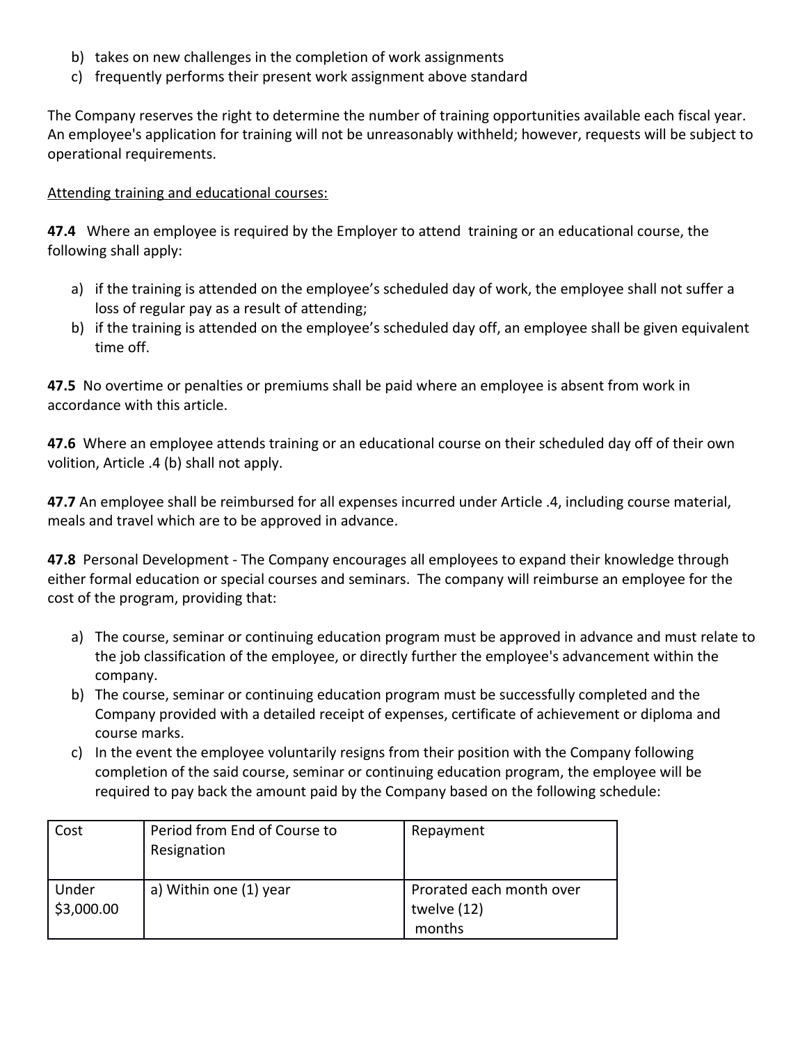b) takes on new challenges in the completion of work assignments
c) frequently performs their present work assignment above standard

The Company reserves the right to determine the number of training opportunities available each fiscal year. An employee's application for training will not be unreasonably withheld; however, requests will be subject to operational requirements.

<u>Attending training and educational courses:</u>

**47.4** Where an employee is required by the Employer to attend training or an educational course, the following shall apply:

a) if the training is attended on the employee's scheduled day of work, the employee shall not suffer a loss of regular pay as a result of attending;
b) if the training is attended on the employee's scheduled day off, an employee shall be given equivalent time off.

**47.5** No overtime or penalties or premiums shall be paid where an employee is absent from work in accordance with this article.

**47.6** Where an employee attends training or an educational course on their scheduled day off of their own volition, Article .4 (b) shall not apply.

**47.7** An employee shall be reimbursed for all expenses incurred under Article .4, including course material, meals and travel which are to be approved in advance.

**47.8** Personal Development - The Company encourages all employees to expand their knowledge through either formal education or special courses and seminars. The company will reimburse an employee for the cost of the program, providing that:

a) The course, seminar or continuing education program must be approved in advance and must relate to the job classification of the employee, or directly further the employee's advancement within the company.
b) The course, seminar or continuing education program must be successfully completed and the Company provided with a detailed receipt of expenses, certificate of achievement or diploma and course marks.
c) In the event the employee voluntarily resigns from their position with the Company following completion of the said course, seminar or continuing education program, the employee will be required to pay back the amount paid by the Company based on the following schedule:

| Cost | Period from End of Course to Resignation | Repayment |
|---|---|---|
| Under $3,000.00 | a) Within one (1) year | Prorated each month over twelve (12) months |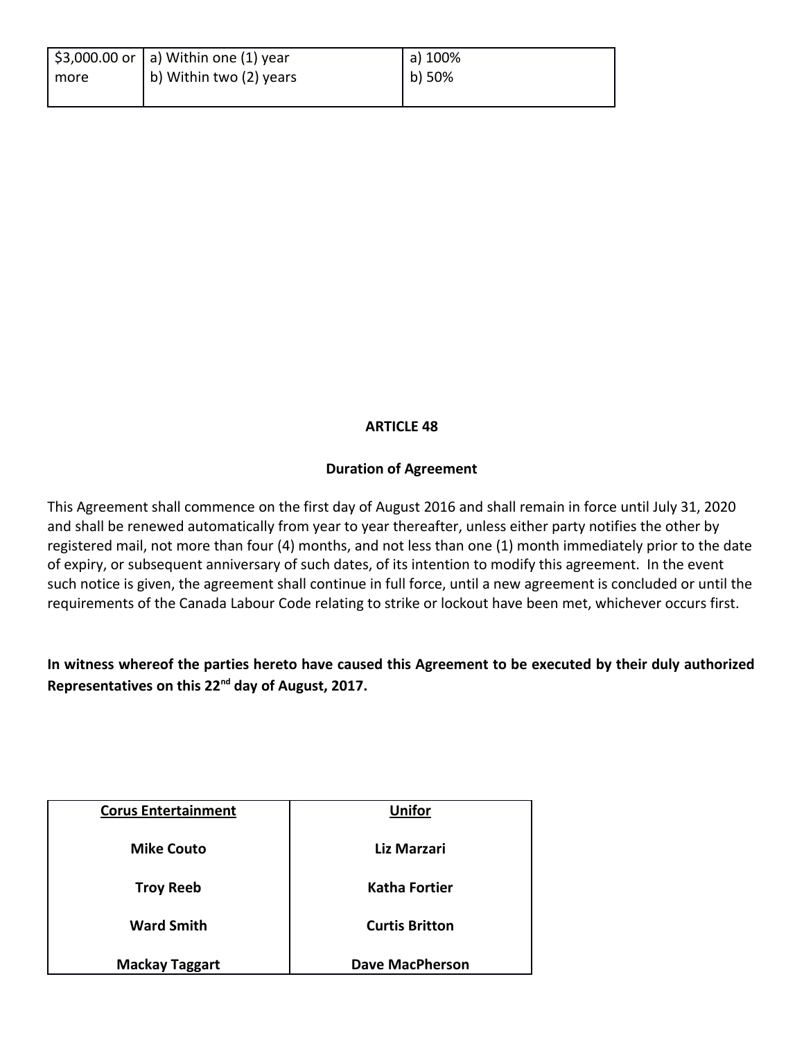| | | |
|---|---|---|
| $3,000.00 or more | a) Within one (1) year<br>b) Within two (2) years | a) 100%<br>b) 50% |

## ARTICLE 48

### Duration of Agreement

This Agreement shall commence on the first day of August 2016 and shall remain in force until July 31, 2020 and shall be renewed automatically from year to year thereafter, unless either party notifies the other by registered mail, not more than four (4) months, and not less than one (1) month immediately prior to the date of expiry, or subsequent anniversary of such dates, of its intention to modify this agreement. In the event such notice is given, the agreement shall continue in full force, until a new agreement is concluded or until the requirements of the Canada Labour Code relating to strike or lockout have been met, whichever occurs first.

**In witness whereof the parties hereto have caused this Agreement to be executed by their duly authorized Representatives on this 22nd day of August, 2017.**

| Corus Entertainment | Unifor |
|---|---|
| **Mike Couto** | **Liz Marzari** |
| **Troy Reeb** | **Katha Fortier** |
| **Ward Smith** | **Curtis Britton** |
| **Mackay Taggart** | **Dave MacPherson** |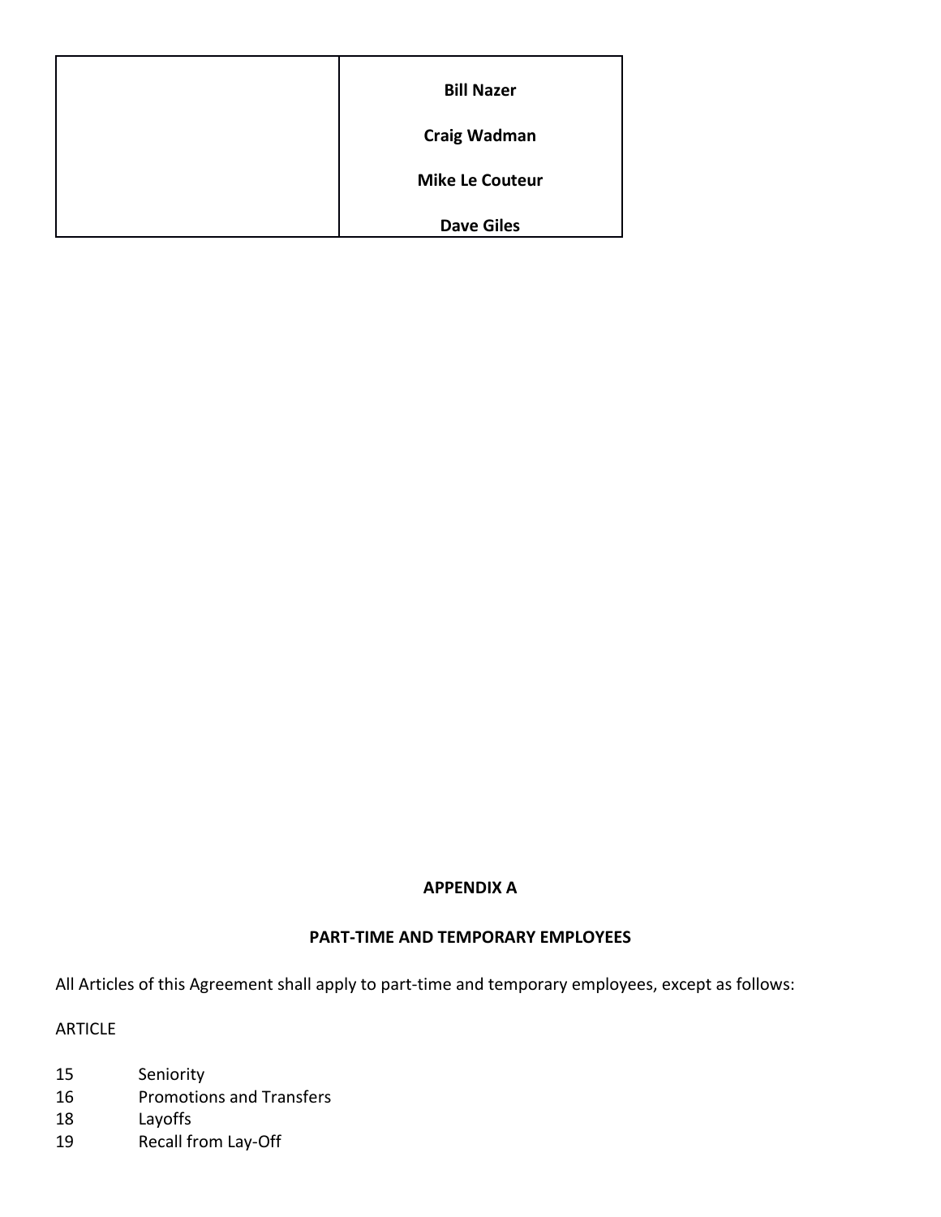| | **Bill Nazer**<br><br>**Craig Wadman**<br><br>**Mike Le Couteur**<br><br>**Dave Giles** |
|---|---|

## APPENDIX A

## PART-TIME AND TEMPORARY EMPLOYEES

All Articles of this Agreement shall apply to part-time and temporary employees, except as follows:

ARTICLE

15 Seniority
16 Promotions and Transfers
18 Layoffs
19 Recall from Lay-Off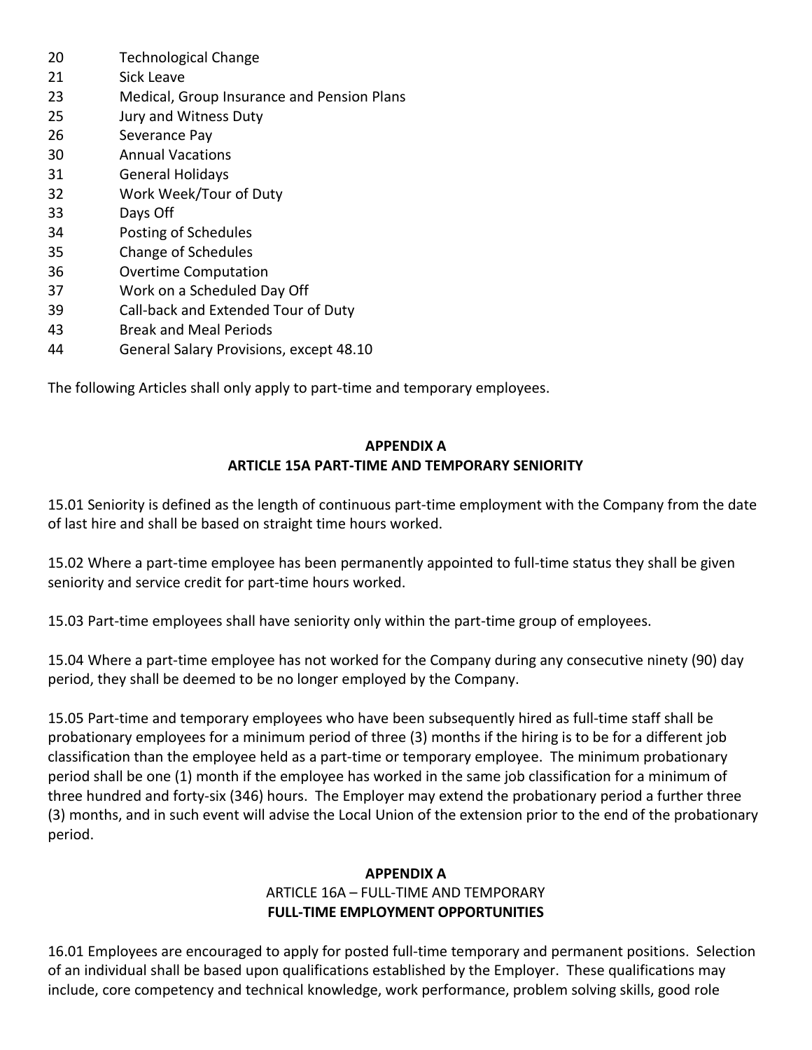20 Technological Change
21 Sick Leave
23 Medical, Group Insurance and Pension Plans
25 Jury and Witness Duty
26 Severance Pay
30 Annual Vacations
31 General Holidays
32 Work Week/Tour of Duty
33 Days Off
34 Posting of Schedules
35 Change of Schedules
36 Overtime Computation
37 Work on a Scheduled Day Off
39 Call-back and Extended Tour of Duty
43 Break and Meal Periods
44 General Salary Provisions, except 48.10

The following Articles shall only apply to part-time and temporary employees.

**APPENDIX A**
**ARTICLE 15A PART-TIME AND TEMPORARY SENIORITY**

15.01 Seniority is defined as the length of continuous part-time employment with the Company from the date of last hire and shall be based on straight time hours worked.

15.02 Where a part-time employee has been permanently appointed to full-time status they shall be given seniority and service credit for part-time hours worked.

15.03 Part-time employees shall have seniority only within the part-time group of employees.

15.04 Where a part-time employee has not worked for the Company during any consecutive ninety (90) day period, they shall be deemed to be no longer employed by the Company.

15.05 Part-time and temporary employees who have been subsequently hired as full-time staff shall be probationary employees for a minimum period of three (3) months if the hiring is to be for a different job classification than the employee held as a part-time or temporary employee. The minimum probationary period shall be one (1) month if the employee has worked in the same job classification for a minimum of three hundred and forty-six (346) hours. The Employer may extend the probationary period a further three (3) months, and in such event will advise the Local Union of the extension prior to the end of the probationary period.

**APPENDIX A**
ARTICLE 16A – FULL-TIME AND TEMPORARY
**FULL-TIME EMPLOYMENT OPPORTUNITIES**

16.01 Employees are encouraged to apply for posted full-time temporary and permanent positions. Selection of an individual shall be based upon qualifications established by the Employer. These qualifications may include, core competency and technical knowledge, work performance, problem solving skills, good role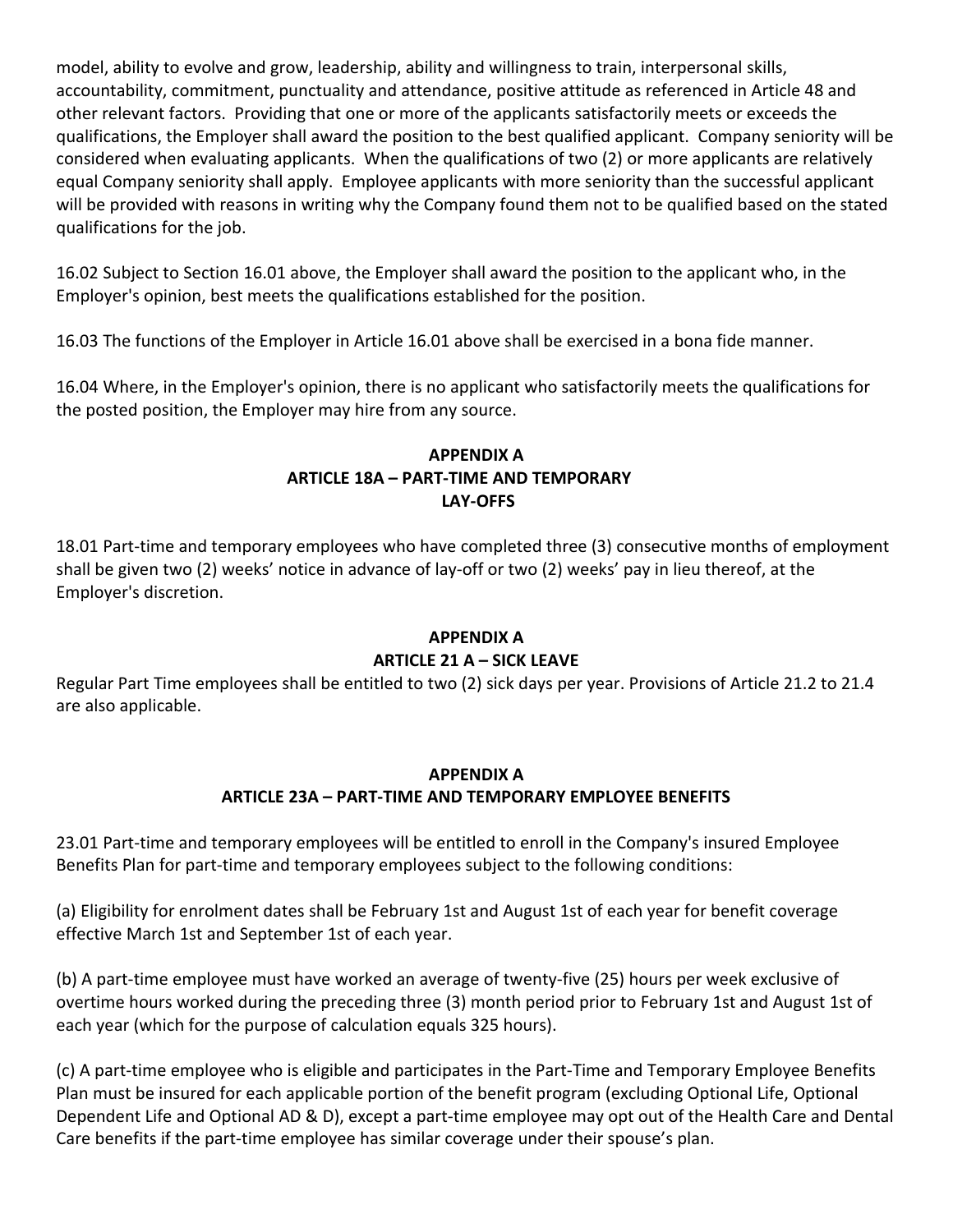model, ability to evolve and grow, leadership, ability and willingness to train, interpersonal skills, accountability, commitment, punctuality and attendance, positive attitude as referenced in Article 48 and other relevant factors. Providing that one or more of the applicants satisfactorily meets or exceeds the qualifications, the Employer shall award the position to the best qualified applicant. Company seniority will be considered when evaluating applicants. When the qualifications of two (2) or more applicants are relatively equal Company seniority shall apply. Employee applicants with more seniority than the successful applicant will be provided with reasons in writing why the Company found them not to be qualified based on the stated qualifications for the job.

16.02 Subject to Section 16.01 above, the Employer shall award the position to the applicant who, in the Employer's opinion, best meets the qualifications established for the position.

16.03 The functions of the Employer in Article 16.01 above shall be exercised in a bona fide manner.

16.04 Where, in the Employer's opinion, there is no applicant who satisfactorily meets the qualifications for the posted position, the Employer may hire from any source.

## APPENDIX A
## ARTICLE 18A – PART-TIME AND TEMPORARY LAY-OFFS

18.01 Part-time and temporary employees who have completed three (3) consecutive months of employment shall be given two (2) weeks' notice in advance of lay-off or two (2) weeks' pay in lieu thereof, at the Employer's discretion.

## APPENDIX A
## ARTICLE 21 A – SICK LEAVE

Regular Part Time employees shall be entitled to two (2) sick days per year. Provisions of Article 21.2 to 21.4 are also applicable.

## APPENDIX A
## ARTICLE 23A – PART-TIME AND TEMPORARY EMPLOYEE BENEFITS

23.01 Part-time and temporary employees will be entitled to enroll in the Company's insured Employee Benefits Plan for part-time and temporary employees subject to the following conditions:

(a) Eligibility for enrolment dates shall be February 1st and August 1st of each year for benefit coverage effective March 1st and September 1st of each year.

(b) A part-time employee must have worked an average of twenty-five (25) hours per week exclusive of overtime hours worked during the preceding three (3) month period prior to February 1st and August 1st of each year (which for the purpose of calculation equals 325 hours).

(c) A part-time employee who is eligible and participates in the Part-Time and Temporary Employee Benefits Plan must be insured for each applicable portion of the benefit program (excluding Optional Life, Optional Dependent Life and Optional AD & D), except a part-time employee may opt out of the Health Care and Dental Care benefits if the part-time employee has similar coverage under their spouse's plan.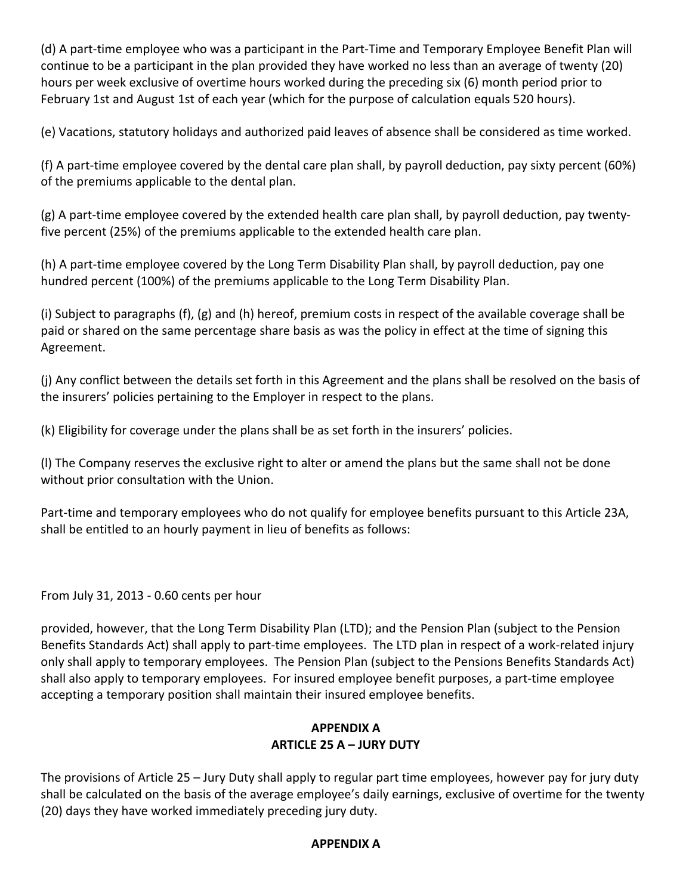(d) A part-time employee who was a participant in the Part-Time and Temporary Employee Benefit Plan will continue to be a participant in the plan provided they have worked no less than an average of twenty (20) hours per week exclusive of overtime hours worked during the preceding six (6) month period prior to February 1st and August 1st of each year (which for the purpose of calculation equals 520 hours).

(e) Vacations, statutory holidays and authorized paid leaves of absence shall be considered as time worked.

(f) A part-time employee covered by the dental care plan shall, by payroll deduction, pay sixty percent (60%) of the premiums applicable to the dental plan.

(g) A part-time employee covered by the extended health care plan shall, by payroll deduction, pay twenty-five percent (25%) of the premiums applicable to the extended health care plan.

(h) A part-time employee covered by the Long Term Disability Plan shall, by payroll deduction, pay one hundred percent (100%) of the premiums applicable to the Long Term Disability Plan.

(i) Subject to paragraphs (f), (g) and (h) hereof, premium costs in respect of the available coverage shall be paid or shared on the same percentage share basis as was the policy in effect at the time of signing this Agreement.

(j) Any conflict between the details set forth in this Agreement and the plans shall be resolved on the basis of the insurers' policies pertaining to the Employer in respect to the plans.

(k) Eligibility for coverage under the plans shall be as set forth in the insurers' policies.

(l) The Company reserves the exclusive right to alter or amend the plans but the same shall not be done without prior consultation with the Union.

Part-time and temporary employees who do not qualify for employee benefits pursuant to this Article 23A, shall be entitled to an hourly payment in lieu of benefits as follows:

From July 31, 2013 - 0.60 cents per hour

provided, however, that the Long Term Disability Plan (LTD); and the Pension Plan (subject to the Pension Benefits Standards Act) shall apply to part-time employees. The LTD plan in respect of a work-related injury only shall apply to temporary employees. The Pension Plan (subject to the Pensions Benefits Standards Act) shall also apply to temporary employees. For insured employee benefit purposes, a part-time employee accepting a temporary position shall maintain their insured employee benefits.

## APPENDIX A
## ARTICLE 25 A – JURY DUTY

The provisions of Article 25 – Jury Duty shall apply to regular part time employees, however pay for jury duty shall be calculated on the basis of the average employee's daily earnings, exclusive of overtime for the twenty (20) days they have worked immediately preceding jury duty.

## APPENDIX A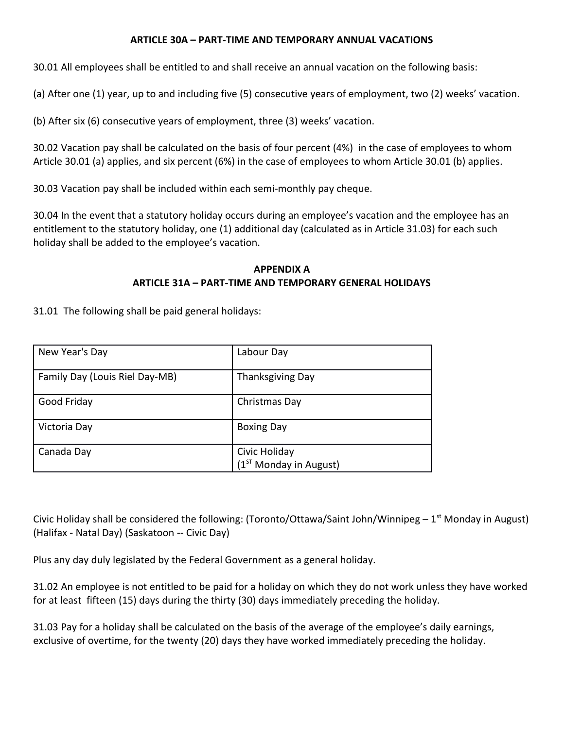## ARTICLE 30A – PART-TIME AND TEMPORARY ANNUAL VACATIONS

30.01 All employees shall be entitled to and shall receive an annual vacation on the following basis:

(a) After one (1) year, up to and including five (5) consecutive years of employment, two (2) weeks' vacation.

(b) After six (6) consecutive years of employment, three (3) weeks' vacation.

30.02 Vacation pay shall be calculated on the basis of four percent (4%) in the case of employees to whom Article 30.01 (a) applies, and six percent (6%) in the case of employees to whom Article 30.01 (b) applies.

30.03 Vacation pay shall be included within each semi-monthly pay cheque.

30.04 In the event that a statutory holiday occurs during an employee's vacation and the employee has an entitlement to the statutory holiday, one (1) additional day (calculated as in Article 31.03) for each such holiday shall be added to the employee's vacation.

## APPENDIX A
## ARTICLE 31A – PART-TIME AND TEMPORARY GENERAL HOLIDAYS

31.01 The following shall be paid general holidays:

| | |
|---|---|
| New Year's Day | Labour Day |
| Family Day (Louis Riel Day-MB) | Thanksgiving Day |
| Good Friday | Christmas Day |
| Victoria Day | Boxing Day |
| Canada Day | Civic Holiday (1ST Monday in August) |

Civic Holiday shall be considered the following: (Toronto/Ottawa/Saint John/Winnipeg – 1st Monday in August) (Halifax - Natal Day) (Saskatoon -- Civic Day)

Plus any day duly legislated by the Federal Government as a general holiday.

31.02 An employee is not entitled to be paid for a holiday on which they do not work unless they have worked for at least fifteen (15) days during the thirty (30) days immediately preceding the holiday.

31.03 Pay for a holiday shall be calculated on the basis of the average of the employee's daily earnings, exclusive of overtime, for the twenty (20) days they have worked immediately preceding the holiday.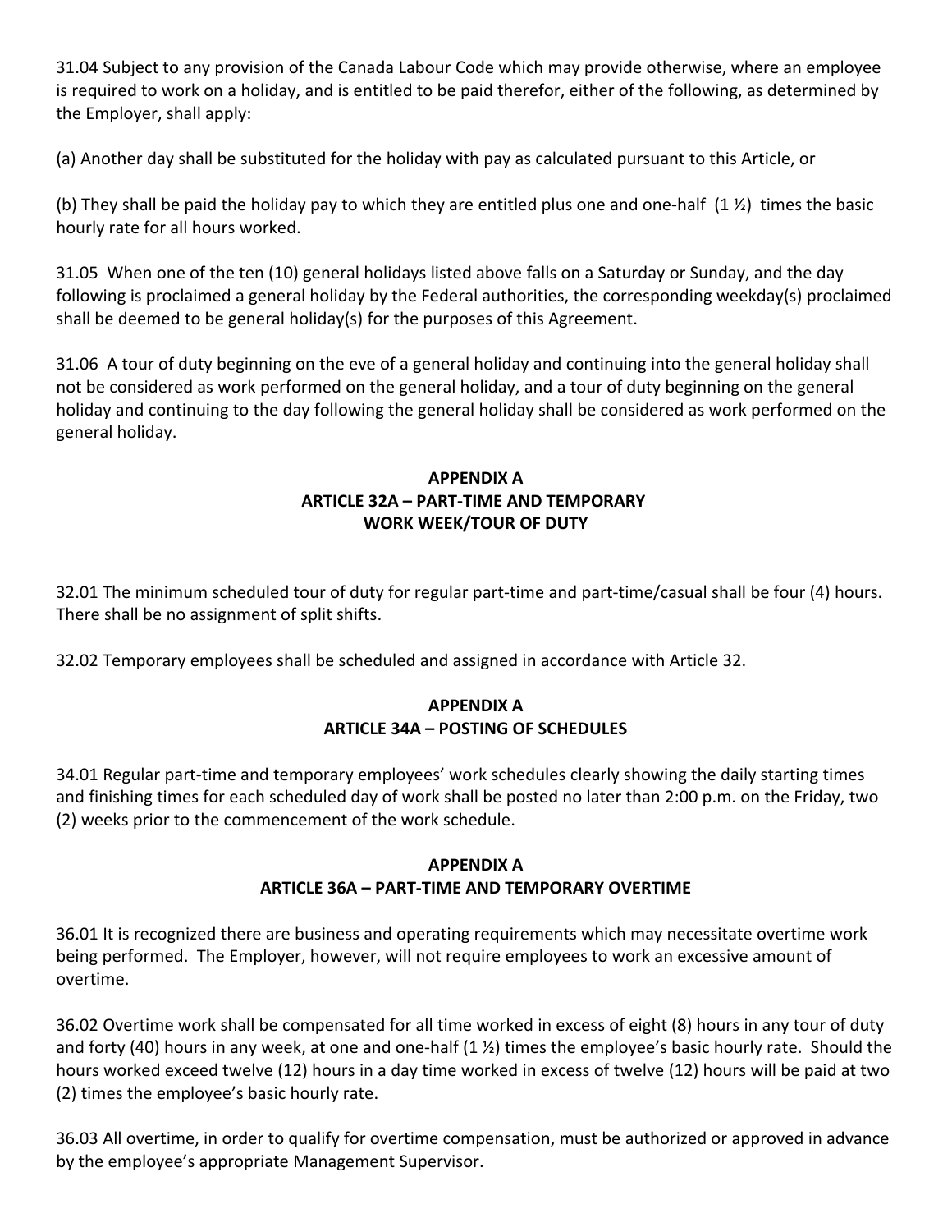31.04 Subject to any provision of the Canada Labour Code which may provide otherwise, where an employee is required to work on a holiday, and is entitled to be paid therefor, either of the following, as determined by the Employer, shall apply:

(a) Another day shall be substituted for the holiday with pay as calculated pursuant to this Article, or

(b) They shall be paid the holiday pay to which they are entitled plus one and one-half (1 ½) times the basic hourly rate for all hours worked.

31.05 When one of the ten (10) general holidays listed above falls on a Saturday or Sunday, and the day following is proclaimed a general holiday by the Federal authorities, the corresponding weekday(s) proclaimed shall be deemed to be general holiday(s) for the purposes of this Agreement.

31.06 A tour of duty beginning on the eve of a general holiday and continuing into the general holiday shall not be considered as work performed on the general holiday, and a tour of duty beginning on the general holiday and continuing to the day following the general holiday shall be considered as work performed on the general holiday.

## APPENDIX A
## ARTICLE 32A – PART-TIME AND TEMPORARY WORK WEEK/TOUR OF DUTY

32.01 The minimum scheduled tour of duty for regular part-time and part-time/casual shall be four (4) hours. There shall be no assignment of split shifts.

32.02 Temporary employees shall be scheduled and assigned in accordance with Article 32.

## APPENDIX A
## ARTICLE 34A – POSTING OF SCHEDULES

34.01 Regular part-time and temporary employees' work schedules clearly showing the daily starting times and finishing times for each scheduled day of work shall be posted no later than 2:00 p.m. on the Friday, two (2) weeks prior to the commencement of the work schedule.

## APPENDIX A
## ARTICLE 36A – PART-TIME AND TEMPORARY OVERTIME

36.01 It is recognized there are business and operating requirements which may necessitate overtime work being performed. The Employer, however, will not require employees to work an excessive amount of overtime.

36.02 Overtime work shall be compensated for all time worked in excess of eight (8) hours in any tour of duty and forty (40) hours in any week, at one and one-half (1 ½) times the employee's basic hourly rate. Should the hours worked exceed twelve (12) hours in a day time worked in excess of twelve (12) hours will be paid at two (2) times the employee's basic hourly rate.

36.03 All overtime, in order to qualify for overtime compensation, must be authorized or approved in advance by the employee's appropriate Management Supervisor.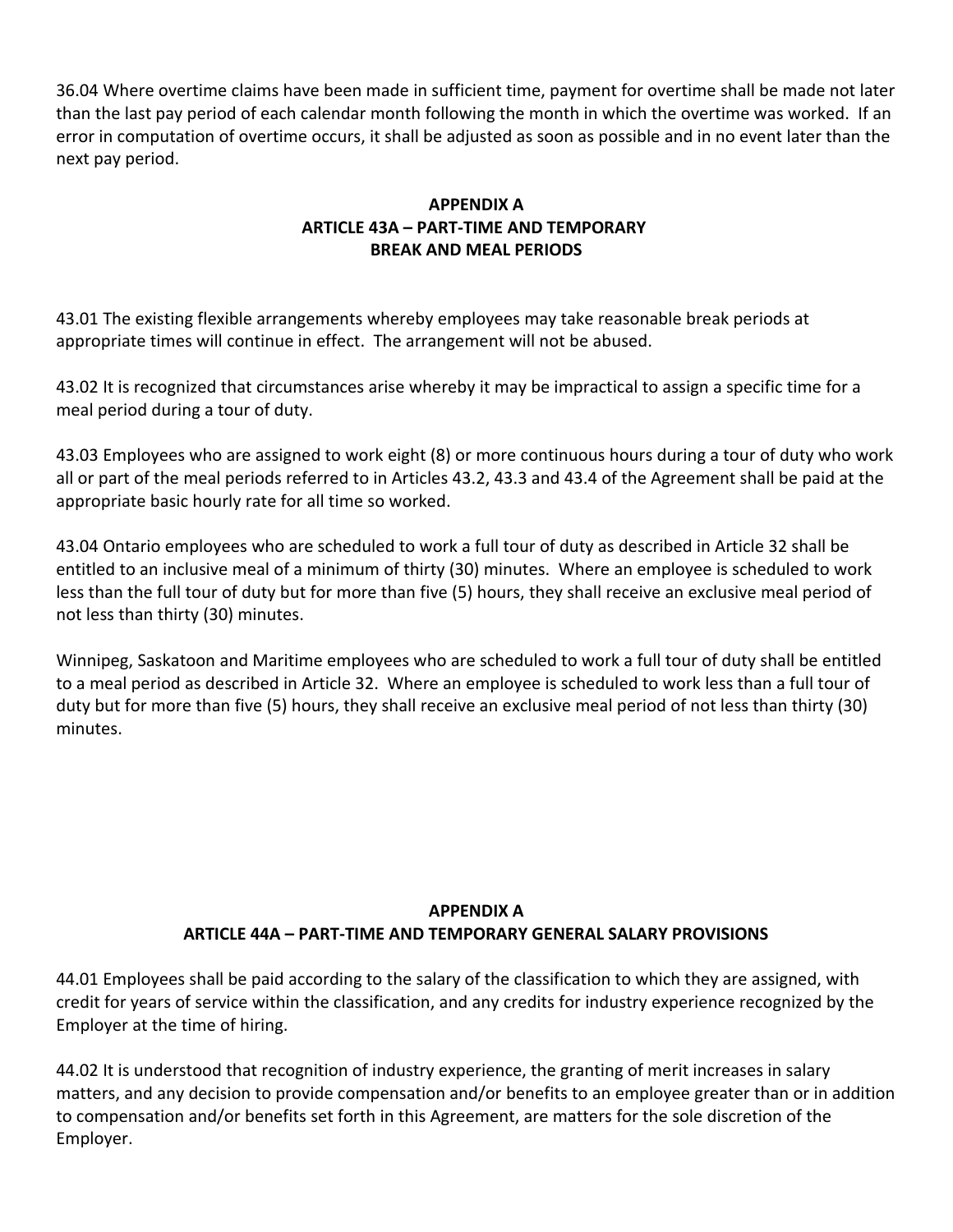36.04 Where overtime claims have been made in sufficient time, payment for overtime shall be made not later than the last pay period of each calendar month following the month in which the overtime was worked. If an error in computation of overtime occurs, it shall be adjusted as soon as possible and in no event later than the next pay period.

## APPENDIX A
## ARTICLE 43A – PART-TIME AND TEMPORARY BREAK AND MEAL PERIODS

43.01 The existing flexible arrangements whereby employees may take reasonable break periods at appropriate times will continue in effect. The arrangement will not be abused.

43.02 It is recognized that circumstances arise whereby it may be impractical to assign a specific time for a meal period during a tour of duty.

43.03 Employees who are assigned to work eight (8) or more continuous hours during a tour of duty who work all or part of the meal periods referred to in Articles 43.2, 43.3 and 43.4 of the Agreement shall be paid at the appropriate basic hourly rate for all time so worked.

43.04 Ontario employees who are scheduled to work a full tour of duty as described in Article 32 shall be entitled to an inclusive meal of a minimum of thirty (30) minutes. Where an employee is scheduled to work less than the full tour of duty but for more than five (5) hours, they shall receive an exclusive meal period of not less than thirty (30) minutes.

Winnipeg, Saskatoon and Maritime employees who are scheduled to work a full tour of duty shall be entitled to a meal period as described in Article 32. Where an employee is scheduled to work less than a full tour of duty but for more than five (5) hours, they shall receive an exclusive meal period of not less than thirty (30) minutes.

## APPENDIX A
## ARTICLE 44A – PART-TIME AND TEMPORARY GENERAL SALARY PROVISIONS

44.01 Employees shall be paid according to the salary of the classification to which they are assigned, with credit for years of service within the classification, and any credits for industry experience recognized by the Employer at the time of hiring.

44.02 It is understood that recognition of industry experience, the granting of merit increases in salary matters, and any decision to provide compensation and/or benefits to an employee greater than or in addition to compensation and/or benefits set forth in this Agreement, are matters for the sole discretion of the Employer.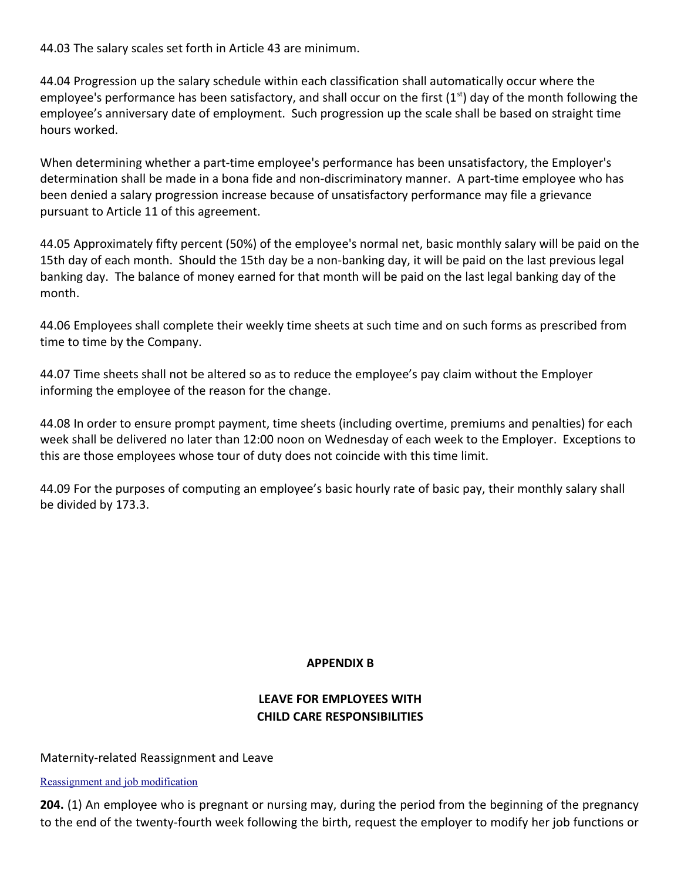44.03 The salary scales set forth in Article 43 are minimum.

44.04 Progression up the salary schedule within each classification shall automatically occur where the employee's performance has been satisfactory, and shall occur on the first (1st) day of the month following the employee's anniversary date of employment. Such progression up the scale shall be based on straight time hours worked.

When determining whether a part-time employee's performance has been unsatisfactory, the Employer's determination shall be made in a bona fide and non-discriminatory manner. A part-time employee who has been denied a salary progression increase because of unsatisfactory performance may file a grievance pursuant to Article 11 of this agreement.

44.05 Approximately fifty percent (50%) of the employee's normal net, basic monthly salary will be paid on the 15th day of each month. Should the 15th day be a non-banking day, it will be paid on the last previous legal banking day. The balance of money earned for that month will be paid on the last legal banking day of the month.

44.06 Employees shall complete their weekly time sheets at such time and on such forms as prescribed from time to time by the Company.

44.07 Time sheets shall not be altered so as to reduce the employee's pay claim without the Employer informing the employee of the reason for the change.

44.08 In order to ensure prompt payment, time sheets (including overtime, premiums and penalties) for each week shall be delivered no later than 12:00 noon on Wednesday of each week to the Employer. Exceptions to this are those employees whose tour of duty does not coincide with this time limit.

44.09 For the purposes of computing an employee's basic hourly rate of basic pay, their monthly salary shall be divided by 173.3.

## APPENDIX B

## LEAVE FOR EMPLOYEES WITH CHILD CARE RESPONSIBILITIES

Maternity-related Reassignment and Leave

Reassignment and job modification

**204.** (1) An employee who is pregnant or nursing may, during the period from the beginning of the pregnancy to the end of the twenty-fourth week following the birth, request the employer to modify her job functions or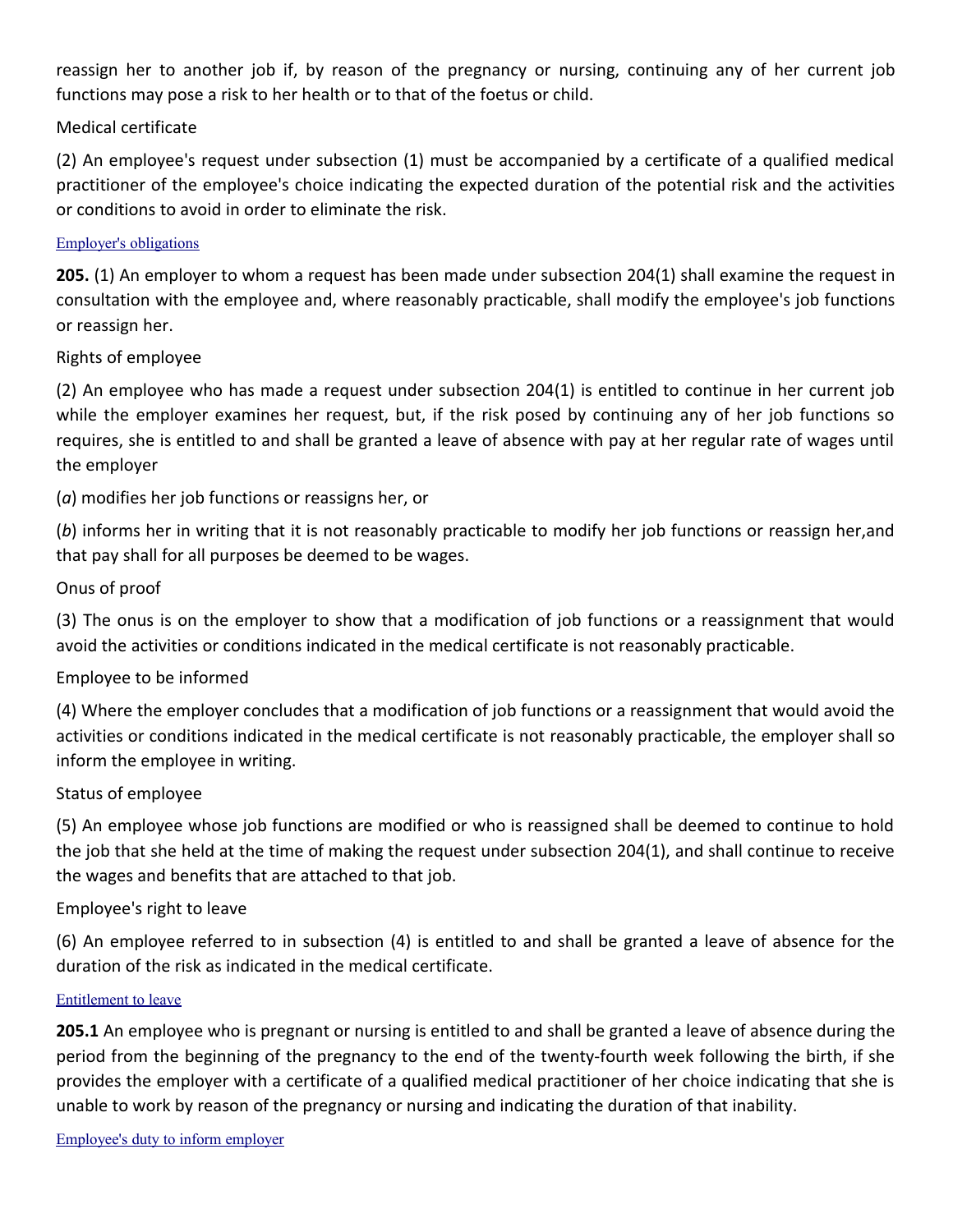reassign her to another job if, by reason of the pregnancy or nursing, continuing any of her current job functions may pose a risk to her health or to that of the foetus or child.

Medical certificate

(2) An employee's request under subsection (1) must be accompanied by a certificate of a qualified medical practitioner of the employee's choice indicating the expected duration of the potential risk and the activities or conditions to avoid in order to eliminate the risk.

Employer's obligations

**205.** (1) An employer to whom a request has been made under subsection 204(1) shall examine the request in consultation with the employee and, where reasonably practicable, shall modify the employee's job functions or reassign her.

Rights of employee

(2) An employee who has made a request under subsection 204(1) is entitled to continue in her current job while the employer examines her request, but, if the risk posed by continuing any of her job functions so requires, she is entitled to and shall be granted a leave of absence with pay at her regular rate of wages until the employer

(*a*) modifies her job functions or reassigns her, or

(*b*) informs her in writing that it is not reasonably practicable to modify her job functions or reassign her,and that pay shall for all purposes be deemed to be wages.

Onus of proof

(3) The onus is on the employer to show that a modification of job functions or a reassignment that would avoid the activities or conditions indicated in the medical certificate is not reasonably practicable.

Employee to be informed

(4) Where the employer concludes that a modification of job functions or a reassignment that would avoid the activities or conditions indicated in the medical certificate is not reasonably practicable, the employer shall so inform the employee in writing.

Status of employee

(5) An employee whose job functions are modified or who is reassigned shall be deemed to continue to hold the job that she held at the time of making the request under subsection 204(1), and shall continue to receive the wages and benefits that are attached to that job.

Employee's right to leave

(6) An employee referred to in subsection (4) is entitled to and shall be granted a leave of absence for the duration of the risk as indicated in the medical certificate.

Entitlement to leave

**205.1** An employee who is pregnant or nursing is entitled to and shall be granted a leave of absence during the period from the beginning of the pregnancy to the end of the twenty-fourth week following the birth, if she provides the employer with a certificate of a qualified medical practitioner of her choice indicating that she is unable to work by reason of the pregnancy or nursing and indicating the duration of that inability.

Employee's duty to inform employer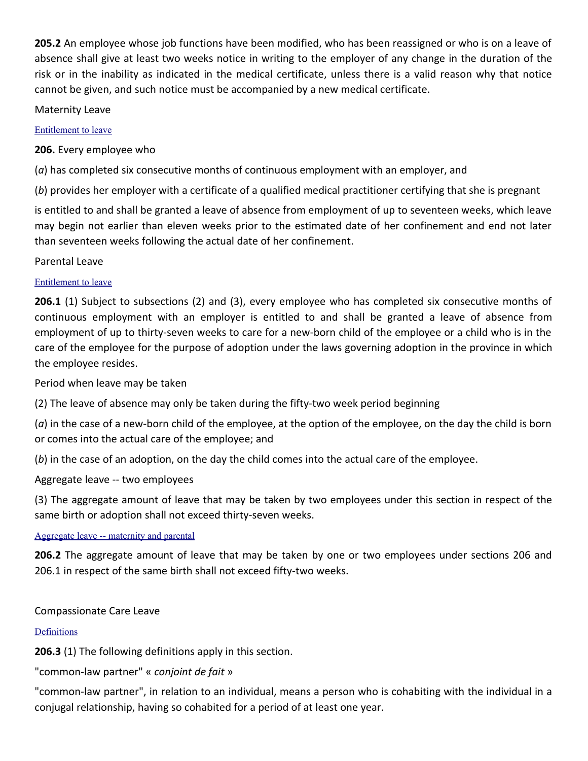**205.2** An employee whose job functions have been modified, who has been reassigned or who is on a leave of absence shall give at least two weeks notice in writing to the employer of any change in the duration of the risk or in the inability as indicated in the medical certificate, unless there is a valid reason why that notice cannot be given, and such notice must be accompanied by a new medical certificate.

Maternity Leave

Entitlement to leave

**206.** Every employee who

(*a*) has completed six consecutive months of continuous employment with an employer, and

(*b*) provides her employer with a certificate of a qualified medical practitioner certifying that she is pregnant

is entitled to and shall be granted a leave of absence from employment of up to seventeen weeks, which leave may begin not earlier than eleven weeks prior to the estimated date of her confinement and end not later than seventeen weeks following the actual date of her confinement.

Parental Leave

Entitlement to leave

**206.1** (1) Subject to subsections (2) and (3), every employee who has completed six consecutive months of continuous employment with an employer is entitled to and shall be granted a leave of absence from employment of up to thirty-seven weeks to care for a new-born child of the employee or a child who is in the care of the employee for the purpose of adoption under the laws governing adoption in the province in which the employee resides.

Period when leave may be taken

(2) The leave of absence may only be taken during the fifty-two week period beginning

(*a*) in the case of a new-born child of the employee, at the option of the employee, on the day the child is born or comes into the actual care of the employee; and

(*b*) in the case of an adoption, on the day the child comes into the actual care of the employee.

Aggregate leave -- two employees

(3) The aggregate amount of leave that may be taken by two employees under this section in respect of the same birth or adoption shall not exceed thirty-seven weeks.

Aggregate leave -- maternity and parental

**206.2** The aggregate amount of leave that may be taken by one or two employees under sections 206 and 206.1 in respect of the same birth shall not exceed fifty-two weeks.

Compassionate Care Leave

Definitions

**206.3** (1) The following definitions apply in this section.

"common-law partner" « *conjoint de fait* »

"common-law partner", in relation to an individual, means a person who is cohabiting with the individual in a conjugal relationship, having so cohabited for a period of at least one year.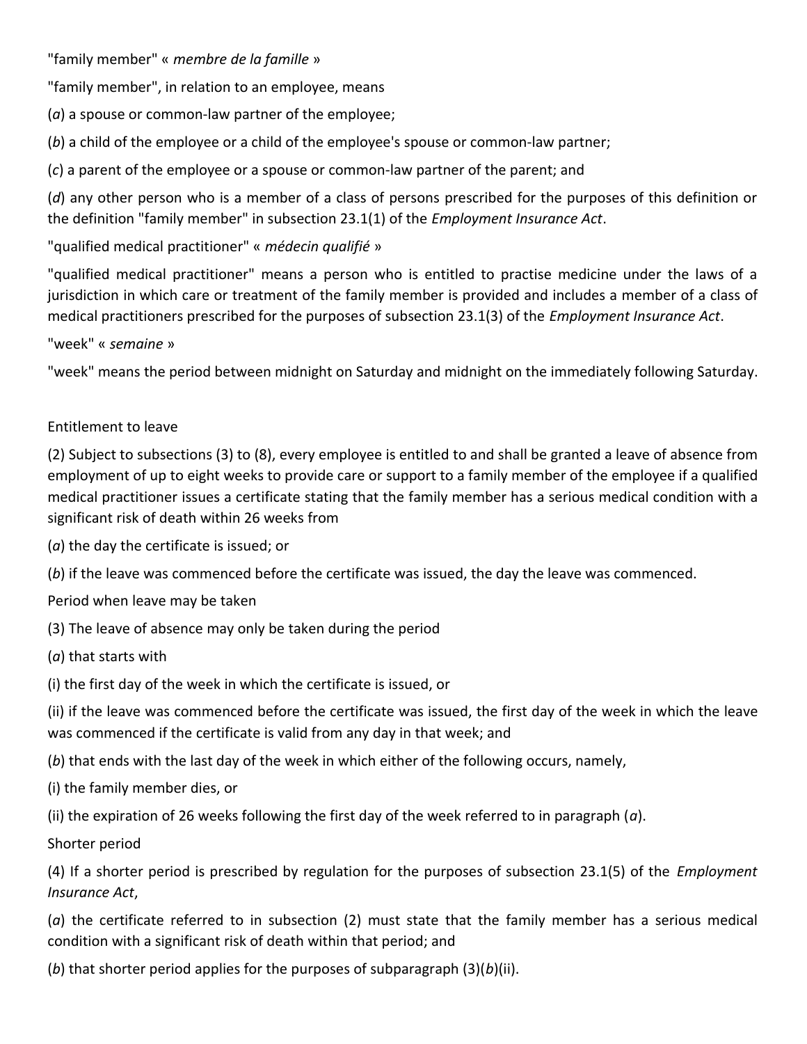"family member" « *membre de la famille* »

"family member", in relation to an employee, means

(*a*) a spouse or common-law partner of the employee;

(*b*) a child of the employee or a child of the employee's spouse or common-law partner;

(*c*) a parent of the employee or a spouse or common-law partner of the parent; and

(*d*) any other person who is a member of a class of persons prescribed for the purposes of this definition or the definition "family member" in subsection 23.1(1) of the *Employment Insurance Act*.

"qualified medical practitioner" « *médecin qualifié* »

"qualified medical practitioner" means a person who is entitled to practise medicine under the laws of a jurisdiction in which care or treatment of the family member is provided and includes a member of a class of medical practitioners prescribed for the purposes of subsection 23.1(3) of the *Employment Insurance Act*.

"week" « *semaine* »

"week" means the period between midnight on Saturday and midnight on the immediately following Saturday.

Entitlement to leave

(2) Subject to subsections (3) to (8), every employee is entitled to and shall be granted a leave of absence from employment of up to eight weeks to provide care or support to a family member of the employee if a qualified medical practitioner issues a certificate stating that the family member has a serious medical condition with a significant risk of death within 26 weeks from

(*a*) the day the certificate is issued; or

(*b*) if the leave was commenced before the certificate was issued, the day the leave was commenced.

Period when leave may be taken

(3) The leave of absence may only be taken during the period

(*a*) that starts with

(i) the first day of the week in which the certificate is issued, or

(ii) if the leave was commenced before the certificate was issued, the first day of the week in which the leave was commenced if the certificate is valid from any day in that week; and

(*b*) that ends with the last day of the week in which either of the following occurs, namely,

(i) the family member dies, or

(ii) the expiration of 26 weeks following the first day of the week referred to in paragraph (*a*).

Shorter period

(4) If a shorter period is prescribed by regulation for the purposes of subsection 23.1(5) of the *Employment Insurance Act*,

(*a*) the certificate referred to in subsection (2) must state that the family member has a serious medical condition with a significant risk of death within that period; and

(*b*) that shorter period applies for the purposes of subparagraph (3)(*b*)(ii).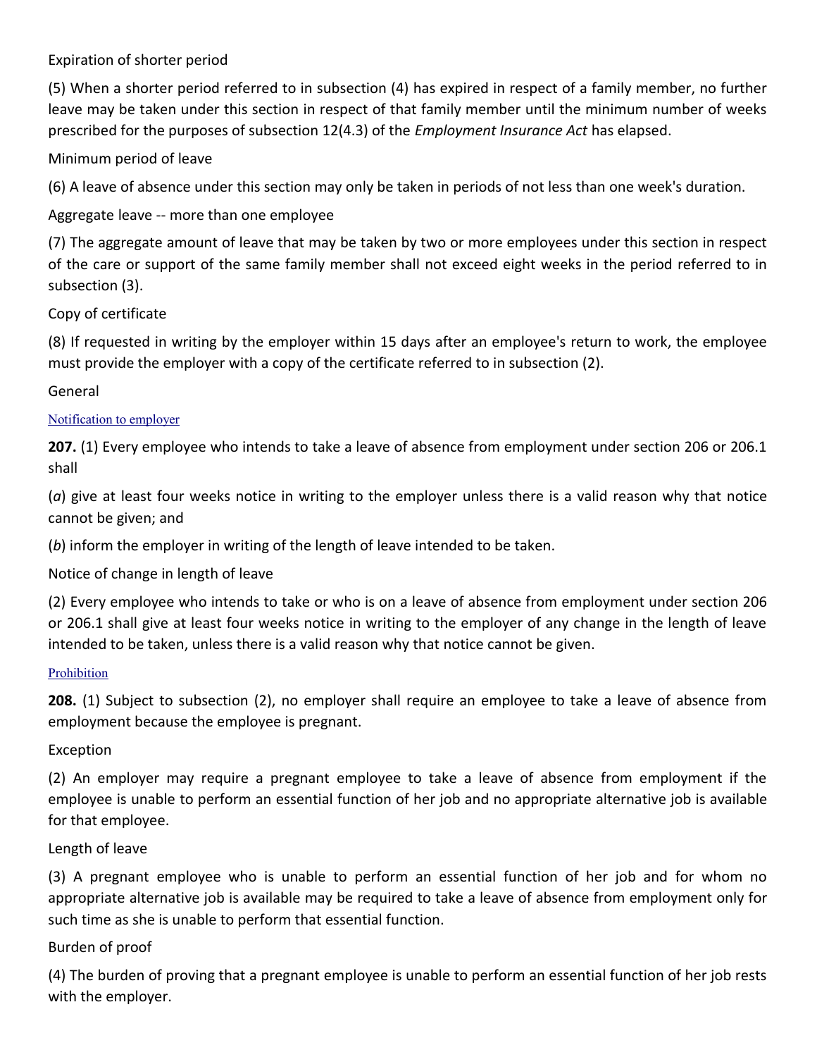Expiration of shorter period

(5) When a shorter period referred to in subsection (4) has expired in respect of a family member, no further leave may be taken under this section in respect of that family member until the minimum number of weeks prescribed for the purposes of subsection 12(4.3) of the *Employment Insurance Act* has elapsed.

Minimum period of leave

(6) A leave of absence under this section may only be taken in periods of not less than one week's duration.

Aggregate leave -- more than one employee

(7) The aggregate amount of leave that may be taken by two or more employees under this section in respect of the care or support of the same family member shall not exceed eight weeks in the period referred to in subsection (3).

Copy of certificate

(8) If requested in writing by the employer within 15 days after an employee's return to work, the employee must provide the employer with a copy of the certificate referred to in subsection (2).

General

Notification to employer

**207.** (1) Every employee who intends to take a leave of absence from employment under section 206 or 206.1 shall

(*a*) give at least four weeks notice in writing to the employer unless there is a valid reason why that notice cannot be given; and

(*b*) inform the employer in writing of the length of leave intended to be taken.

Notice of change in length of leave

(2) Every employee who intends to take or who is on a leave of absence from employment under section 206 or 206.1 shall give at least four weeks notice in writing to the employer of any change in the length of leave intended to be taken, unless there is a valid reason why that notice cannot be given.

Prohibition

**208.** (1) Subject to subsection (2), no employer shall require an employee to take a leave of absence from employment because the employee is pregnant.

Exception

(2) An employer may require a pregnant employee to take a leave of absence from employment if the employee is unable to perform an essential function of her job and no appropriate alternative job is available for that employee.

Length of leave

(3) A pregnant employee who is unable to perform an essential function of her job and for whom no appropriate alternative job is available may be required to take a leave of absence from employment only for such time as she is unable to perform that essential function.

Burden of proof

(4) The burden of proving that a pregnant employee is unable to perform an essential function of her job rests with the employer.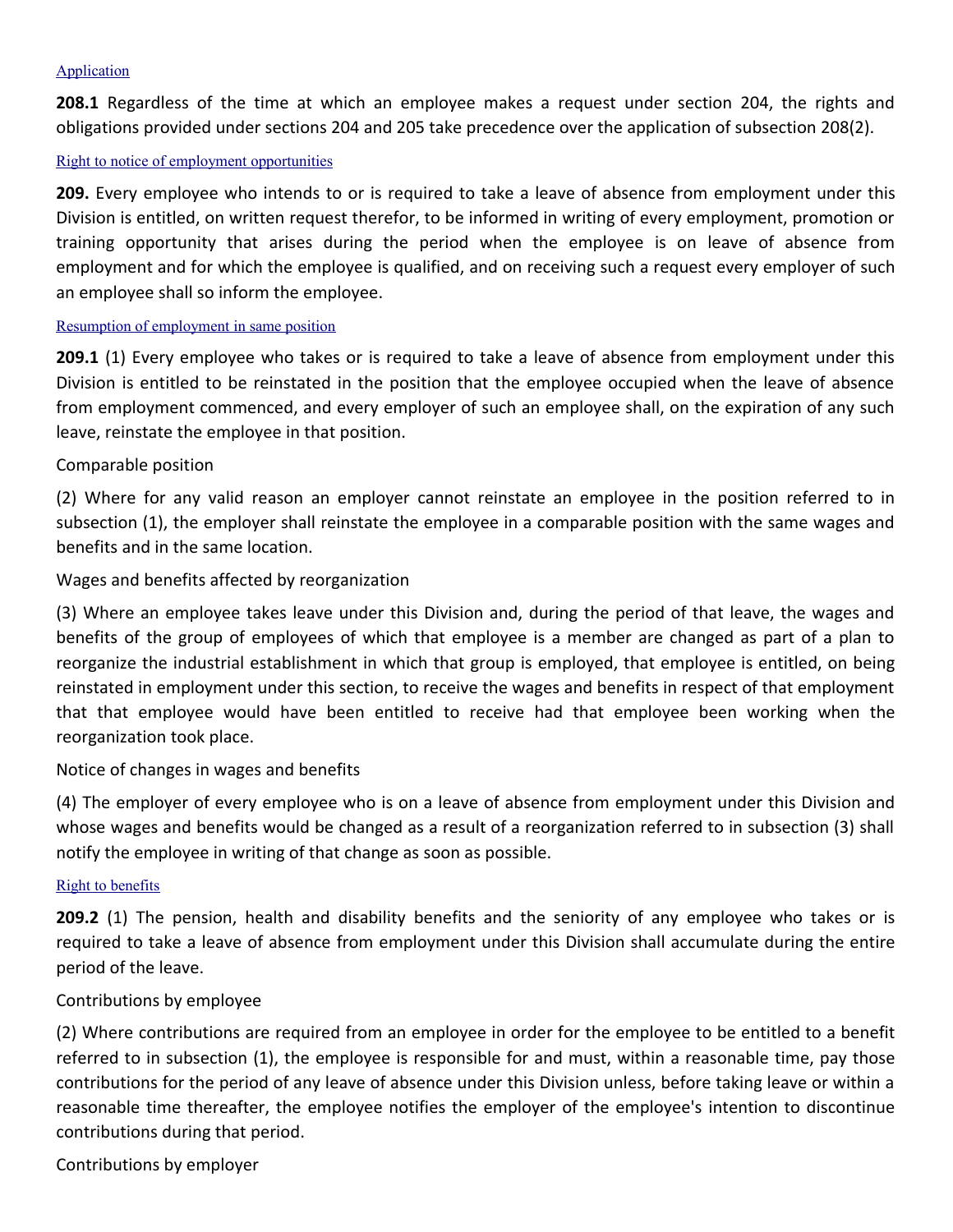Application

**208.1** Regardless of the time at which an employee makes a request under section 204, the rights and obligations provided under sections 204 and 205 take precedence over the application of subsection 208(2).

Right to notice of employment opportunities

**209.** Every employee who intends to or is required to take a leave of absence from employment under this Division is entitled, on written request therefor, to be informed in writing of every employment, promotion or training opportunity that arises during the period when the employee is on leave of absence from employment and for which the employee is qualified, and on receiving such a request every employer of such an employee shall so inform the employee.

Resumption of employment in same position

**209.1** (1) Every employee who takes or is required to take a leave of absence from employment under this Division is entitled to be reinstated in the position that the employee occupied when the leave of absence from employment commenced, and every employer of such an employee shall, on the expiration of any such leave, reinstate the employee in that position.

Comparable position

(2) Where for any valid reason an employer cannot reinstate an employee in the position referred to in subsection (1), the employer shall reinstate the employee in a comparable position with the same wages and benefits and in the same location.

Wages and benefits affected by reorganization

(3) Where an employee takes leave under this Division and, during the period of that leave, the wages and benefits of the group of employees of which that employee is a member are changed as part of a plan to reorganize the industrial establishment in which that group is employed, that employee is entitled, on being reinstated in employment under this section, to receive the wages and benefits in respect of that employment that that employee would have been entitled to receive had that employee been working when the reorganization took place.

Notice of changes in wages and benefits

(4) The employer of every employee who is on a leave of absence from employment under this Division and whose wages and benefits would be changed as a result of a reorganization referred to in subsection (3) shall notify the employee in writing of that change as soon as possible.

Right to benefits

**209.2** (1) The pension, health and disability benefits and the seniority of any employee who takes or is required to take a leave of absence from employment under this Division shall accumulate during the entire period of the leave.

Contributions by employee

(2) Where contributions are required from an employee in order for the employee to be entitled to a benefit referred to in subsection (1), the employee is responsible for and must, within a reasonable time, pay those contributions for the period of any leave of absence under this Division unless, before taking leave or within a reasonable time thereafter, the employee notifies the employer of the employee's intention to discontinue contributions during that period.

Contributions by employer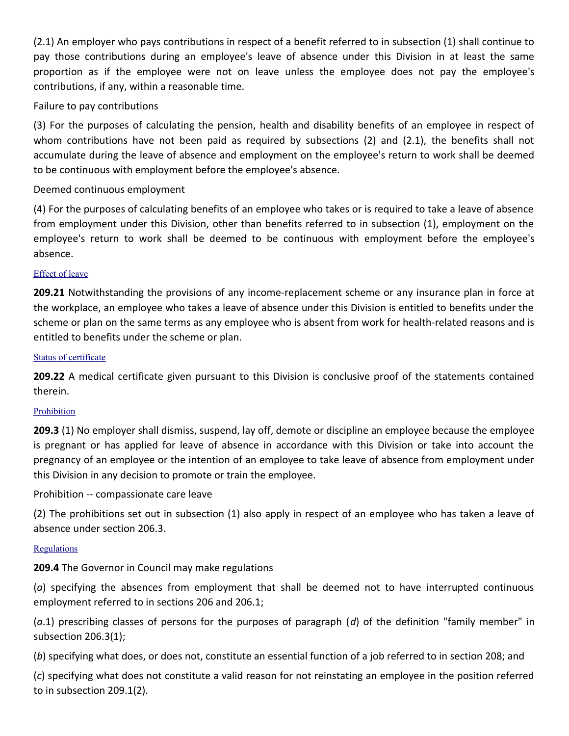(2.1) An employer who pays contributions in respect of a benefit referred to in subsection (1) shall continue to pay those contributions during an employee's leave of absence under this Division in at least the same proportion as if the employee were not on leave unless the employee does not pay the employee's contributions, if any, within a reasonable time.

Failure to pay contributions

(3) For the purposes of calculating the pension, health and disability benefits of an employee in respect of whom contributions have not been paid as required by subsections (2) and (2.1), the benefits shall not accumulate during the leave of absence and employment on the employee's return to work shall be deemed to be continuous with employment before the employee's absence.

Deemed continuous employment

(4) For the purposes of calculating benefits of an employee who takes or is required to take a leave of absence from employment under this Division, other than benefits referred to in subsection (1), employment on the employee's return to work shall be deemed to be continuous with employment before the employee's absence.

Effect of leave

**209.21** Notwithstanding the provisions of any income-replacement scheme or any insurance plan in force at the workplace, an employee who takes a leave of absence under this Division is entitled to benefits under the scheme or plan on the same terms as any employee who is absent from work for health-related reasons and is entitled to benefits under the scheme or plan.

Status of certificate

**209.22** A medical certificate given pursuant to this Division is conclusive proof of the statements contained therein.

Prohibition

**209.3** (1) No employer shall dismiss, suspend, lay off, demote or discipline an employee because the employee is pregnant or has applied for leave of absence in accordance with this Division or take into account the pregnancy of an employee or the intention of an employee to take leave of absence from employment under this Division in any decision to promote or train the employee.

Prohibition -- compassionate care leave

(2) The prohibitions set out in subsection (1) also apply in respect of an employee who has taken a leave of absence under section 206.3.

Regulations

**209.4** The Governor in Council may make regulations

(*a*) specifying the absences from employment that shall be deemed not to have interrupted continuous employment referred to in sections 206 and 206.1;

(*a*.1) prescribing classes of persons for the purposes of paragraph (*d*) of the definition "family member" in subsection 206.3(1);

(*b*) specifying what does, or does not, constitute an essential function of a job referred to in section 208; and

(*c*) specifying what does not constitute a valid reason for not reinstating an employee in the position referred to in subsection 209.1(2).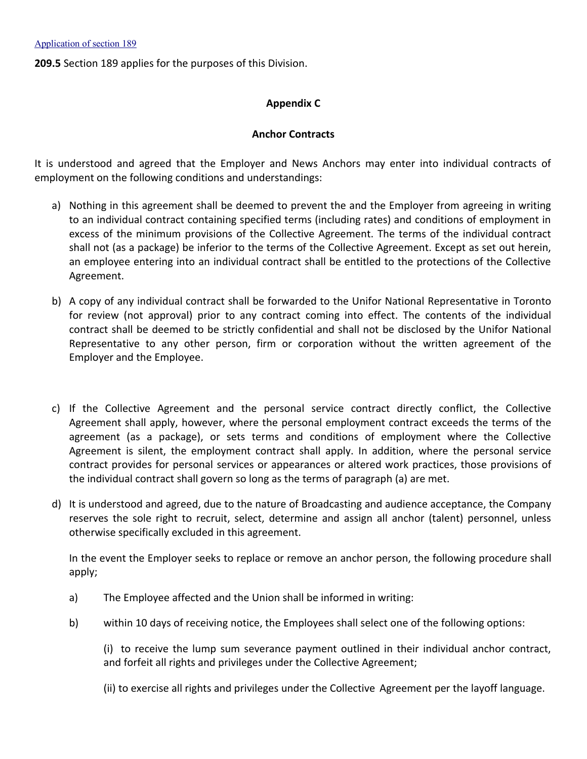Application of section 189

**209.5** Section 189 applies for the purposes of this Division.

## Appendix C

### Anchor Contracts

It is understood and agreed that the Employer and News Anchors may enter into individual contracts of employment on the following conditions and understandings:

a) Nothing in this agreement shall be deemed to prevent the and the Employer from agreeing in writing to an individual contract containing specified terms (including rates) and conditions of employment in excess of the minimum provisions of the Collective Agreement. The terms of the individual contract shall not (as a package) be inferior to the terms of the Collective Agreement. Except as set out herein, an employee entering into an individual contract shall be entitled to the protections of the Collective Agreement.

b) A copy of any individual contract shall be forwarded to the Unifor National Representative in Toronto for review (not approval) prior to any contract coming into effect. The contents of the individual contract shall be deemed to be strictly confidential and shall not be disclosed by the Unifor National Representative to any other person, firm or corporation without the written agreement of the Employer and the Employee.

c) If the Collective Agreement and the personal service contract directly conflict, the Collective Agreement shall apply, however, where the personal employment contract exceeds the terms of the agreement (as a package), or sets terms and conditions of employment where the Collective Agreement is silent, the employment contract shall apply. In addition, where the personal service contract provides for personal services or appearances or altered work practices, those provisions of the individual contract shall govern so long as the terms of paragraph (a) are met.

d) It is understood and agreed, due to the nature of Broadcasting and audience acceptance, the Company reserves the sole right to recruit, select, determine and assign all anchor (talent) personnel, unless otherwise specifically excluded in this agreement.

   In the event the Employer seeks to replace or remove an anchor person, the following procedure shall apply;

   a) The Employee affected and the Union shall be informed in writing:

   b) within 10 days of receiving notice, the Employees shall select one of the following options:

      (i) to receive the lump sum severance payment outlined in their individual anchor contract, and forfeit all rights and privileges under the Collective Agreement;

      (ii) to exercise all rights and privileges under the Collective Agreement per the layoff language.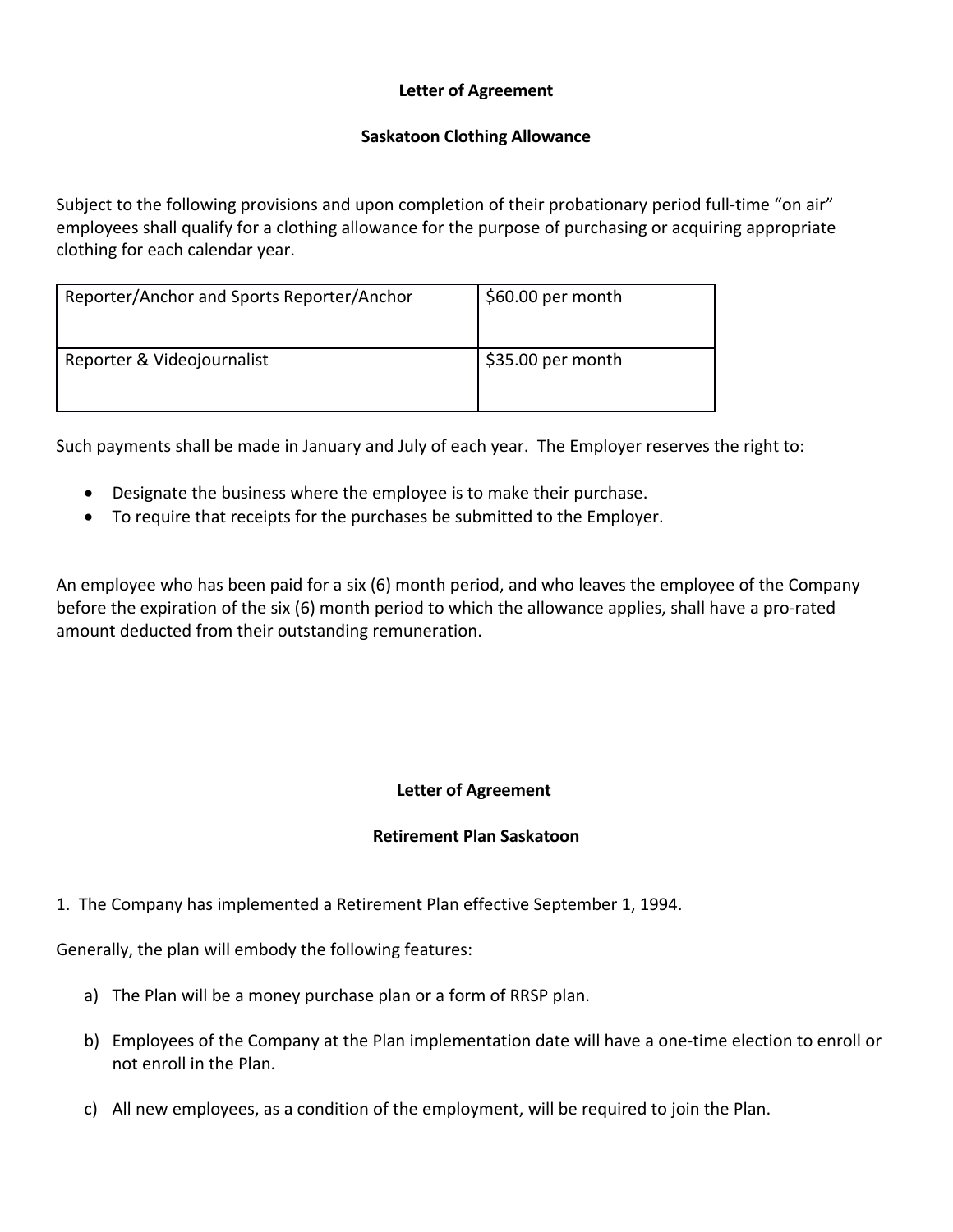**Letter of Agreement**

**Saskatoon Clothing Allowance**

Subject to the following provisions and upon completion of their probationary period full-time "on air" employees shall qualify for a clothing allowance for the purpose of purchasing or acquiring appropriate clothing for each calendar year.

| Reporter/Anchor and Sports Reporter/Anchor | $60.00 per month |
|---|---|
| Reporter & Videojournalist | $35.00 per month |

Such payments shall be made in January and July of each year. The Employer reserves the right to:

- Designate the business where the employee is to make their purchase.
- To require that receipts for the purchases be submitted to the Employer.

An employee who has been paid for a six (6) month period, and who leaves the employee of the Company before the expiration of the six (6) month period to which the allowance applies, shall have a pro-rated amount deducted from their outstanding remuneration.

**Letter of Agreement**

**Retirement Plan Saskatoon**

1. The Company has implemented a Retirement Plan effective September 1, 1994.

Generally, the plan will embody the following features:

a) The Plan will be a money purchase plan or a form of RRSP plan.

b) Employees of the Company at the Plan implementation date will have a one-time election to enroll or not enroll in the Plan.

c) All new employees, as a condition of the employment, will be required to join the Plan.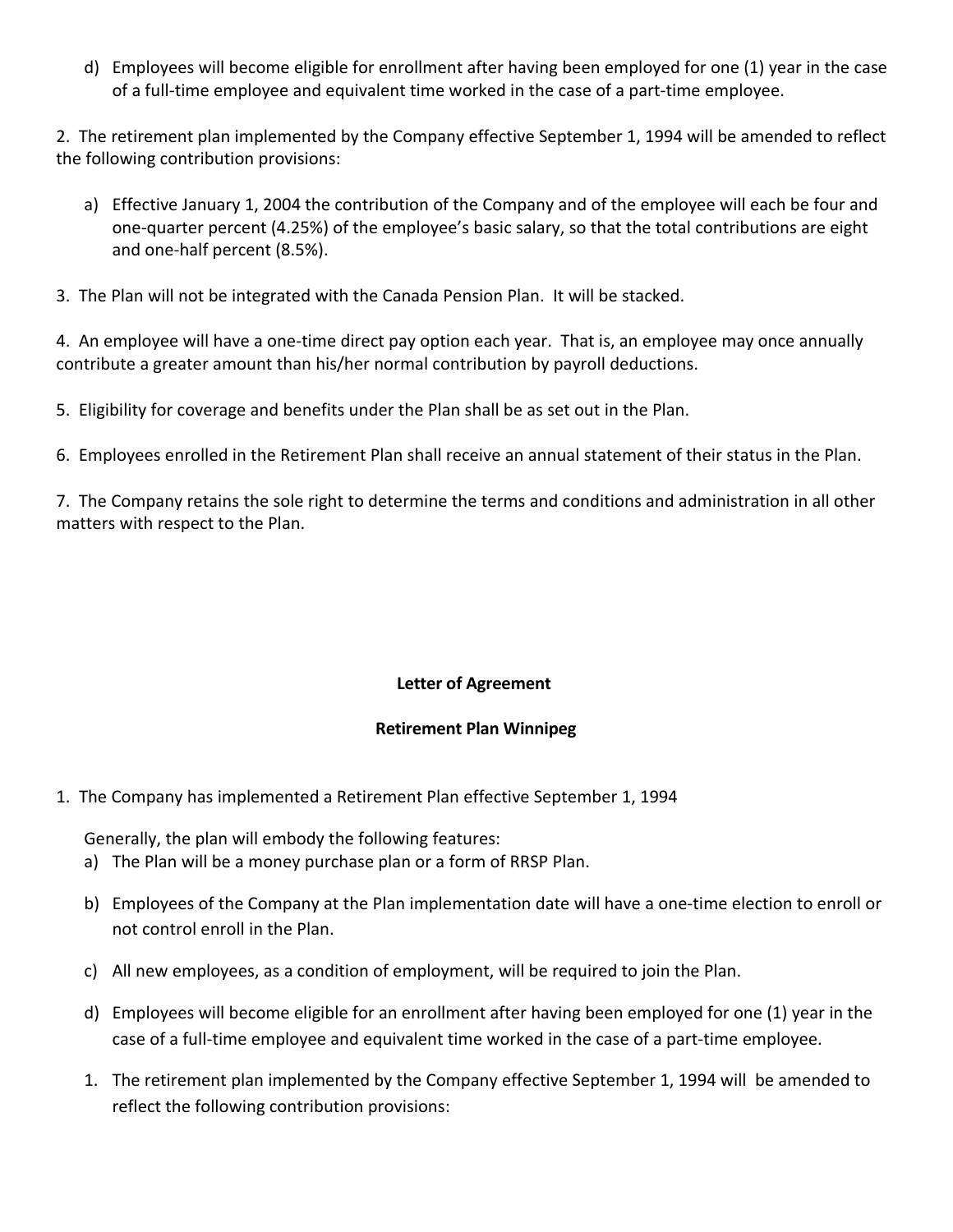d) Employees will become eligible for enrollment after having been employed for one (1) year in the case of a full-time employee and equivalent time worked in the case of a part-time employee.

2. The retirement plan implemented by the Company effective September 1, 1994 will be amended to reflect the following contribution provisions:

a) Effective January 1, 2004 the contribution of the Company and of the employee will each be four and one-quarter percent (4.25%) of the employee's basic salary, so that the total contributions are eight and one-half percent (8.5%).

3. The Plan will not be integrated with the Canada Pension Plan. It will be stacked.

4. An employee will have a one-time direct pay option each year. That is, an employee may once annually contribute a greater amount than his/her normal contribution by payroll deductions.

5. Eligibility for coverage and benefits under the Plan shall be as set out in the Plan.

6. Employees enrolled in the Retirement Plan shall receive an annual statement of their status in the Plan.

7. The Company retains the sole right to determine the terms and conditions and administration in all other matters with respect to the Plan.

**Letter of Agreement**

**Retirement Plan Winnipeg**

1. The Company has implemented a Retirement Plan effective September 1, 1994

Generally, the plan will embody the following features:

a) The Plan will be a money purchase plan or a form of RRSP Plan.

b) Employees of the Company at the Plan implementation date will have a one-time election to enroll or not control enroll in the Plan.

c) All new employees, as a condition of employment, will be required to join the Plan.

d) Employees will become eligible for an enrollment after having been employed for one (1) year in the case of a full-time employee and equivalent time worked in the case of a part-time employee.

1. The retirement plan implemented by the Company effective September 1, 1994 will be amended to reflect the following contribution provisions: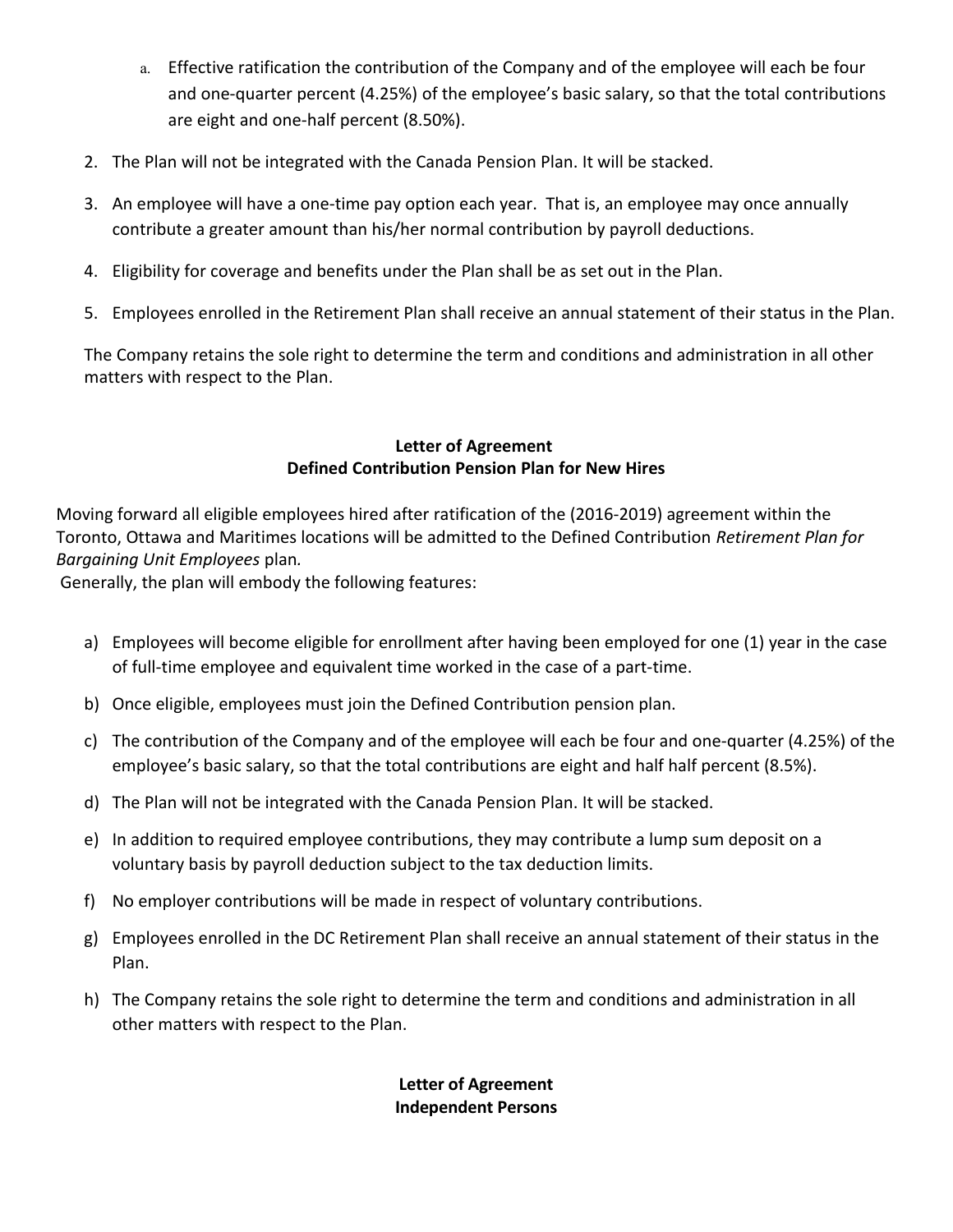a. Effective ratification the contribution of the Company and of the employee will each be four and one-quarter percent (4.25%) of the employee's basic salary, so that the total contributions are eight and one-half percent (8.50%).

2. The Plan will not be integrated with the Canada Pension Plan. It will be stacked.
3. An employee will have a one-time pay option each year. That is, an employee may once annually contribute a greater amount than his/her normal contribution by payroll deductions.
4. Eligibility for coverage and benefits under the Plan shall be as set out in the Plan.
5. Employees enrolled in the Retirement Plan shall receive an annual statement of their status in the Plan.

The Company retains the sole right to determine the term and conditions and administration in all other matters with respect to the Plan.

**Letter of Agreement**
**Defined Contribution Pension Plan for New Hires**

Moving forward all eligible employees hired after ratification of the (2016-2019) agreement within the Toronto, Ottawa and Maritimes locations will be admitted to the Defined Contribution *Retirement Plan for Bargaining Unit Employees* plan.
Generally, the plan will embody the following features:

a) Employees will become eligible for enrollment after having been employed for one (1) year in the case of full-time employee and equivalent time worked in the case of a part-time.
b) Once eligible, employees must join the Defined Contribution pension plan.
c) The contribution of the Company and of the employee will each be four and one-quarter (4.25%) of the employee's basic salary, so that the total contributions are eight and half half percent (8.5%).
d) The Plan will not be integrated with the Canada Pension Plan. It will be stacked.
e) In addition to required employee contributions, they may contribute a lump sum deposit on a voluntary basis by payroll deduction subject to the tax deduction limits.
f) No employer contributions will be made in respect of voluntary contributions.
g) Employees enrolled in the DC Retirement Plan shall receive an annual statement of their status in the Plan.
h) The Company retains the sole right to determine the term and conditions and administration in all other matters with respect to the Plan.

**Letter of Agreement**
**Independent Persons**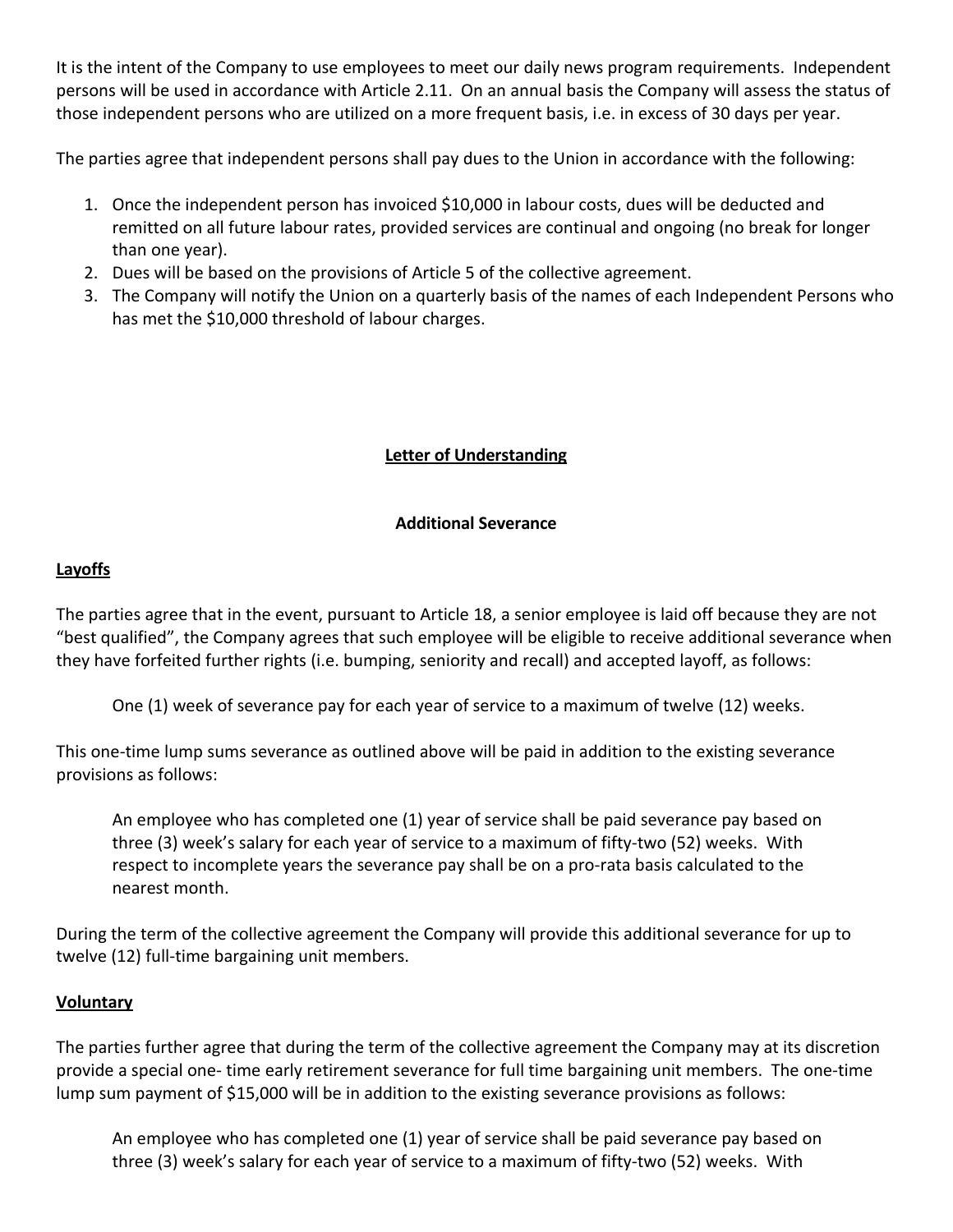It is the intent of the Company to use employees to meet our daily news program requirements. Independent persons will be used in accordance with Article 2.11. On an annual basis the Company will assess the status of those independent persons who are utilized on a more frequent basis, i.e. in excess of 30 days per year.

The parties agree that independent persons shall pay dues to the Union in accordance with the following:

1. Once the independent person has invoiced $10,000 in labour costs, dues will be deducted and remitted on all future labour rates, provided services are continual and ongoing (no break for longer than one year).
2. Dues will be based on the provisions of Article 5 of the collective agreement.
3. The Company will notify the Union on a quarterly basis of the names of each Independent Persons who has met the $10,000 threshold of labour charges.

## Letter of Understanding

### Additional Severance

**Layoffs**

The parties agree that in the event, pursuant to Article 18, a senior employee is laid off because they are not "best qualified", the Company agrees that such employee will be eligible to receive additional severance when they have forfeited further rights (i.e. bumping, seniority and recall) and accepted layoff, as follows:

> One (1) week of severance pay for each year of service to a maximum of twelve (12) weeks.

This one-time lump sums severance as outlined above will be paid in addition to the existing severance provisions as follows:

> An employee who has completed one (1) year of service shall be paid severance pay based on three (3) week's salary for each year of service to a maximum of fifty-two (52) weeks. With respect to incomplete years the severance pay shall be on a pro-rata basis calculated to the nearest month.

During the term of the collective agreement the Company will provide this additional severance for up to twelve (12) full-time bargaining unit members.

**Voluntary**

The parties further agree that during the term of the collective agreement the Company may at its discretion provide a special one- time early retirement severance for full time bargaining unit members. The one-time lump sum payment of $15,000 will be in addition to the existing severance provisions as follows:

> An employee who has completed one (1) year of service shall be paid severance pay based on three (3) week's salary for each year of service to a maximum of fifty-two (52) weeks. With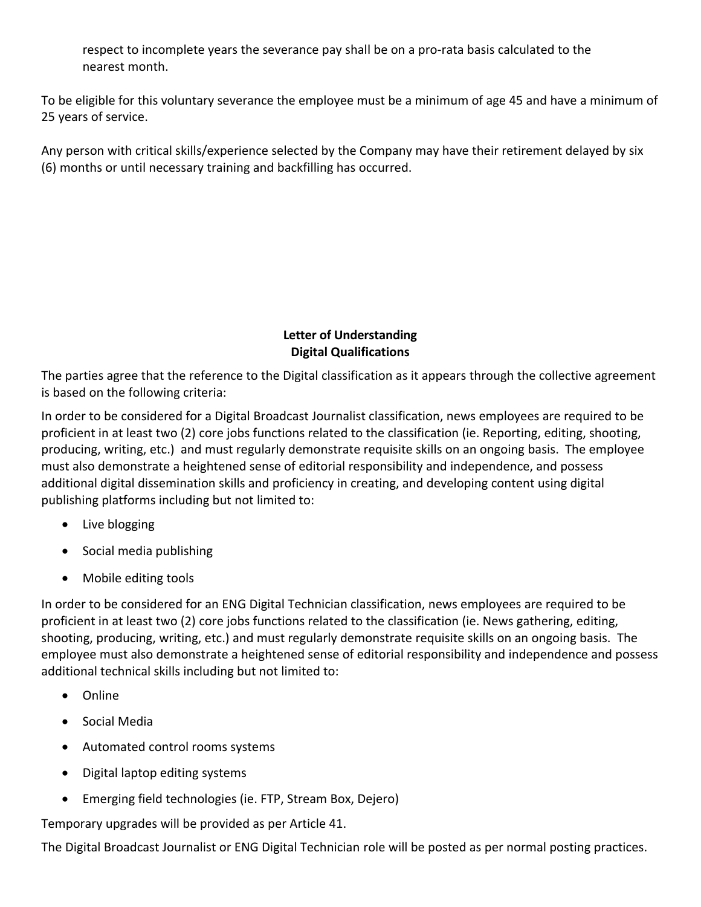respect to incomplete years the severance pay shall be on a pro-rata basis calculated to the nearest month.

To be eligible for this voluntary severance the employee must be a minimum of age 45 and have a minimum of 25 years of service.

Any person with critical skills/experience selected by the Company may have their retirement delayed by six (6) months or until necessary training and backfilling has occurred.

**Letter of Understanding**
**Digital Qualifications**

The parties agree that the reference to the Digital classification as it appears through the collective agreement is based on the following criteria:

In order to be considered for a Digital Broadcast Journalist classification, news employees are required to be proficient in at least two (2) core jobs functions related to the classification (ie. Reporting, editing, shooting, producing, writing, etc.) and must regularly demonstrate requisite skills on an ongoing basis. The employee must also demonstrate a heightened sense of editorial responsibility and independence, and possess additional digital dissemination skills and proficiency in creating, and developing content using digital publishing platforms including but not limited to:

- Live blogging
- Social media publishing
- Mobile editing tools

In order to be considered for an ENG Digital Technician classification, news employees are required to be proficient in at least two (2) core jobs functions related to the classification (ie. News gathering, editing, shooting, producing, writing, etc.) and must regularly demonstrate requisite skills on an ongoing basis. The employee must also demonstrate a heightened sense of editorial responsibility and independence and possess additional technical skills including but not limited to:

- Online
- Social Media
- Automated control rooms systems
- Digital laptop editing systems
- Emerging field technologies (ie. FTP, Stream Box, Dejero)

Temporary upgrades will be provided as per Article 41.

The Digital Broadcast Journalist or ENG Digital Technician role will be posted as per normal posting practices.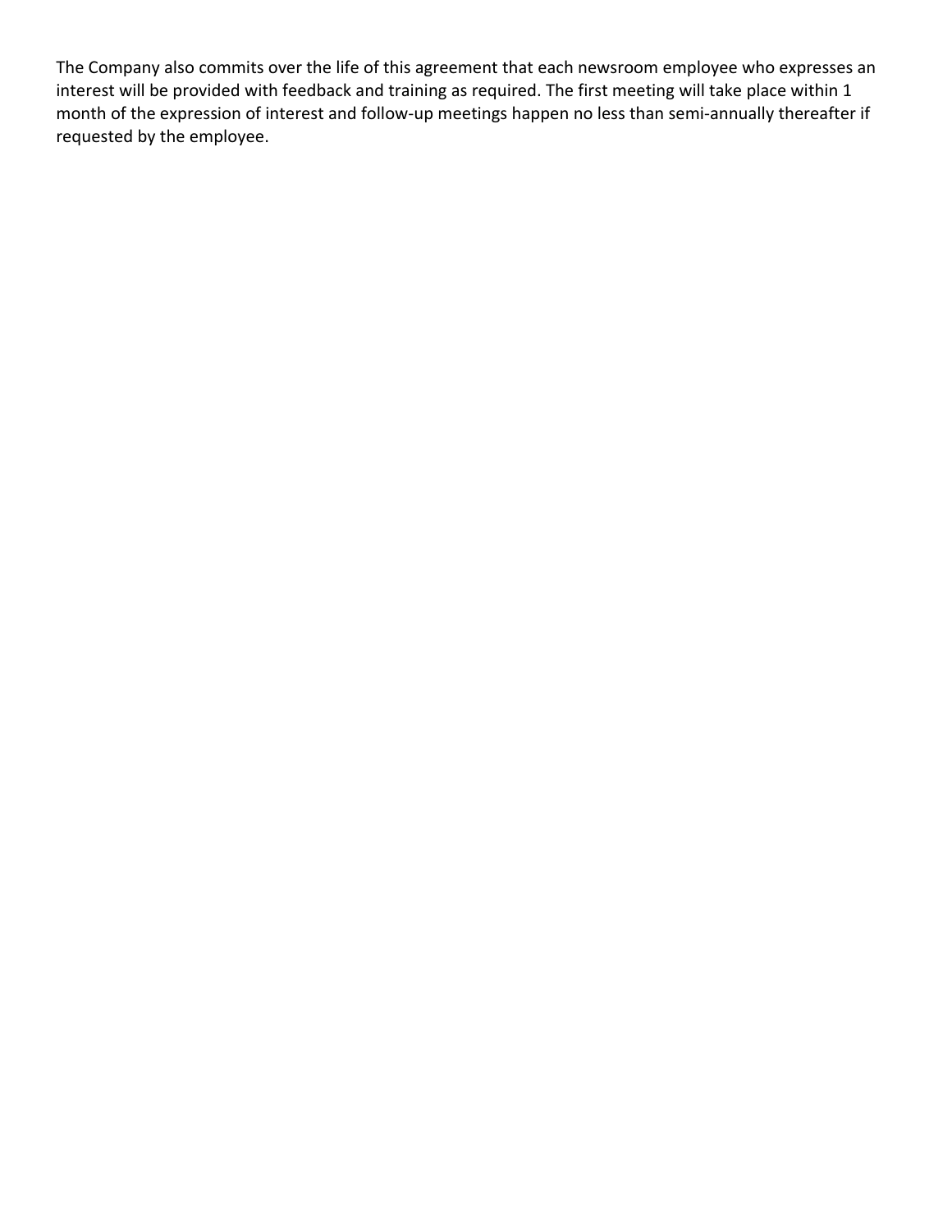The Company also commits over the life of this agreement that each newsroom employee who expresses an interest will be provided with feedback and training as required. The first meeting will take place within 1 month of the expression of interest and follow-up meetings happen no less than semi-annually thereafter if requested by the employee.